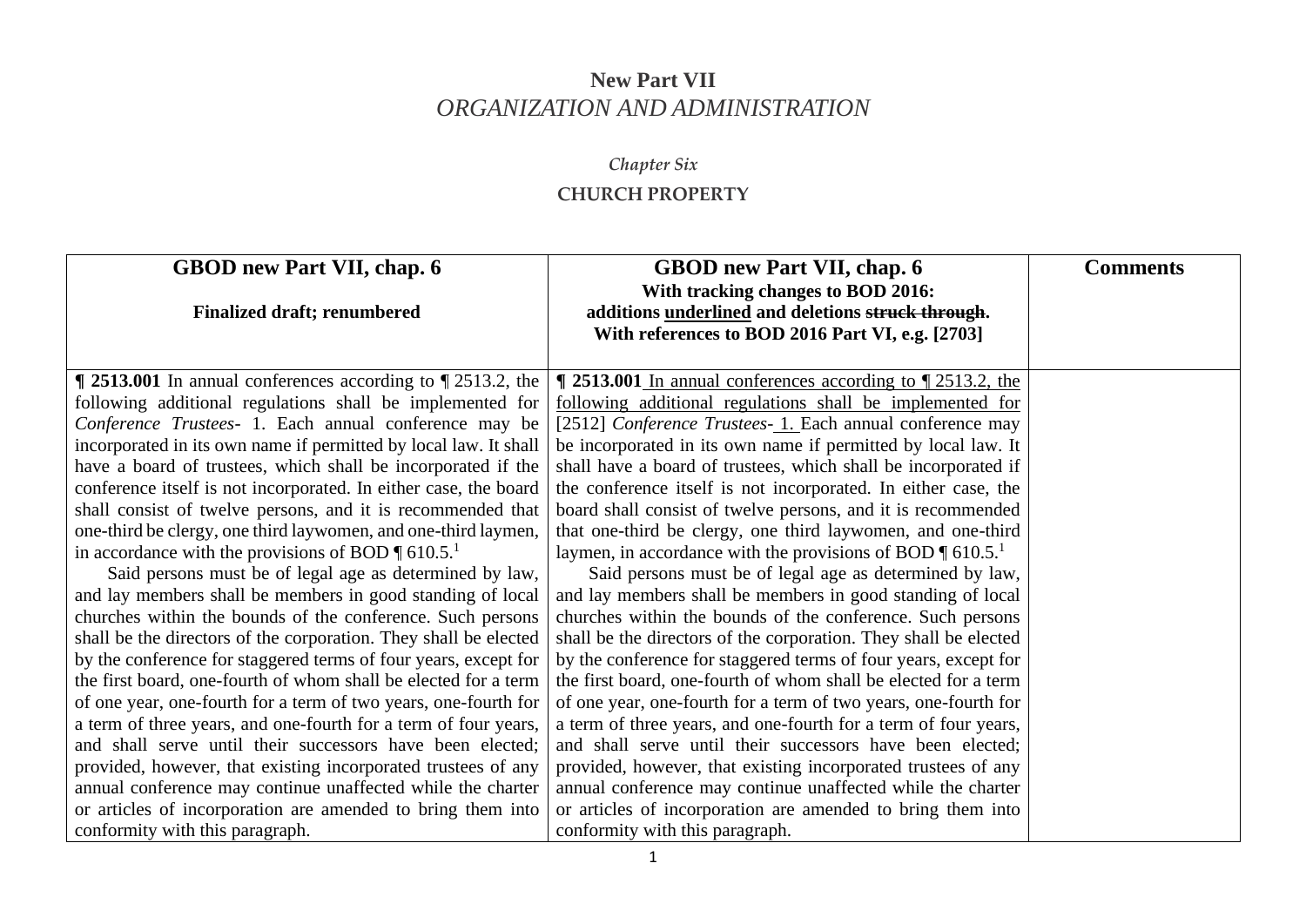# New Part VII
## *ORGANIZATION AND ADMINISTRATION*

### *Chapter Six*
### CHURCH PROPERTY

| GBOD new Part VII, chap. 6<br><br>Finalized draft; renumbered | GBOD new Part VII, chap. 6<br>With tracking changes to BOD 2016:<br>additions <u>underlined</u> and deletions ~~struck through~~.<br>With references to BOD 2016 Part VI, e.g. [2703] | Comments |
|---|---|---|
| **¶ 2513.001** In annual conferences according to ¶ 2513.2, the following additional regulations shall be implemented for *Conference Trustees*- 1. Each annual conference may be incorporated in its own name if permitted by local law. It shall have a board of trustees, which shall be incorporated if the conference itself is not incorporated. In either case, the board shall consist of twelve persons, and it is recommended that one-third be clergy, one third laywomen, and one-third laymen, in accordance with the provisions of BOD ¶ 610.5.[1]<br><br>Said persons must be of legal age as determined by law, and lay members shall be members in good standing of local churches within the bounds of the conference. Such persons shall be the directors of the corporation. They shall be elected by the conference for staggered terms of four years, except for the first board, one-fourth of whom shall be elected for a term of one year, one-fourth for a term of two years, one-fourth for a term of three years, and one-fourth for a term of four years, and shall serve until their successors have been elected; provided, however, that existing incorporated trustees of any annual conference may continue unaffected while the charter or articles of incorporation are amended to bring them into conformity with this paragraph. | **¶ 2513.001**<u> In annual conferences according to ¶ 2513.2, the following additional regulations shall be implemented for</u> [2512] *Conference Trustees*-<u> 1. </u>Each annual conference may be incorporated in its own name if permitted by local law. It shall have a board of trustees, which shall be incorporated if the conference itself is not incorporated. In either case, the board shall consist of twelve persons, and it is recommended that one-third be clergy, one third laywomen, and one-third laymen, in accordance with the provisions of BOD ¶ 610.5.[1]<br><br>Said persons must be of legal age as determined by law, and lay members shall be members in good standing of local churches within the bounds of the conference. Such persons shall be the directors of the corporation. They shall be elected by the conference for staggered terms of four years, except for the first board, one-fourth of whom shall be elected for a term of one year, one-fourth for a term of two years, one-fourth for a term of three years, and one-fourth for a term of four years, and shall serve until their successors have been elected; provided, however, that existing incorporated trustees of any annual conference may continue unaffected while the charter or articles of incorporation are amended to bring them into conformity with this paragraph. | |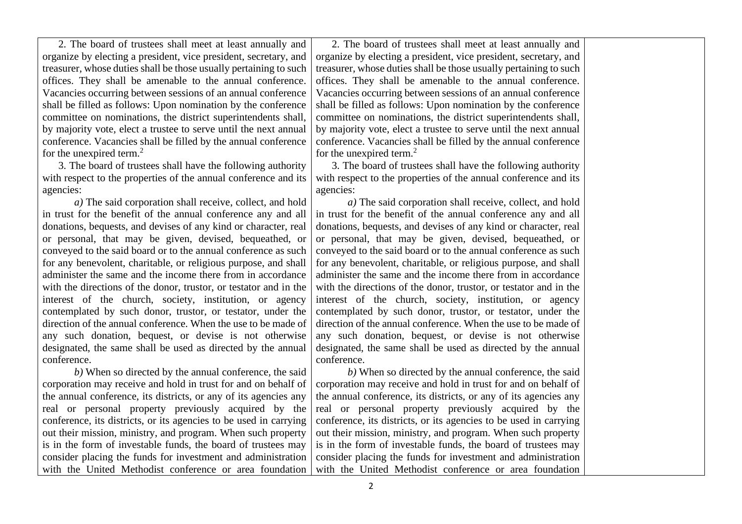| | | |
|---|---|---|
| 2. The board of trustees shall meet at least annually and organize by electing a president, vice president, secretary, and treasurer, whose duties shall be those usually pertaining to such offices. They shall be amenable to the annual conference. Vacancies occurring between sessions of an annual conference shall be filled as follows: Upon nomination by the conference committee on nominations, the district superintendents shall, by majority vote, elect a trustee to serve until the next annual conference. Vacancies shall be filled by the annual conference for the unexpired term.[2]<br><br>3. The board of trustees shall have the following authority with respect to the properties of the annual conference and its agencies:<br><br>*a)* The said corporation shall receive, collect, and hold in trust for the benefit of the annual conference any and all donations, bequests, and devises of any kind or character, real or personal, that may be given, devised, bequeathed, or conveyed to the said board or to the annual conference as such for any benevolent, charitable, or religious purpose, and shall administer the same and the income there from in accordance with the directions of the donor, trustor, or testator and in the interest of the church, society, institution, or agency contemplated by such donor, trustor, or testator, under the direction of the annual conference. When the use to be made of any such donation, bequest, or devise is not otherwise designated, the same shall be used as directed by the annual conference.<br><br>*b)* When so directed by the annual conference, the said corporation may receive and hold in trust for and on behalf of the annual conference, its districts, or any of its agencies any real or personal property previously acquired by the conference, its districts, or its agencies to be used in carrying out their mission, ministry, and program. When such property is in the form of investable funds, the board of trustees may consider placing the funds for investment and administration with the United Methodist conference or area foundation | 2. The board of trustees shall meet at least annually and organize by electing a president, vice president, secretary, and treasurer, whose duties shall be those usually pertaining to such offices. They shall be amenable to the annual conference. Vacancies occurring between sessions of an annual conference shall be filled as follows: Upon nomination by the conference committee on nominations, the district superintendents shall, by majority vote, elect a trustee to serve until the next annual conference. Vacancies shall be filled by the annual conference for the unexpired term.[2]<br><br>3. The board of trustees shall have the following authority with respect to the properties of the annual conference and its agencies:<br><br>*a)* The said corporation shall receive, collect, and hold in trust for the benefit of the annual conference any and all donations, bequests, and devises of any kind or character, real or personal, that may be given, devised, bequeathed, or conveyed to the said board or to the annual conference as such for any benevolent, charitable, or religious purpose, and shall administer the same and the income there from in accordance with the directions of the donor, trustor, or testator and in the interest of the church, society, institution, or agency contemplated by such donor, trustor, or testator, under the direction of the annual conference. When the use to be made of any such donation, bequest, or devise is not otherwise designated, the same shall be used as directed by the annual conference.<br><br>*b)* When so directed by the annual conference, the said corporation may receive and hold in trust for and on behalf of the annual conference, its districts, or any of its agencies any real or personal property previously acquired by the conference, its districts, or its agencies to be used in carrying out their mission, ministry, and program. When such property is in the form of investable funds, the board of trustees may consider placing the funds for investment and administration with the United Methodist conference or area foundation | |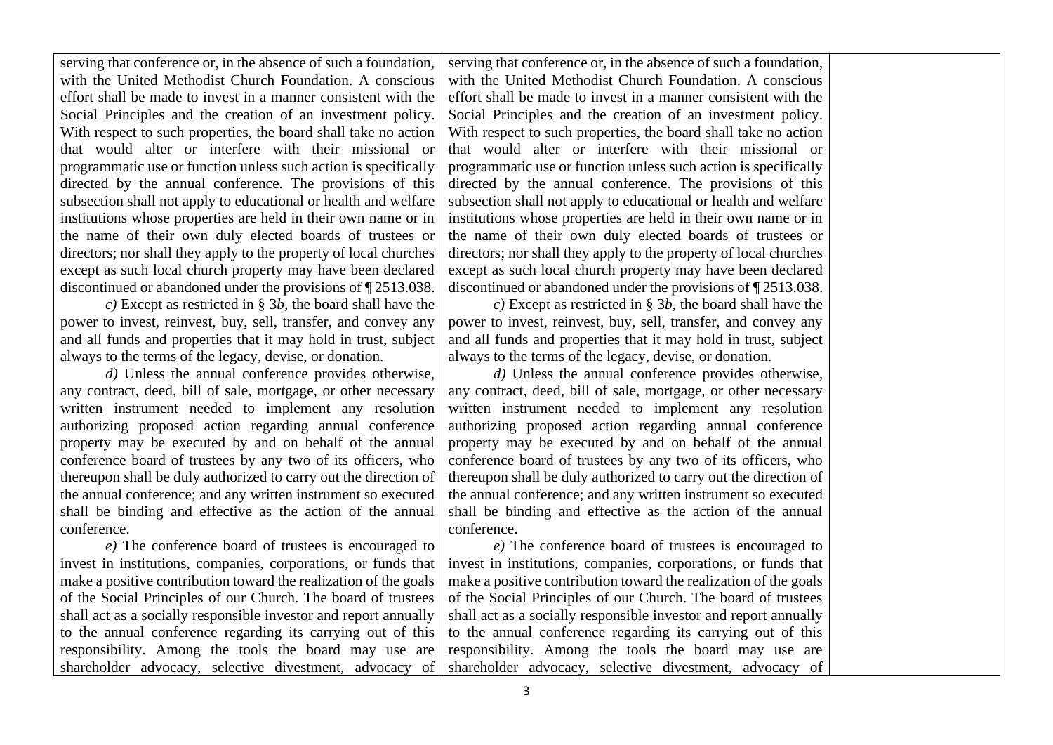| | | |
|---|---|---|
| serving that conference or, in the absence of such a foundation, with the United Methodist Church Foundation. A conscious effort shall be made to invest in a manner consistent with the Social Principles and the creation of an investment policy. With respect to such properties, the board shall take no action that would alter or interfere with their missional or programmatic use or function unless such action is specifically directed by the annual conference. The provisions of this subsection shall not apply to educational or health and welfare institutions whose properties are held in their own name or in the name of their own duly elected boards of trustees or directors; nor shall they apply to the property of local churches except as such local church property may have been declared discontinued or abandoned under the provisions of ¶ 2513.038.<br>*c)* Except as restricted in § 3*b*, the board shall have the power to invest, reinvest, buy, sell, transfer, and convey any and all funds and properties that it may hold in trust, subject always to the terms of the legacy, devise, or donation.<br>*d)* Unless the annual conference provides otherwise, any contract, deed, bill of sale, mortgage, or other necessary written instrument needed to implement any resolution authorizing proposed action regarding annual conference property may be executed by and on behalf of the annual conference board of trustees by any two of its officers, who thereupon shall be duly authorized to carry out the direction of the annual conference; and any written instrument so executed shall be binding and effective as the action of the annual conference.<br>*e)* The conference board of trustees is encouraged to invest in institutions, companies, corporations, or funds that make a positive contribution toward the realization of the goals of the Social Principles of our Church. The board of trustees shall act as a socially responsible investor and report annually to the annual conference regarding its carrying out of this responsibility. Among the tools the board may use are shareholder advocacy, selective divestment, advocacy of | serving that conference or, in the absence of such a foundation, with the United Methodist Church Foundation. A conscious effort shall be made to invest in a manner consistent with the Social Principles and the creation of an investment policy. With respect to such properties, the board shall take no action that would alter or interfere with their missional or programmatic use or function unless such action is specifically directed by the annual conference. The provisions of this subsection shall not apply to educational or health and welfare institutions whose properties are held in their own name or in the name of their own duly elected boards of trustees or directors; nor shall they apply to the property of local churches except as such local church property may have been declared discontinued or abandoned under the provisions of ¶ 2513.038.<br>*c)* Except as restricted in § 3*b*, the board shall have the power to invest, reinvest, buy, sell, transfer, and convey any and all funds and properties that it may hold in trust, subject always to the terms of the legacy, devise, or donation.<br>*d)* Unless the annual conference provides otherwise, any contract, deed, bill of sale, mortgage, or other necessary written instrument needed to implement any resolution authorizing proposed action regarding annual conference property may be executed by and on behalf of the annual conference board of trustees by any two of its officers, who thereupon shall be duly authorized to carry out the direction of the annual conference; and any written instrument so executed shall be binding and effective as the action of the annual conference.<br>*e)* The conference board of trustees is encouraged to invest in institutions, companies, corporations, or funds that make a positive contribution toward the realization of the goals of the Social Principles of our Church. The board of trustees shall act as a socially responsible investor and report annually to the annual conference regarding its carrying out of this responsibility. Among the tools the board may use are shareholder advocacy, selective divestment, advocacy of | |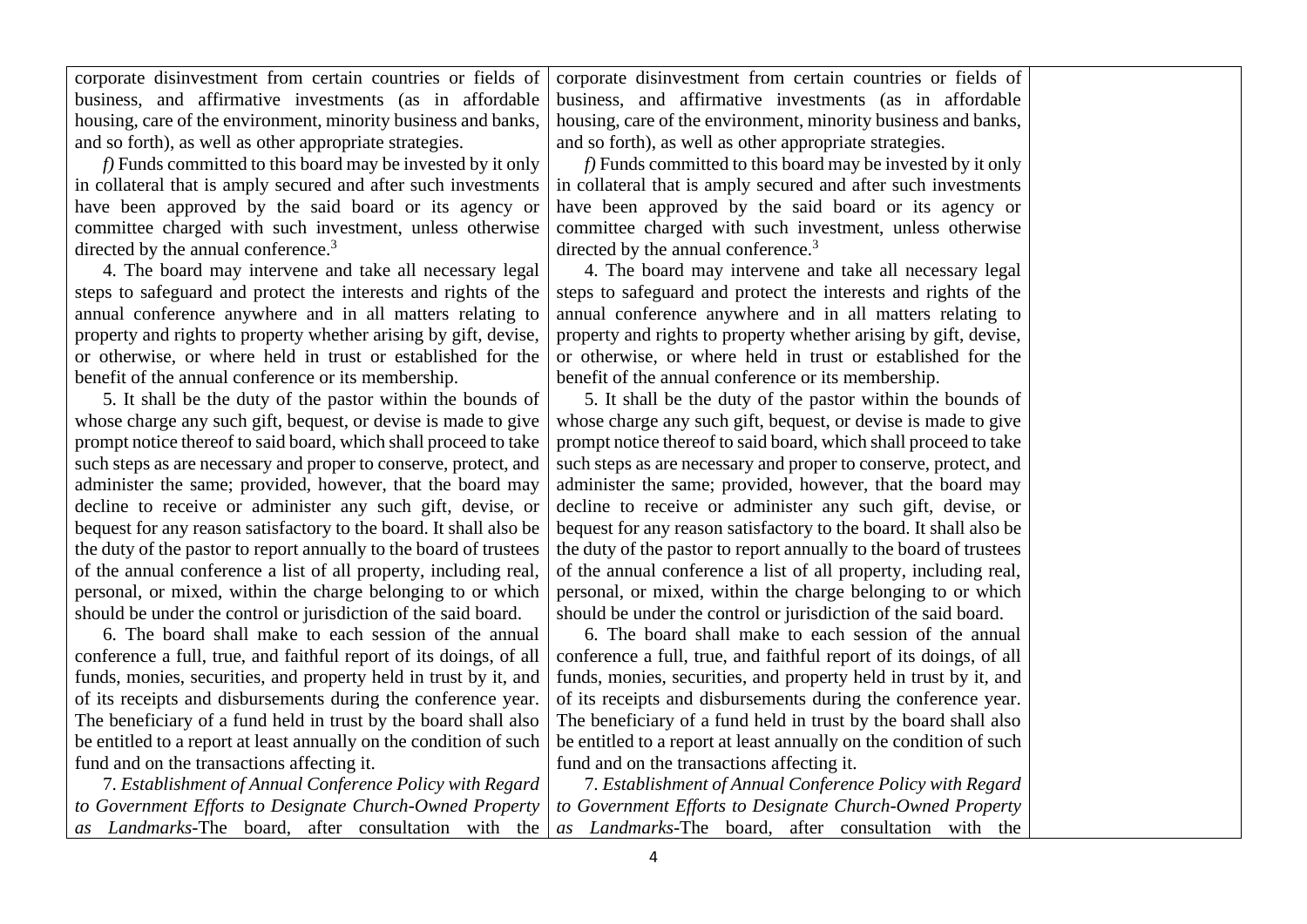| | | |
|---|---|---|
| corporate disinvestment from certain countries or fields of business, and affirmative investments (as in affordable housing, care of the environment, minority business and banks, and so forth), as well as other appropriate strategies.<br><br>*f)* Funds committed to this board may be invested by it only in collateral that is amply secured and after such investments have been approved by the said board or its agency or committee charged with such investment, unless otherwise directed by the annual conference.[3]<br><br>4. The board may intervene and take all necessary legal steps to safeguard and protect the interests and rights of the annual conference anywhere and in all matters relating to property and rights to property whether arising by gift, devise, or otherwise, or where held in trust or established for the benefit of the annual conference or its membership.<br><br>5. It shall be the duty of the pastor within the bounds of whose charge any such gift, bequest, or devise is made to give prompt notice thereof to said board, which shall proceed to take such steps as are necessary and proper to conserve, protect, and administer the same; provided, however, that the board may decline to receive or administer any such gift, devise, or bequest for any reason satisfactory to the board. It shall also be the duty of the pastor to report annually to the board of trustees of the annual conference a list of all property, including real, personal, or mixed, within the charge belonging to or which should be under the control or jurisdiction of the said board.<br><br>6. The board shall make to each session of the annual conference a full, true, and faithful report of its doings, of all funds, monies, securities, and property held in trust by it, and of its receipts and disbursements during the conference year. The beneficiary of a fund held in trust by the board shall also be entitled to a report at least annually on the condition of such fund and on the transactions affecting it.<br><br>7. *Establishment of Annual Conference Policy with Regard to Government Efforts to Designate Church-Owned Property as Landmarks*-The board, after consultation with the | corporate disinvestment from certain countries or fields of business, and affirmative investments (as in affordable housing, care of the environment, minority business and banks, and so forth), as well as other appropriate strategies.<br><br>*f)* Funds committed to this board may be invested by it only in collateral that is amply secured and after such investments have been approved by the said board or its agency or committee charged with such investment, unless otherwise directed by the annual conference.[3]<br><br>4. The board may intervene and take all necessary legal steps to safeguard and protect the interests and rights of the annual conference anywhere and in all matters relating to property and rights to property whether arising by gift, devise, or otherwise, or where held in trust or established for the benefit of the annual conference or its membership.<br><br>5. It shall be the duty of the pastor within the bounds of whose charge any such gift, bequest, or devise is made to give prompt notice thereof to said board, which shall proceed to take such steps as are necessary and proper to conserve, protect, and administer the same; provided, however, that the board may decline to receive or administer any such gift, devise, or bequest for any reason satisfactory to the board. It shall also be the duty of the pastor to report annually to the board of trustees of the annual conference a list of all property, including real, personal, or mixed, within the charge belonging to or which should be under the control or jurisdiction of the said board.<br><br>6. The board shall make to each session of the annual conference a full, true, and faithful report of its doings, of all funds, monies, securities, and property held in trust by it, and of its receipts and disbursements during the conference year. The beneficiary of a fund held in trust by the board shall also be entitled to a report at least annually on the condition of such fund and on the transactions affecting it.<br><br>7. *Establishment of Annual Conference Policy with Regard to Government Efforts to Designate Church-Owned Property as Landmarks*-The board, after consultation with the | |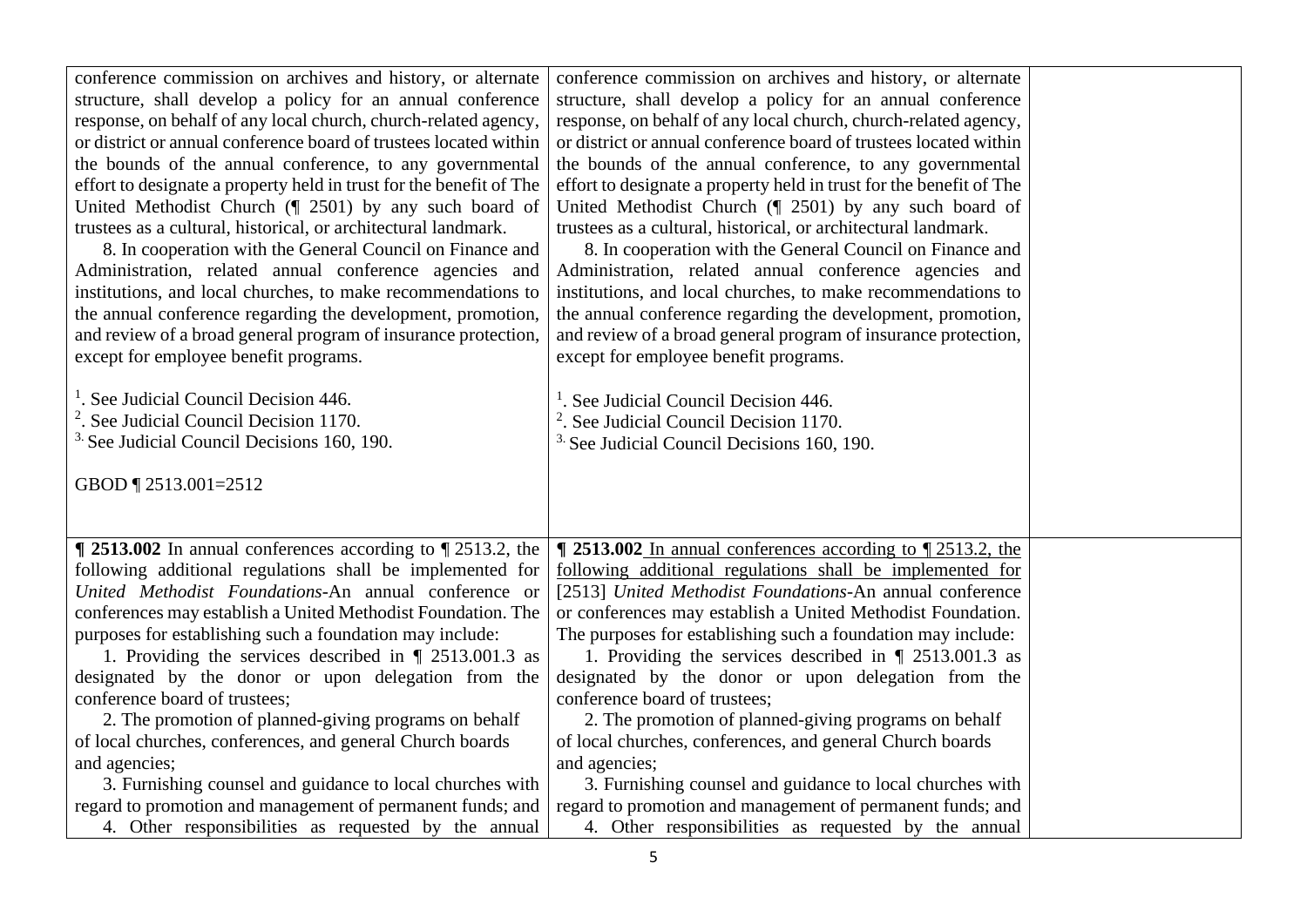| | | |
|---|---|---|
| conference commission on archives and history, or alternate structure, shall develop a policy for an annual conference response, on behalf of any local church, church-related agency, or district or annual conference board of trustees located within the bounds of the annual conference, to any governmental effort to designate a property held in trust for the benefit of The United Methodist Church (¶ 2501) by any such board of trustees as a cultural, historical, or architectural landmark.<br>8. In cooperation with the General Council on Finance and Administration, related annual conference agencies and institutions, and local churches, to make recommendations to the annual conference regarding the development, promotion, and review of a broad general program of insurance protection, except for employee benefit programs.<br><br>[1]. See Judicial Council Decision 446.<br>[2]. See Judicial Council Decision 1170.<br>[3.] See Judicial Council Decisions 160, 190.<br><br>GBOD ¶ 2513.001=2512 | conference commission on archives and history, or alternate structure, shall develop a policy for an annual conference response, on behalf of any local church, church-related agency, or district or annual conference board of trustees located within the bounds of the annual conference, to any governmental effort to designate a property held in trust for the benefit of The United Methodist Church (¶ 2501) by any such board of trustees as a cultural, historical, or architectural landmark.<br>8. In cooperation with the General Council on Finance and Administration, related annual conference agencies and institutions, and local churches, to make recommendations to the annual conference regarding the development, promotion, and review of a broad general program of insurance protection, except for employee benefit programs.<br><br>[1]. See Judicial Council Decision 446.<br>[2]. See Judicial Council Decision 1170.<br>[3.] See Judicial Council Decisions 160, 190. | |
| **¶ 2513.002** In annual conferences according to ¶ 2513.2, the following additional regulations shall be implemented for *United Methodist Foundations*-An annual conference or conferences may establish a United Methodist Foundation. The purposes for establishing such a foundation may include:<br>1. Providing the services described in ¶ 2513.001.3 as designated by the donor or upon delegation from the conference board of trustees;<br>2. The promotion of planned-giving programs on behalf of local churches, conferences, and general Church boards and agencies;<br>3. Furnishing counsel and guidance to local churches with regard to promotion and management of permanent funds; and<br>4. Other responsibilities as requested by the annual | **¶ 2513.002** <u>In annual conferences according to ¶ 2513.2, the following additional regulations shall be implemented for</u> [2513] *United Methodist Foundations*-An annual conference or conferences may establish a United Methodist Foundation. The purposes for establishing such a foundation may include:<br>1. Providing the services described in ¶ 2513.001.3 as designated by the donor or upon delegation from the conference board of trustees;<br>2. The promotion of planned-giving programs on behalf of local churches, conferences, and general Church boards and agencies;<br>3. Furnishing counsel and guidance to local churches with regard to promotion and management of permanent funds; and<br>4. Other responsibilities as requested by the annual | |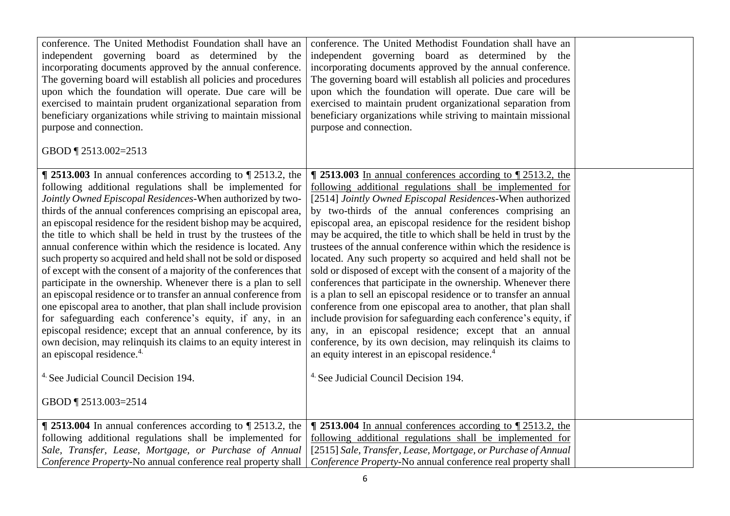| | | |
|---|---|---|
| conference. The United Methodist Foundation shall have an independent governing board as determined by the incorporating documents approved by the annual conference. The governing board will establish all policies and procedures upon which the foundation will operate. Due care will be exercised to maintain prudent organizational separation from beneficiary organizations while striving to maintain missional purpose and connection.<br><br>GBOD ¶ 2513.002=2513 | conference. The United Methodist Foundation shall have an independent governing board as determined by the incorporating documents approved by the annual conference. The governing board will establish all policies and procedures upon which the foundation will operate. Due care will be exercised to maintain prudent organizational separation from beneficiary organizations while striving to maintain missional purpose and connection. | |
| **¶ 2513.003** In annual conferences according to ¶ 2513.2, the following additional regulations shall be implemented for *Jointly Owned Episcopal Residences*-When authorized by two-thirds of the annual conferences comprising an episcopal area, an episcopal residence for the resident bishop may be acquired, the title to which shall be held in trust by the trustees of the annual conference within which the residence is located. Any such property so acquired and held shall not be sold or disposed of except with the consent of a majority of the conferences that participate in the ownership. Whenever there is a plan to sell an episcopal residence or to transfer an annual conference from one episcopal area to another, that plan shall include provision for safeguarding each conference's equity, if any, in an episcopal residence; except that an annual conference, by its own decision, may relinquish its claims to an equity interest in an episcopal residence.[4.]<br><br>[4.] See Judicial Council Decision 194.<br><br>GBOD ¶ 2513.003=2514 | **¶ 2513.003** <u>In annual conferences according to ¶ 2513.2, the following additional regulations shall be implemented for</u> [2514] *Jointly Owned Episcopal Residences*-When authorized by two-thirds of the annual conferences comprising an episcopal area, an episcopal residence for the resident bishop may be acquired, the title to which shall be held in trust by the trustees of the annual conference within which the residence is located. Any such property so acquired and held shall not be sold or disposed of except with the consent of a majority of the conferences that participate in the ownership. Whenever there is a plan to sell an episcopal residence or to transfer an annual conference from one episcopal area to another, that plan shall include provision for safeguarding each conference's equity, if any, in an episcopal residence; except that an annual conference, by its own decision, may relinquish its claims to an equity interest in an episcopal residence.[4]<br><br>[4.] See Judicial Council Decision 194. | |
| **¶ 2513.004** In annual conferences according to ¶ 2513.2, the following additional regulations shall be implemented for *Sale, Transfer, Lease, Mortgage, or Purchase of Annual Conference Property*-No annual conference real property shall | **¶ 2513.004** <u>In annual conferences according to ¶ 2513.2, the following additional regulations shall be implemented for</u> [2515] *Sale, Transfer, Lease, Mortgage, or Purchase of Annual Conference Property*-No annual conference real property shall | |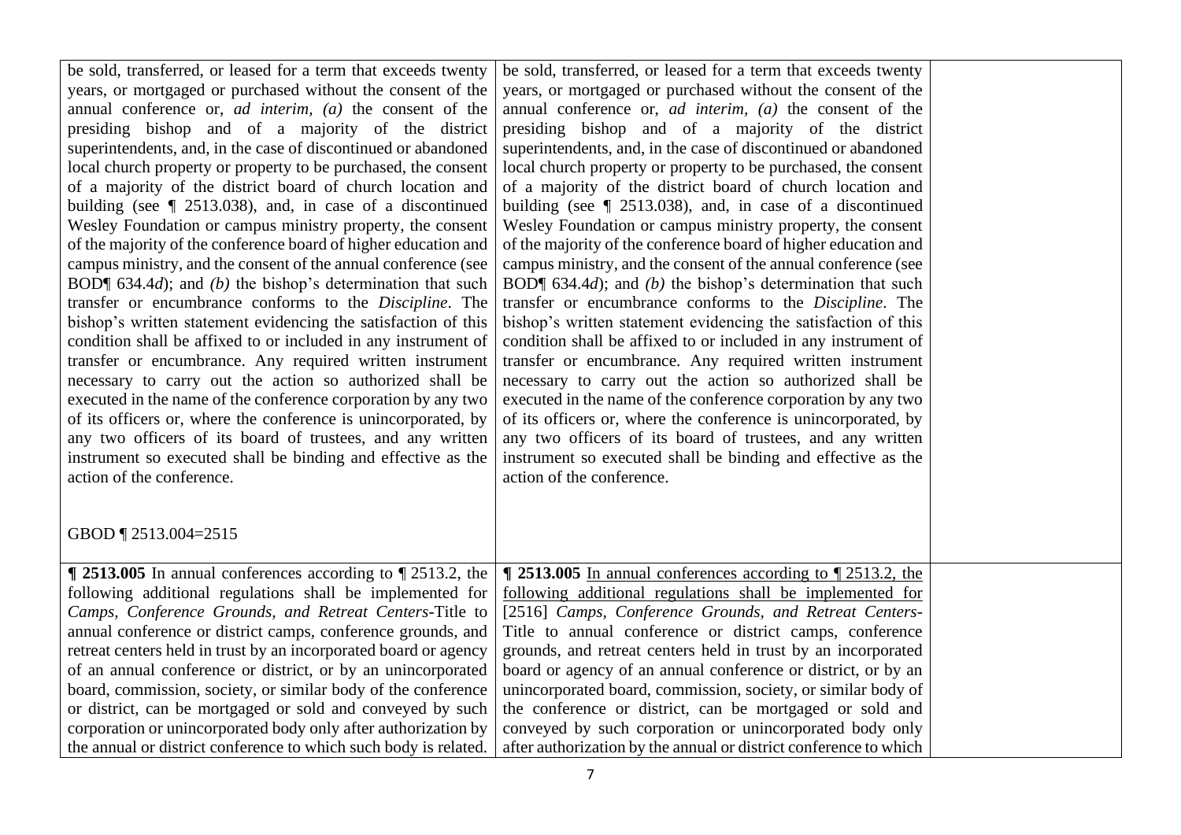| | | |
|---|---|---|
| be sold, transferred, or leased for a term that exceeds twenty years, or mortgaged or purchased without the consent of the annual conference or, *ad interim, (a)* the consent of the presiding bishop and of a majority of the district superintendents, and, in the case of discontinued or abandoned local church property or property to be purchased, the consent of a majority of the district board of church location and building (see ¶ 2513.038), and, in case of a discontinued Wesley Foundation or campus ministry property, the consent of the majority of the conference board of higher education and campus ministry, and the consent of the annual conference (see BOD¶ 634.4*d*); and *(b)* the bishop's determination that such transfer or encumbrance conforms to the *Discipline*. The bishop's written statement evidencing the satisfaction of this condition shall be affixed to or included in any instrument of transfer or encumbrance. Any required written instrument necessary to carry out the action so authorized shall be executed in the name of the conference corporation by any two of its officers or, where the conference is unincorporated, by any two officers of its board of trustees, and any written instrument so executed shall be binding and effective as the action of the conference.<br><br>GBOD ¶ 2513.004=2515 | be sold, transferred, or leased for a term that exceeds twenty years, or mortgaged or purchased without the consent of the annual conference or, *ad interim, (a)* the consent of the presiding bishop and of a majority of the district superintendents, and, in the case of discontinued or abandoned local church property or property to be purchased, the consent of a majority of the district board of church location and building (see ¶ 2513.038), and, in case of a discontinued Wesley Foundation or campus ministry property, the consent of the majority of the conference board of higher education and campus ministry, and the consent of the annual conference (see BOD¶ 634.4*d*); and *(b)* the bishop's determination that such transfer or encumbrance conforms to the *Discipline*. The bishop's written statement evidencing the satisfaction of this condition shall be affixed to or included in any instrument of transfer or encumbrance. Any required written instrument necessary to carry out the action so authorized shall be executed in the name of the conference corporation by any two of its officers or, where the conference is unincorporated, by any two officers of its board of trustees, and any written instrument so executed shall be binding and effective as the action of the conference. | |
| **¶ 2513.005** In annual conferences according to ¶ 2513.2, the following additional regulations shall be implemented for *Camps, Conference Grounds, and Retreat Centers*-Title to annual conference or district camps, conference grounds, and retreat centers held in trust by an incorporated board or agency of an annual conference or district, or by an unincorporated board, commission, society, or similar body of the conference or district, can be mortgaged or sold and conveyed by such corporation or unincorporated body only after authorization by the annual or district conference to which such body is related. | **¶ 2513.005** <u>In annual conferences according to ¶ 2513.2, the following additional regulations shall be implemented for</u> [2516] *Camps, Conference Grounds, and Retreat Centers*-Title to annual conference or district camps, conference grounds, and retreat centers held in trust by an incorporated board or agency of an annual conference or district, or by an unincorporated board, commission, society, or similar body of the conference or district, can be mortgaged or sold and conveyed by such corporation or unincorporated body only after authorization by the annual or district conference to which | |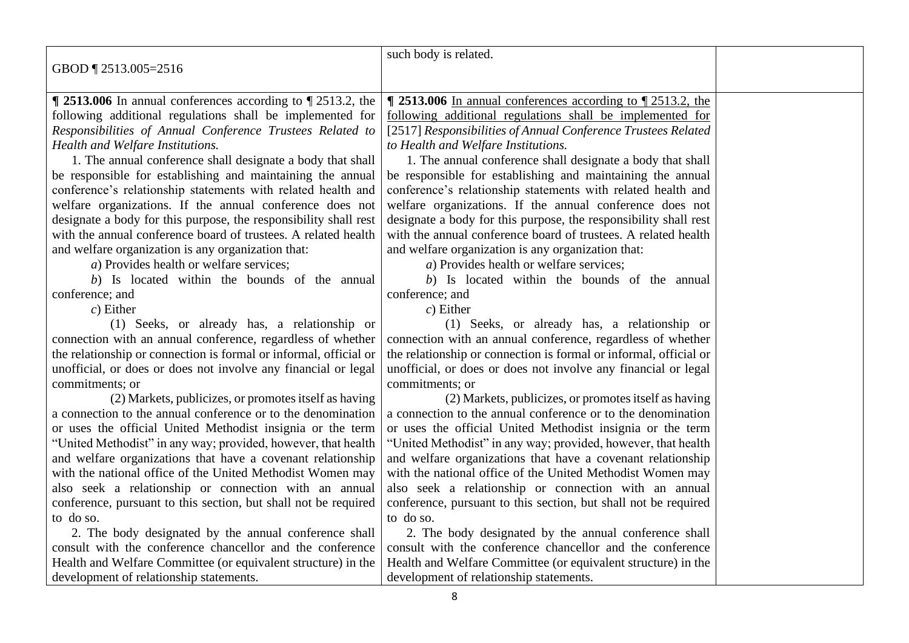| | | |
|---|---|---|
| GBOD ¶ 2513.005=2516 | such body is related. | |
| **¶ 2513.006** In annual conferences according to ¶ 2513.2, the following additional regulations shall be implemented for *Responsibilities of Annual Conference Trustees Related to Health and Welfare Institutions.*<br>1. The annual conference shall designate a body that shall be responsible for establishing and maintaining the annual conference's relationship statements with related health and welfare organizations. If the annual conference does not designate a body for this purpose, the responsibility shall rest with the annual conference board of trustees. A related health and welfare organization is any organization that:<br>*a*) Provides health or welfare services;<br>*b*) Is located within the bounds of the annual conference; and<br>*c*) Either<br>(1) Seeks, or already has, a relationship or connection with an annual conference, regardless of whether the relationship or connection is formal or informal, official or unofficial, or does or does not involve any financial or legal commitments; or<br>(2) Markets, publicizes, or promotes itself as having a connection to the annual conference or to the denomination or uses the official United Methodist insignia or the term "United Methodist" in any way; provided, however, that health and welfare organizations that have a covenant relationship with the national office of the United Methodist Women may also seek a relationship or connection with an annual conference, pursuant to this section, but shall not be required to do so.<br>2. The body designated by the annual conference shall consult with the conference chancellor and the conference Health and Welfare Committee (or equivalent structure) in the development of relationship statements. | **¶ 2513.006** <u>In annual conferences according to ¶ 2513.2, the following additional regulations shall be implemented for</u> [2517] *Responsibilities of Annual Conference Trustees Related to Health and Welfare Institutions.*<br>1. The annual conference shall designate a body that shall be responsible for establishing and maintaining the annual conference's relationship statements with related health and welfare organizations. If the annual conference does not designate a body for this purpose, the responsibility shall rest with the annual conference board of trustees. A related health and welfare organization is any organization that:<br>*a*) Provides health or welfare services;<br>*b*) Is located within the bounds of the annual conference; and<br>*c*) Either<br>(1) Seeks, or already has, a relationship or connection with an annual conference, regardless of whether the relationship or connection is formal or informal, official or unofficial, or does or does not involve any financial or legal commitments; or<br>(2) Markets, publicizes, or promotes itself as having a connection to the annual conference or to the denomination or uses the official United Methodist insignia or the term "United Methodist" in any way; provided, however, that health and welfare organizations that have a covenant relationship with the national office of the United Methodist Women may also seek a relationship or connection with an annual conference, pursuant to this section, but shall not be required to do so.<br>2. The body designated by the annual conference shall consult with the conference chancellor and the conference Health and Welfare Committee (or equivalent structure) in the development of relationship statements. | |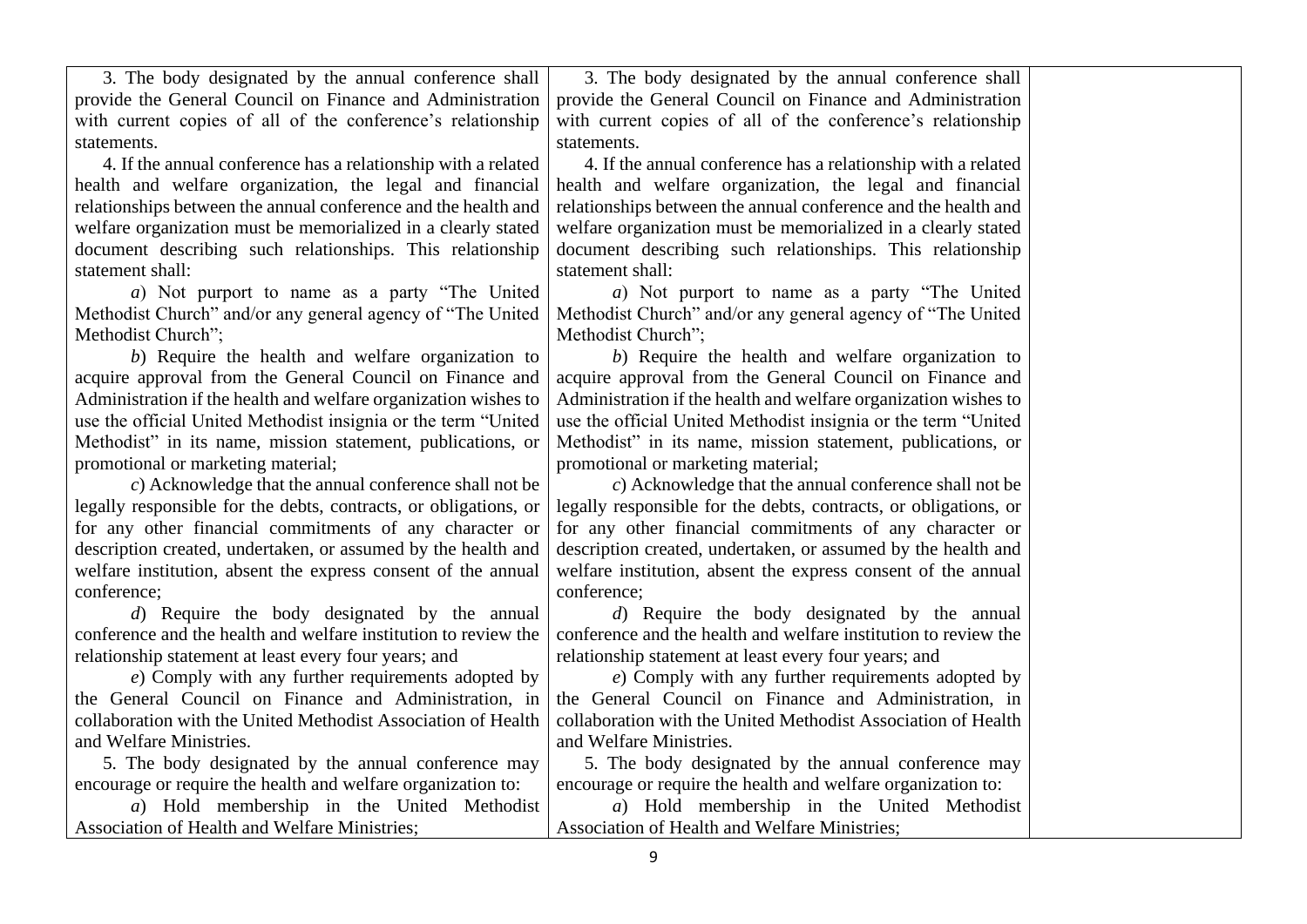| | | |
|---|---|---|
| 3. The body designated by the annual conference shall provide the General Council on Finance and Administration with current copies of all of the conference's relationship statements.<br><br>4. If the annual conference has a relationship with a related health and welfare organization, the legal and financial relationships between the annual conference and the health and welfare organization must be memorialized in a clearly stated document describing such relationships. This relationship statement shall:<br><br>*a*) Not purport to name as a party "The United Methodist Church" and/or any general agency of "The United Methodist Church";<br><br>*b*) Require the health and welfare organization to acquire approval from the General Council on Finance and Administration if the health and welfare organization wishes to use the official United Methodist insignia or the term "United Methodist" in its name, mission statement, publications, or promotional or marketing material;<br><br>*c*) Acknowledge that the annual conference shall not be legally responsible for the debts, contracts, or obligations, or for any other financial commitments of any character or description created, undertaken, or assumed by the health and welfare institution, absent the express consent of the annual conference;<br><br>*d*) Require the body designated by the annual conference and the health and welfare institution to review the relationship statement at least every four years; and<br><br>*e*) Comply with any further requirements adopted by the General Council on Finance and Administration, in collaboration with the United Methodist Association of Health and Welfare Ministries.<br><br>5. The body designated by the annual conference may encourage or require the health and welfare organization to:<br><br>*a*) Hold membership in the United Methodist Association of Health and Welfare Ministries; | 3. The body designated by the annual conference shall provide the General Council on Finance and Administration with current copies of all of the conference's relationship statements.<br><br>4. If the annual conference has a relationship with a related health and welfare organization, the legal and financial relationships between the annual conference and the health and welfare organization must be memorialized in a clearly stated document describing such relationships. This relationship statement shall:<br><br>*a*) Not purport to name as a party "The United Methodist Church" and/or any general agency of "The United Methodist Church";<br><br>*b*) Require the health and welfare organization to acquire approval from the General Council on Finance and Administration if the health and welfare organization wishes to use the official United Methodist insignia or the term "United Methodist" in its name, mission statement, publications, or promotional or marketing material;<br><br>*c*) Acknowledge that the annual conference shall not be legally responsible for the debts, contracts, or obligations, or for any other financial commitments of any character or description created, undertaken, or assumed by the health and welfare institution, absent the express consent of the annual conference;<br><br>*d*) Require the body designated by the annual conference and the health and welfare institution to review the relationship statement at least every four years; and<br><br>*e*) Comply with any further requirements adopted by the General Council on Finance and Administration, in collaboration with the United Methodist Association of Health and Welfare Ministries.<br><br>5. The body designated by the annual conference may encourage or require the health and welfare organization to:<br><br>*a*) Hold membership in the United Methodist Association of Health and Welfare Ministries; | |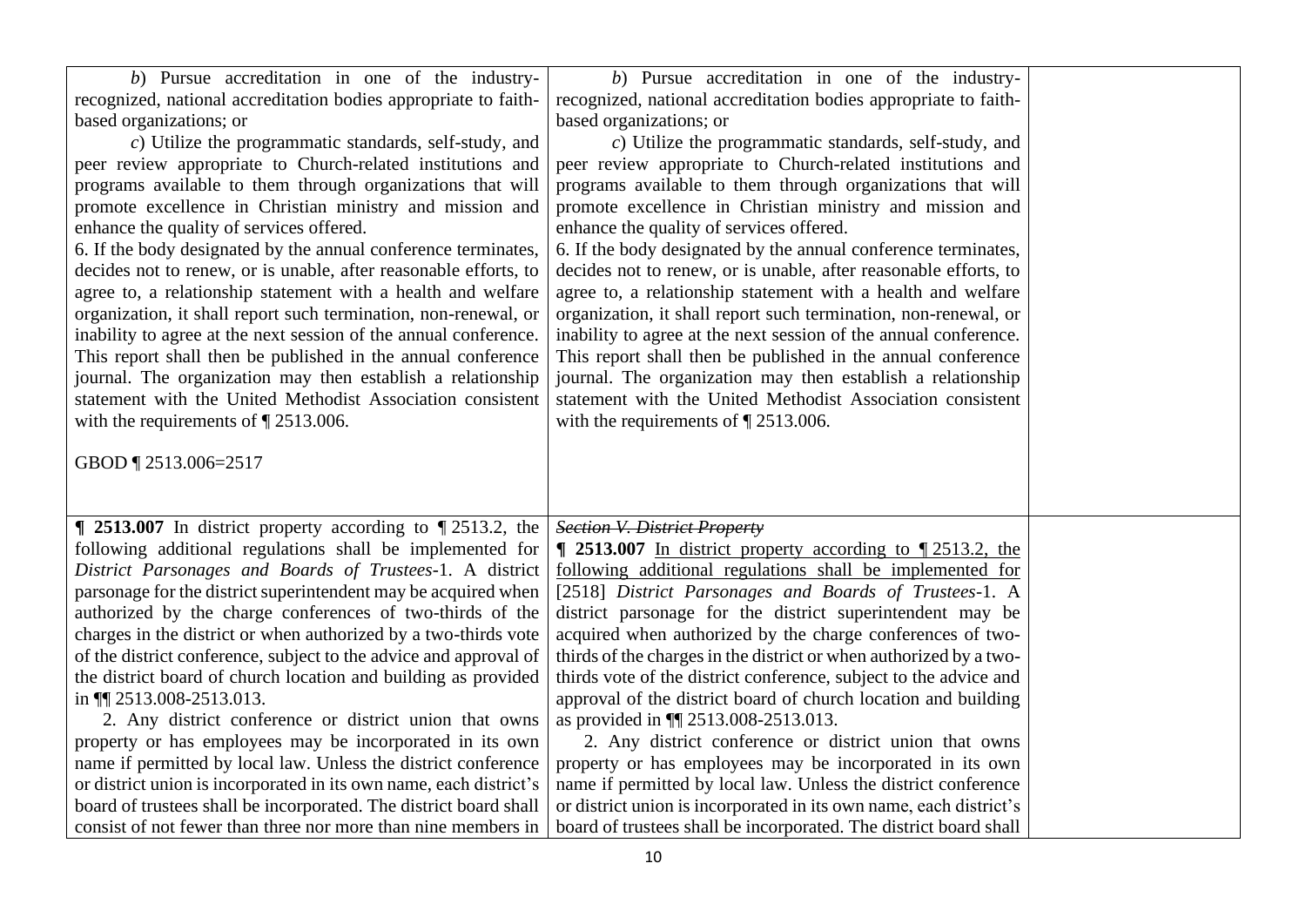| | | |
|---|---|---|
| *b*) Pursue accreditation in one of the industry-recognized, national accreditation bodies appropriate to faith-based organizations; or<br>*c*) Utilize the programmatic standards, self-study, and peer review appropriate to Church-related institutions and programs available to them through organizations that will promote excellence in Christian ministry and mission and enhance the quality of services offered.<br>6. If the body designated by the annual conference terminates, decides not to renew, or is unable, after reasonable efforts, to agree to, a relationship statement with a health and welfare organization, it shall report such termination, non-renewal, or inability to agree at the next session of the annual conference. This report shall then be published in the annual conference journal. The organization may then establish a relationship statement with the United Methodist Association consistent with the requirements of ¶ 2513.006.<br><br>GBOD ¶ 2513.006=2517 | *b*) Pursue accreditation in one of the industry-recognized, national accreditation bodies appropriate to faith-based organizations; or<br>*c*) Utilize the programmatic standards, self-study, and peer review appropriate to Church-related institutions and programs available to them through organizations that will promote excellence in Christian ministry and mission and enhance the quality of services offered.<br>6. If the body designated by the annual conference terminates, decides not to renew, or is unable, after reasonable efforts, to agree to, a relationship statement with a health and welfare organization, it shall report such termination, non-renewal, or inability to agree at the next session of the annual conference. This report shall then be published in the annual conference journal. The organization may then establish a relationship statement with the United Methodist Association consistent with the requirements of ¶ 2513.006. | |
| **¶ 2513.007** In district property according to ¶ 2513.2, the following additional regulations shall be implemented for *District Parsonages and Boards of Trustees*-1. A district parsonage for the district superintendent may be acquired when authorized by the charge conferences of two-thirds of the charges in the district or when authorized by a two-thirds vote of the district conference, subject to the advice and approval of the district board of church location and building as provided in ¶¶ 2513.008-2513.013.<br>2. Any district conference or district union that owns property or has employees may be incorporated in its own name if permitted by local law. Unless the district conference or district union is incorporated in its own name, each district's board of trustees shall be incorporated. The district board shall consist of not fewer than three nor more than nine members in | ~~*Section V. District Property*~~<br>**¶ 2513.007** <u>In district property according to ¶ 2513.2, the following additional regulations shall be implemented for</u> [2518] *District Parsonages and Boards of Trustees*-1. A district parsonage for the district superintendent may be acquired when authorized by the charge conferences of two-thirds of the charges in the district or when authorized by a two-thirds vote of the district conference, subject to the advice and approval of the district board of church location and building as provided in ¶¶ 2513.008-2513.013.<br>2. Any district conference or district union that owns property or has employees may be incorporated in its own name if permitted by local law. Unless the district conference or district union is incorporated in its own name, each district's board of trustees shall be incorporated. The district board shall | |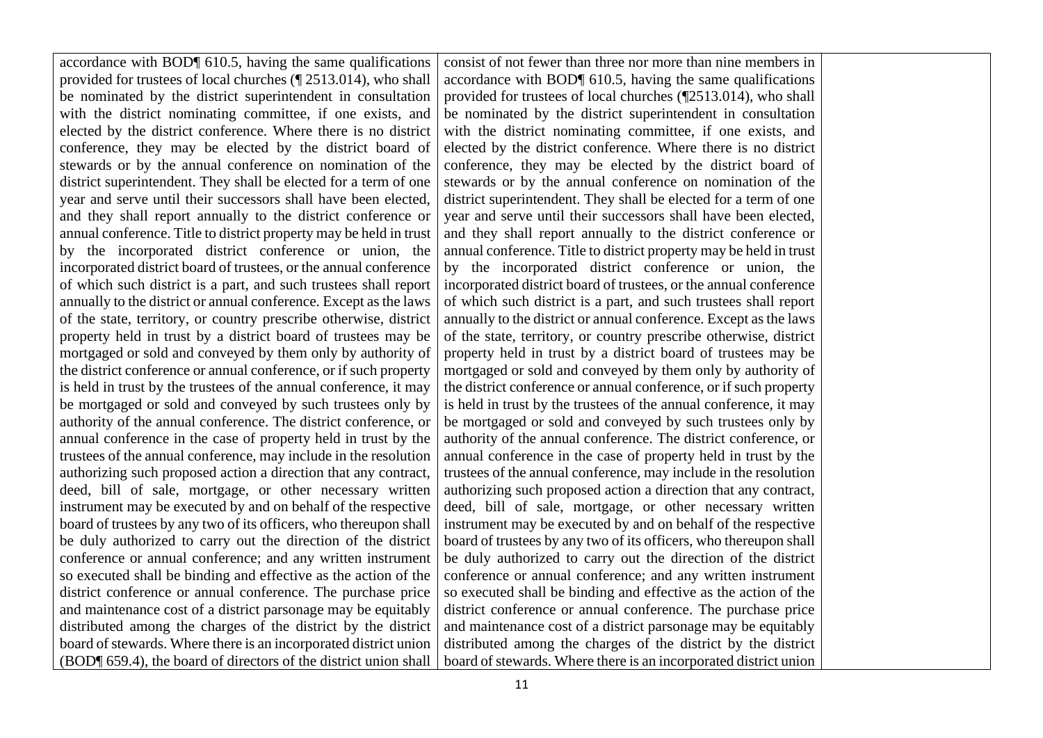| | | |
|---|---|---|
| accordance with BOD¶ 610.5, having the same qualifications provided for trustees of local churches (¶ 2513.014), who shall be nominated by the district superintendent in consultation with the district nominating committee, if one exists, and elected by the district conference. Where there is no district conference, they may be elected by the district board of stewards or by the annual conference on nomination of the district superintendent. They shall be elected for a term of one year and serve until their successors shall have been elected, and they shall report annually to the district conference or annual conference. Title to district property may be held in trust by the incorporated district conference or union, the incorporated district board of trustees, or the annual conference of which such district is a part, and such trustees shall report annually to the district or annual conference. Except as the laws of the state, territory, or country prescribe otherwise, district property held in trust by a district board of trustees may be mortgaged or sold and conveyed by them only by authority of the district conference or annual conference, or if such property is held in trust by the trustees of the annual conference, it may be mortgaged or sold and conveyed by such trustees only by authority of the annual conference. The district conference, or annual conference in the case of property held in trust by the trustees of the annual conference, may include in the resolution authorizing such proposed action a direction that any contract, deed, bill of sale, mortgage, or other necessary written instrument may be executed by and on behalf of the respective board of trustees by any two of its officers, who thereupon shall be duly authorized to carry out the direction of the district conference or annual conference; and any written instrument so executed shall be binding and effective as the action of the district conference or annual conference. The purchase price and maintenance cost of a district parsonage may be equitably distributed among the charges of the district by the district board of stewards. Where there is an incorporated district union (BOD¶ 659.4), the board of directors of the district union shall | consist of not fewer than three nor more than nine members in accordance with BOD¶ 610.5, having the same qualifications provided for trustees of local churches (¶2513.014), who shall be nominated by the district superintendent in consultation with the district nominating committee, if one exists, and elected by the district conference. Where there is no district conference, they may be elected by the district board of stewards or by the annual conference on nomination of the district superintendent. They shall be elected for a term of one year and serve until their successors shall have been elected, and they shall report annually to the district conference or annual conference. Title to district property may be held in trust by the incorporated district conference or union, the incorporated district board of trustees, or the annual conference of which such district is a part, and such trustees shall report annually to the district or annual conference. Except as the laws of the state, territory, or country prescribe otherwise, district property held in trust by a district board of trustees may be mortgaged or sold and conveyed by them only by authority of the district conference or annual conference, or if such property is held in trust by the trustees of the annual conference, it may be mortgaged or sold and conveyed by such trustees only by authority of the annual conference. The district conference, or annual conference in the case of property held in trust by the trustees of the annual conference, may include in the resolution authorizing such proposed action a direction that any contract, deed, bill of sale, mortgage, or other necessary written instrument may be executed by and on behalf of the respective board of trustees by any two of its officers, who thereupon shall be duly authorized to carry out the direction of the district conference or annual conference; and any written instrument so executed shall be binding and effective as the action of the district conference or annual conference. The purchase price and maintenance cost of a district parsonage may be equitably distributed among the charges of the district by the district board of stewards. Where there is an incorporated district union | |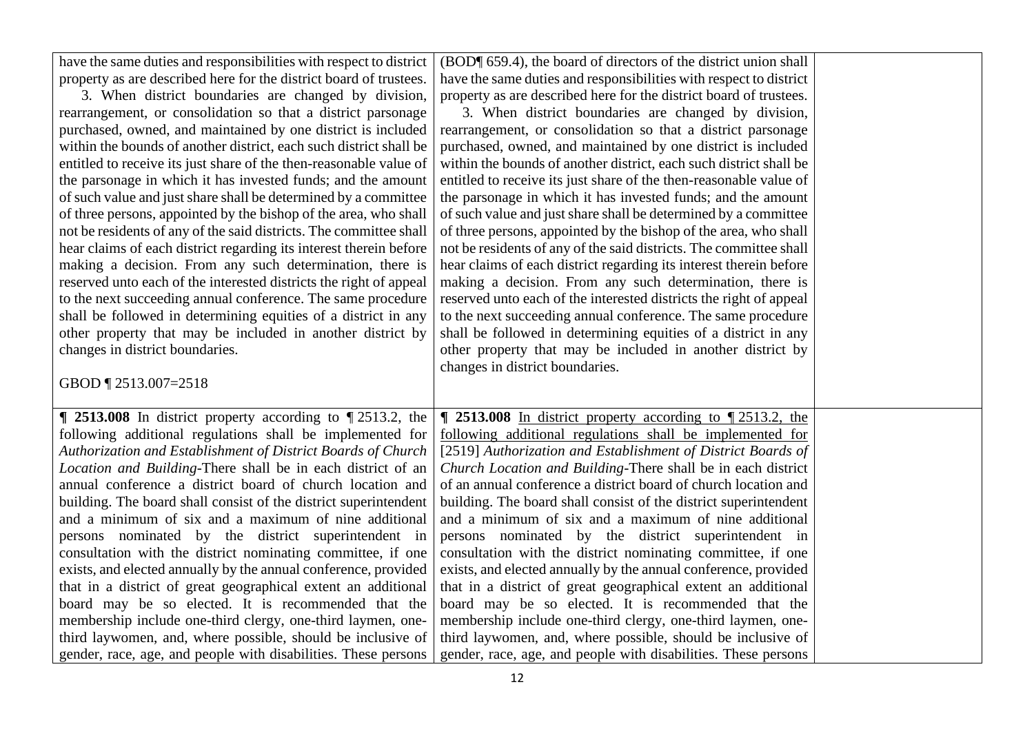| | | |
|---|---|---|
| have the same duties and responsibilities with respect to district property as are described here for the district board of trustees.<br>3. When district boundaries are changed by division, rearrangement, or consolidation so that a district parsonage purchased, owned, and maintained by one district is included within the bounds of another district, each such district shall be entitled to receive its just share of the then-reasonable value of the parsonage in which it has invested funds; and the amount of such value and just share shall be determined by a committee of three persons, appointed by the bishop of the area, who shall not be residents of any of the said districts. The committee shall hear claims of each district regarding its interest therein before making a decision. From any such determination, there is reserved unto each of the interested districts the right of appeal to the next succeeding annual conference. The same procedure shall be followed in determining equities of a district in any other property that may be included in another district by changes in district boundaries.<br><br>GBOD ¶ 2513.007=2518 | (BOD¶ 659.4), the board of directors of the district union shall have the same duties and responsibilities with respect to district property as are described here for the district board of trustees.<br>3. When district boundaries are changed by division, rearrangement, or consolidation so that a district parsonage purchased, owned, and maintained by one district is included within the bounds of another district, each such district shall be entitled to receive its just share of the then-reasonable value of the parsonage in which it has invested funds; and the amount of such value and just share shall be determined by a committee of three persons, appointed by the bishop of the area, who shall not be residents of any of the said districts. The committee shall hear claims of each district regarding its interest therein before making a decision. From any such determination, there is reserved unto each of the interested districts the right of appeal to the next succeeding annual conference. The same procedure shall be followed in determining equities of a district in any other property that may be included in another district by changes in district boundaries. | |
| **¶ 2513.008** In district property according to ¶ 2513.2, the following additional regulations shall be implemented for *Authorization and Establishment of District Boards of Church Location and Building*-There shall be in each district of an annual conference a district board of church location and building. The board shall consist of the district superintendent and a minimum of six and a maximum of nine additional persons nominated by the district superintendent in consultation with the district nominating committee, if one exists, and elected annually by the annual conference, provided that in a district of great geographical extent an additional board may be so elected. It is recommended that the membership include one-third clergy, one-third laymen, one-third laywomen, and, where possible, should be inclusive of gender, race, age, and people with disabilities. These persons | **¶ 2513.008** <u>In district property according to ¶ 2513.2, the following additional regulations shall be implemented for</u> [2519] *Authorization and Establishment of District Boards of Church Location and Building*-There shall be in each district of an annual conference a district board of church location and building. The board shall consist of the district superintendent and a minimum of six and a maximum of nine additional persons nominated by the district superintendent in consultation with the district nominating committee, if one exists, and elected annually by the annual conference, provided that in a district of great geographical extent an additional board may be so elected. It is recommended that the membership include one-third clergy, one-third laymen, one-third laywomen, and, where possible, should be inclusive of gender, race, age, and people with disabilities. These persons | |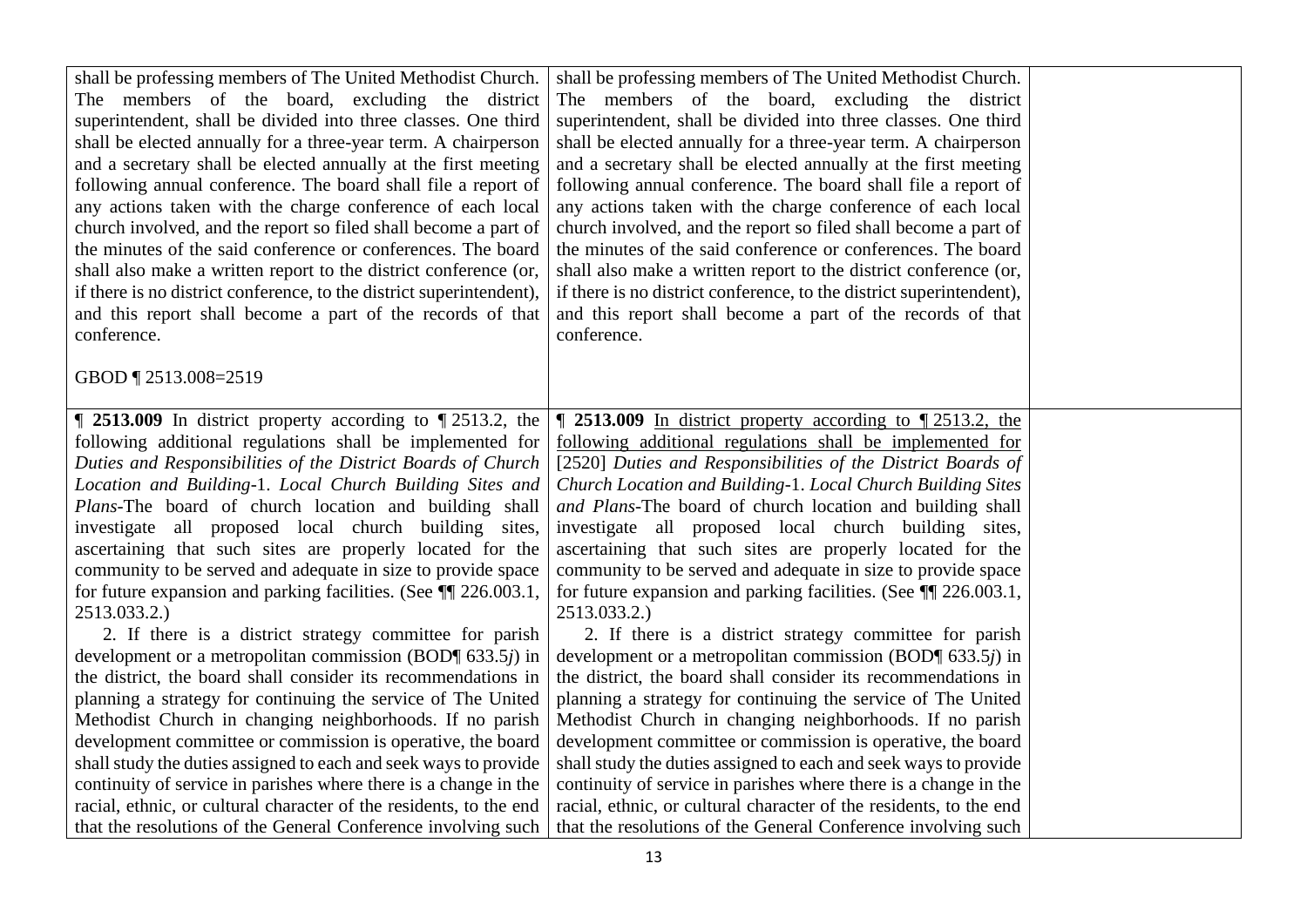| | | |
|---|---|---|
| shall be professing members of The United Methodist Church. The members of the board, excluding the district superintendent, shall be divided into three classes. One third shall be elected annually for a three-year term. A chairperson and a secretary shall be elected annually at the first meeting following annual conference. The board shall file a report of any actions taken with the charge conference of each local church involved, and the report so filed shall become a part of the minutes of the said conference or conferences. The board shall also make a written report to the district conference (or, if there is no district conference, to the district superintendent), and this report shall become a part of the records of that conference.<br><br>GBOD ¶ 2513.008=2519 | shall be professing members of The United Methodist Church. The members of the board, excluding the district superintendent, shall be divided into three classes. One third shall be elected annually for a three-year term. A chairperson and a secretary shall be elected annually at the first meeting following annual conference. The board shall file a report of any actions taken with the charge conference of each local church involved, and the report so filed shall become a part of the minutes of the said conference or conferences. The board shall also make a written report to the district conference (or, if there is no district conference, to the district superintendent), and this report shall become a part of the records of that conference. | |
| **¶ 2513.009** In district property according to ¶ 2513.2, the following additional regulations shall be implemented for *Duties and Responsibilities of the District Boards of Church Location and Building*-1. *Local Church Building Sites and Plans*-The board of church location and building shall investigate all proposed local church building sites, ascertaining that such sites are properly located for the community to be served and adequate in size to provide space for future expansion and parking facilities. (See ¶¶ 226.003.1, 2513.033.2.)<br>2. If there is a district strategy committee for parish development or a metropolitan commission (BOD¶ 633.5*j*) in the district, the board shall consider its recommendations in planning a strategy for continuing the service of The United Methodist Church in changing neighborhoods. If no parish development committee or commission is operative, the board shall study the duties assigned to each and seek ways to provide continuity of service in parishes where there is a change in the racial, ethnic, or cultural character of the residents, to the end that the resolutions of the General Conference involving such | **¶ 2513.009** <u>In district property according to ¶ 2513.2, the following additional regulations shall be implemented for</u> [2520] *Duties and Responsibilities of the District Boards of Church Location and Building*-1. *Local Church Building Sites and Plans*-The board of church location and building shall investigate all proposed local church building sites, ascertaining that such sites are properly located for the community to be served and adequate in size to provide space for future expansion and parking facilities. (See ¶¶ 226.003.1, 2513.033.2.)<br>2. If there is a district strategy committee for parish development or a metropolitan commission (BOD¶ 633.5*j*) in the district, the board shall consider its recommendations in planning a strategy for continuing the service of The United Methodist Church in changing neighborhoods. If no parish development committee or commission is operative, the board shall study the duties assigned to each and seek ways to provide continuity of service in parishes where there is a change in the racial, ethnic, or cultural character of the residents, to the end that the resolutions of the General Conference involving such | |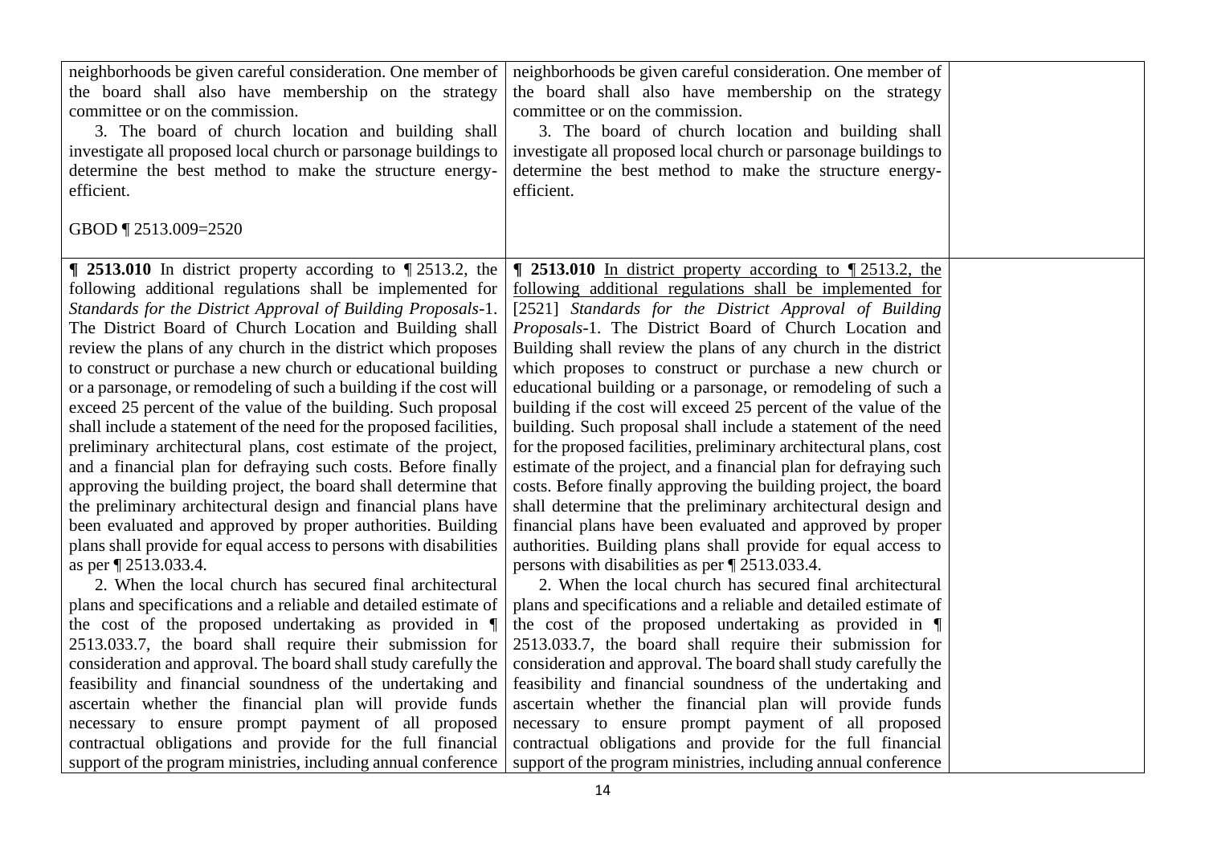| | | |
|---|---|---|
| neighborhoods be given careful consideration. One member of the board shall also have membership on the strategy committee or on the commission.<br>3. The board of church location and building shall investigate all proposed local church or parsonage buildings to determine the best method to make the structure energy-efficient.<br><br>GBOD ¶ 2513.009=2520 | neighborhoods be given careful consideration. One member of the board shall also have membership on the strategy committee or on the commission.<br>3. The board of church location and building shall investigate all proposed local church or parsonage buildings to determine the best method to make the structure energy-efficient. | |
| **¶ 2513.010** In district property according to ¶ 2513.2, the following additional regulations shall be implemented for *Standards for the District Approval of Building Proposals*-1. The District Board of Church Location and Building shall review the plans of any church in the district which proposes to construct or purchase a new church or educational building or a parsonage, or remodeling of such a building if the cost will exceed 25 percent of the value of the building. Such proposal shall include a statement of the need for the proposed facilities, preliminary architectural plans, cost estimate of the project, and a financial plan for defraying such costs. Before finally approving the building project, the board shall determine that the preliminary architectural design and financial plans have been evaluated and approved by proper authorities. Building plans shall provide for equal access to persons with disabilities as per ¶ 2513.033.4.<br>2. When the local church has secured final architectural plans and specifications and a reliable and detailed estimate of the cost of the proposed undertaking as provided in ¶ 2513.033.7, the board shall require their submission for consideration and approval. The board shall study carefully the feasibility and financial soundness of the undertaking and ascertain whether the financial plan will provide funds necessary to ensure prompt payment of all proposed contractual obligations and provide for the full financial support of the program ministries, including annual conference | **¶ 2513.010** <u>In district property according to ¶ 2513.2, the following additional regulations shall be implemented for</u> [2521] *Standards for the District Approval of Building Proposals*-1. The District Board of Church Location and Building shall review the plans of any church in the district which proposes to construct or purchase a new church or educational building or a parsonage, or remodeling of such a building if the cost will exceed 25 percent of the value of the building. Such proposal shall include a statement of the need for the proposed facilities, preliminary architectural plans, cost estimate of the project, and a financial plan for defraying such costs. Before finally approving the building project, the board shall determine that the preliminary architectural design and financial plans have been evaluated and approved by proper authorities. Building plans shall provide for equal access to persons with disabilities as per ¶ 2513.033.4.<br>2. When the local church has secured final architectural plans and specifications and a reliable and detailed estimate of the cost of the proposed undertaking as provided in ¶ 2513.033.7, the board shall require their submission for consideration and approval. The board shall study carefully the feasibility and financial soundness of the undertaking and ascertain whether the financial plan will provide funds necessary to ensure prompt payment of all proposed contractual obligations and provide for the full financial support of the program ministries, including annual conference | |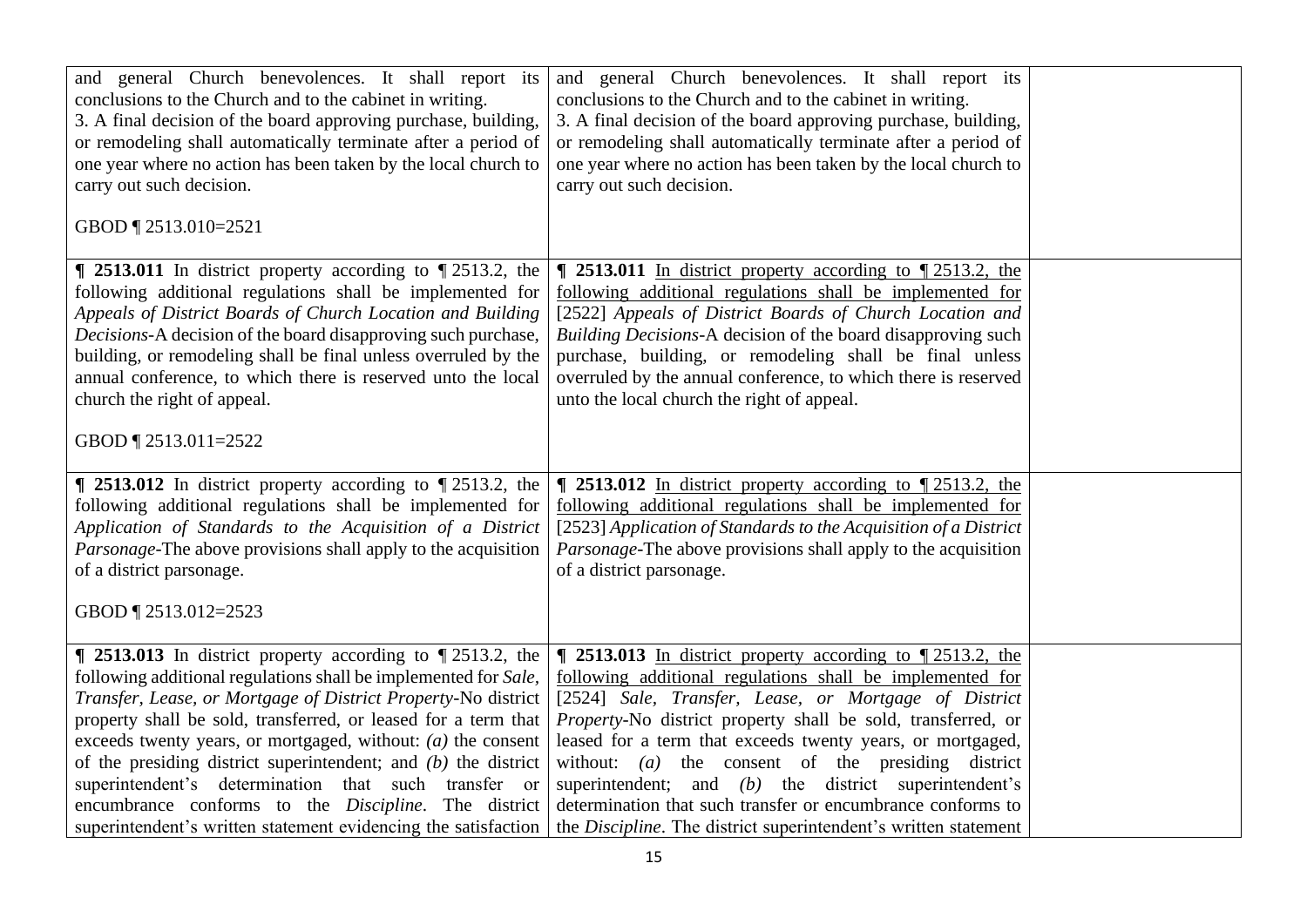| | | |
|---|---|---|
| and general Church benevolences. It shall report its conclusions to the Church and to the cabinet in writing.<br>3. A final decision of the board approving purchase, building, or remodeling shall automatically terminate after a period of one year where no action has been taken by the local church to carry out such decision.<br><br>GBOD ¶ 2513.010=2521 | and general Church benevolences. It shall report its conclusions to the Church and to the cabinet in writing.<br>3. A final decision of the board approving purchase, building, or remodeling shall automatically terminate after a period of one year where no action has been taken by the local church to carry out such decision. | |
| **¶ 2513.011** In district property according to ¶ 2513.2, the following additional regulations shall be implemented for *Appeals of District Boards of Church Location and Building Decisions*-A decision of the board disapproving such purchase, building, or remodeling shall be final unless overruled by the annual conference, to which there is reserved unto the local church the right of appeal.<br><br>GBOD ¶ 2513.011=2522 | **¶ 2513.011** <u>In district property according to ¶ 2513.2, the following additional regulations shall be implemented for</u> [2522] *Appeals of District Boards of Church Location and Building Decisions*-A decision of the board disapproving such purchase, building, or remodeling shall be final unless overruled by the annual conference, to which there is reserved unto the local church the right of appeal. | |
| **¶ 2513.012** In district property according to ¶ 2513.2, the following additional regulations shall be implemented for *Application of Standards to the Acquisition of a District Parsonage*-The above provisions shall apply to the acquisition of a district parsonage.<br><br>GBOD ¶ 2513.012=2523 | **¶ 2513.012** <u>In district property according to ¶ 2513.2, the following additional regulations shall be implemented for</u> [2523] *Application of Standards to the Acquisition of a District Parsonage*-The above provisions shall apply to the acquisition of a district parsonage. | |
| **¶ 2513.013** In district property according to ¶ 2513.2, the following additional regulations shall be implemented for *Sale, Transfer, Lease, or Mortgage of District Property*-No district property shall be sold, transferred, or leased for a term that exceeds twenty years, or mortgaged, without: *(a)* the consent of the presiding district superintendent; and *(b)* the district superintendent's determination that such transfer or encumbrance conforms to the *Discipline*. The district superintendent's written statement evidencing the satisfaction | **¶ 2513.013** <u>In district property according to ¶ 2513.2, the following additional regulations shall be implemented for</u> [2524] *Sale, Transfer, Lease, or Mortgage of District Property*-No district property shall be sold, transferred, or leased for a term that exceeds twenty years, or mortgaged, without: *(a)* the consent of the presiding district superintendent; and *(b)* the district superintendent's determination that such transfer or encumbrance conforms to the *Discipline*. The district superintendent's written statement | |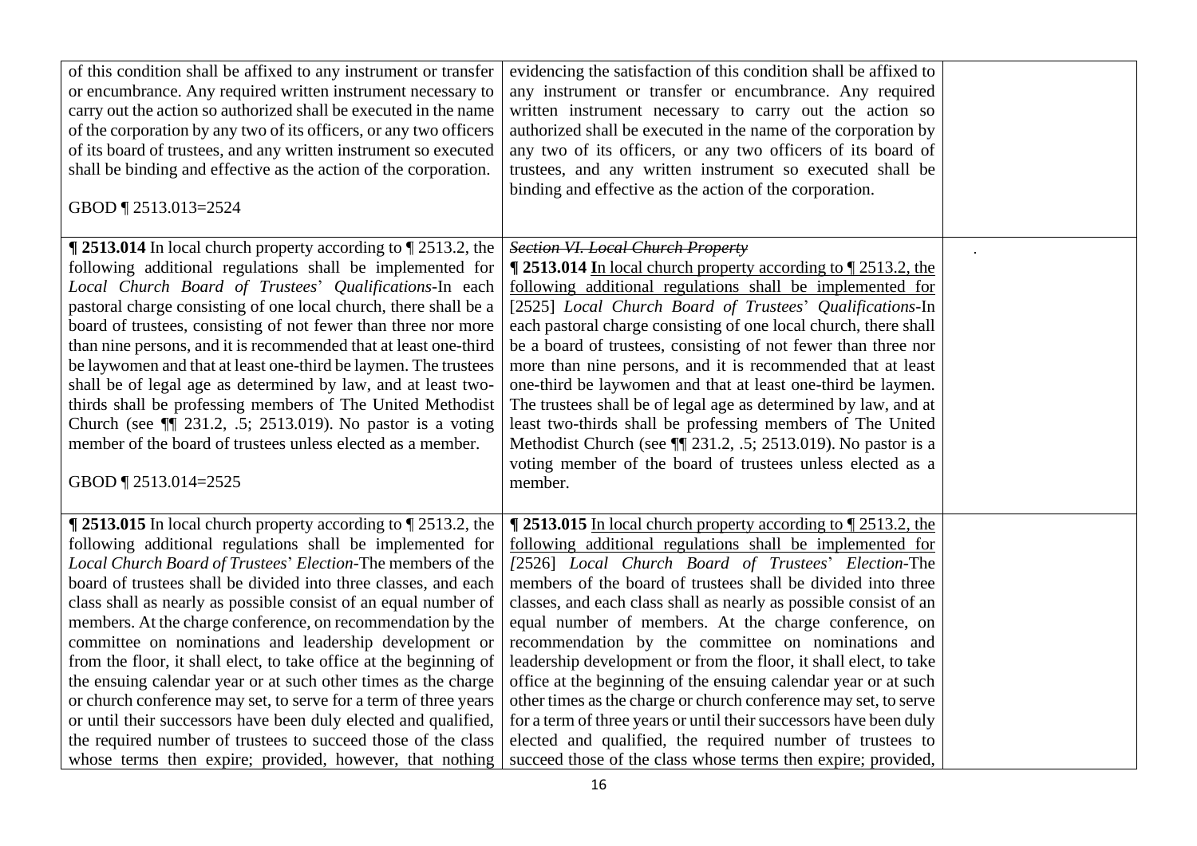| | | |
|---|---|---|
| of this condition shall be affixed to any instrument or transfer or encumbrance. Any required written instrument necessary to carry out the action so authorized shall be executed in the name of the corporation by any two of its officers, or any two officers of its board of trustees, and any written instrument so executed shall be binding and effective as the action of the corporation.<br><br>GBOD ¶ 2513.013=2524 | evidencing the satisfaction of this condition shall be affixed to any instrument or transfer or encumbrance. Any required written instrument necessary to carry out the action so authorized shall be executed in the name of the corporation by any two of its officers, or any two officers of its board of trustees, and any written instrument so executed shall be binding and effective as the action of the corporation. | |
| **¶ 2513.014** In local church property according to ¶ 2513.2, the following additional regulations shall be implemented for *Local Church Board of Trustees*' *Qualifications*-In each pastoral charge consisting of one local church, there shall be a board of trustees, consisting of not fewer than three nor more than nine persons, and it is recommended that at least one-third be laywomen and that at least one-third be laymen. The trustees shall be of legal age as determined by law, and at least two-thirds shall be professing members of The United Methodist Church (see ¶¶ 231.2, .5; 2513.019). No pastor is a voting member of the board of trustees unless elected as a member.<br><br>GBOD ¶ 2513.014=2525 | ~~*Section VI. Local Church Property*~~<br>**¶ 2513.014 I**n local church property according to ¶ 2513.2, the following additional regulations shall be implemented for [2525] *Local Church Board of Trustees*' *Qualifications*-In each pastoral charge consisting of one local church, there shall be a board of trustees, consisting of not fewer than three nor more than nine persons, and it is recommended that at least one-third be laywomen and that at least one-third be laymen. The trustees shall be of legal age as determined by law, and at least two-thirds shall be professing members of The United Methodist Church (see ¶¶ 231.2, .5; 2513.019). No pastor is a voting member of the board of trustees unless elected as a member. | . |
| **¶ 2513.015** In local church property according to ¶ 2513.2, the following additional regulations shall be implemented for *Local Church Board of Trustees*' *Election*-The members of the board of trustees shall be divided into three classes, and each class shall as nearly as possible consist of an equal number of members. At the charge conference, on recommendation by the committee on nominations and leadership development or from the floor, it shall elect, to take office at the beginning of the ensuing calendar year or at such other times as the charge or church conference may set, to serve for a term of three years or until their successors have been duly elected and qualified, the required number of trustees to succeed those of the class whose terms then expire; provided, however, that nothing | **¶ 2513.015** In local church property according to ¶ 2513.2, the following additional regulations shall be implemented for *[*2526] *Local Church Board of Trustees*' *Election*-The members of the board of trustees shall be divided into three classes, and each class shall as nearly as possible consist of an equal number of members. At the charge conference, on recommendation by the committee on nominations and leadership development or from the floor, it shall elect, to take office at the beginning of the ensuing calendar year or at such other times as the charge or church conference may set, to serve for a term of three years or until their successors have been duly elected and qualified, the required number of trustees to succeed those of the class whose terms then expire; provided, | |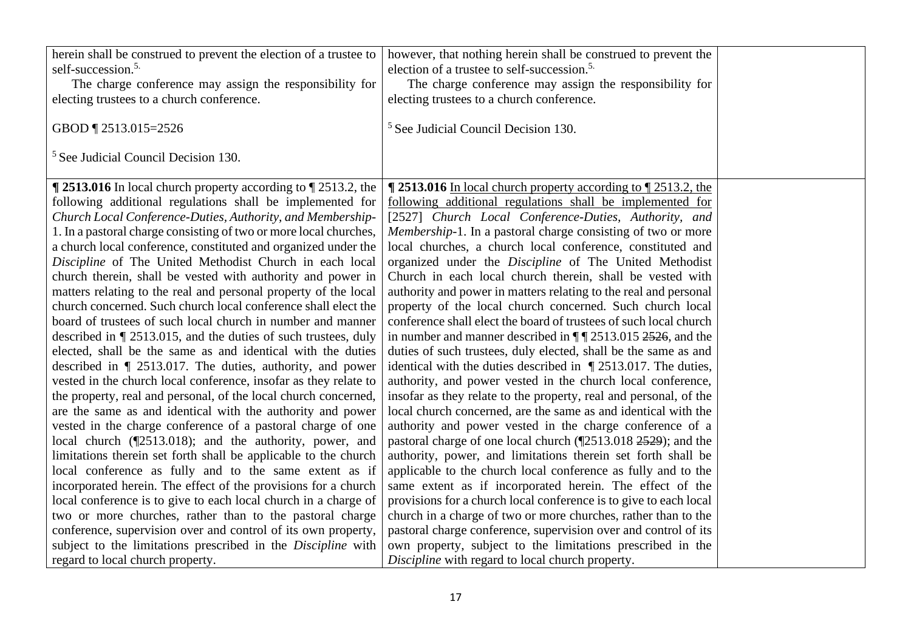| | | |
|---|---|---|
| herein shall be construed to prevent the election of a trustee to self-succession.[5.]<br><br>The charge conference may assign the responsibility for electing trustees to a church conference.<br><br>GBOD ¶ 2513.015=2526<br><br>[5] See Judicial Council Decision 130. | however, that nothing herein shall be construed to prevent the election of a trustee to self-succession.[5.]<br><br>The charge conference may assign the responsibility for electing trustees to a church conference.<br><br>[5] See Judicial Council Decision 130. | |
| **¶ 2513.016** In local church property according to ¶ 2513.2, the following additional regulations shall be implemented for *Church Local Conference-Duties, Authority, and Membership*-1. In a pastoral charge consisting of two or more local churches, a church local conference, constituted and organized under the *Discipline* of The United Methodist Church in each local church therein, shall be vested with authority and power in matters relating to the real and personal property of the local church concerned. Such church local conference shall elect the board of trustees of such local church in number and manner described in ¶ 2513.015, and the duties of such trustees, duly elected, shall be the same as and identical with the duties described in ¶ 2513.017. The duties, authority, and power vested in the church local conference, insofar as they relate to the property, real and personal, of the local church concerned, are the same as and identical with the authority and power vested in the charge conference of a pastoral charge of one local church (¶2513.018); and the authority, power, and limitations therein set forth shall be applicable to the church local conference as fully and to the same extent as if incorporated herein. The effect of the provisions for a church local conference is to give to each local church in a charge of two or more churches, rather than to the pastoral charge conference, supervision over and control of its own property, subject to the limitations prescribed in the *Discipline* with regard to local church property. | **¶ 2513.016** <u>In local church property according to ¶ 2513.2, the following additional regulations shall be implemented for</u> [2527] *Church Local Conference-Duties, Authority, and Membership*-1. In a pastoral charge consisting of two or more local churches, a church local conference, constituted and organized under the *Discipline* of The United Methodist Church in each local church therein, shall be vested with authority and power in matters relating to the real and personal property of the local church concerned. Such church local conference shall elect the board of trustees of such local church in number and manner described in ¶ ¶ 2513.015 ~~2526~~, and the duties of such trustees, duly elected, shall be the same as and identical with the duties described in ¶ 2513.017. The duties, authority, and power vested in the church local conference, insofar as they relate to the property, real and personal, of the local church concerned, are the same as and identical with the authority and power vested in the charge conference of a pastoral charge of one local church (¶2513.018 ~~2529~~); and the authority, power, and limitations therein set forth shall be applicable to the church local conference as fully and to the same extent as if incorporated herein. The effect of the provisions for a church local conference is to give to each local church in a charge of two or more churches, rather than to the pastoral charge conference, supervision over and control of its own property, subject to the limitations prescribed in the *Discipline* with regard to local church property. | |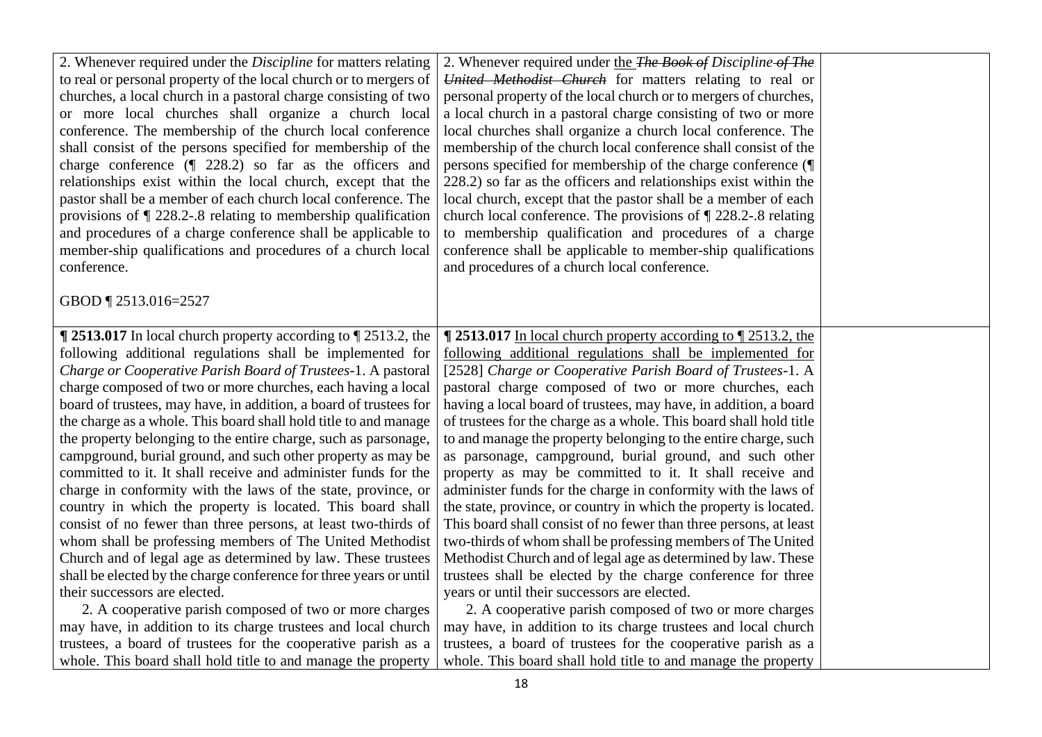| | | |
|---|---|---|
| 2. Whenever required under the *Discipline* for matters relating to real or personal property of the local church or to mergers of churches, a local church in a pastoral charge consisting of two or more local churches shall organize a church local conference. The membership of the church local conference shall consist of the persons specified for membership of the charge conference (¶ 228.2) so far as the officers and relationships exist within the local church, except that the pastor shall be a member of each church local conference. The provisions of ¶ 228.2-.8 relating to membership qualification and procedures of a charge conference shall be applicable to member-ship qualifications and procedures of a church local conference.<br><br>GBOD ¶ 2513.016=2527 | 2. Whenever required under <u>the</u> ~~*The Book of*~~ *Discipline* ~~*of The United Methodist Church*~~ for matters relating to real or personal property of the local church or to mergers of churches, a local church in a pastoral charge consisting of two or more local churches shall organize a church local conference. The membership of the church local conference shall consist of the persons specified for membership of the charge conference (¶ 228.2) so far as the officers and relationships exist within the local church, except that the pastor shall be a member of each church local conference. The provisions of ¶ 228.2-.8 relating to membership qualification and procedures of a charge conference shall be applicable to member-ship qualifications and procedures of a church local conference. | |
| **¶ 2513.017** In local church property according to ¶ 2513.2, the following additional regulations shall be implemented for *Charge or Cooperative Parish Board of Trustees*-1. A pastoral charge composed of two or more churches, each having a local board of trustees, may have, in addition, a board of trustees for the charge as a whole. This board shall hold title to and manage the property belonging to the entire charge, such as parsonage, campground, burial ground, and such other property as may be committed to it. It shall receive and administer funds for the charge in conformity with the laws of the state, province, or country in which the property is located. This board shall consist of no fewer than three persons, at least two-thirds of whom shall be professing members of The United Methodist Church and of legal age as determined by law. These trustees shall be elected by the charge conference for three years or until their successors are elected.<br>2. A cooperative parish composed of two or more charges may have, in addition to its charge trustees and local church trustees, a board of trustees for the cooperative parish as a whole. This board shall hold title to and manage the property | **¶ 2513.017** <u>In local church property according to ¶ 2513.2, the following additional regulations shall be implemented for</u> [2528] *Charge or Cooperative Parish Board of Trustees*-1. A pastoral charge composed of two or more churches, each having a local board of trustees, may have, in addition, a board of trustees for the charge as a whole. This board shall hold title to and manage the property belonging to the entire charge, such as parsonage, campground, burial ground, and such other property as may be committed to it. It shall receive and administer funds for the charge in conformity with the laws of the state, province, or country in which the property is located. This board shall consist of no fewer than three persons, at least two-thirds of whom shall be professing members of The United Methodist Church and of legal age as determined by law. These trustees shall be elected by the charge conference for three years or until their successors are elected.<br>2. A cooperative parish composed of two or more charges may have, in addition to its charge trustees and local church trustees, a board of trustees for the cooperative parish as a whole. This board shall hold title to and manage the property | |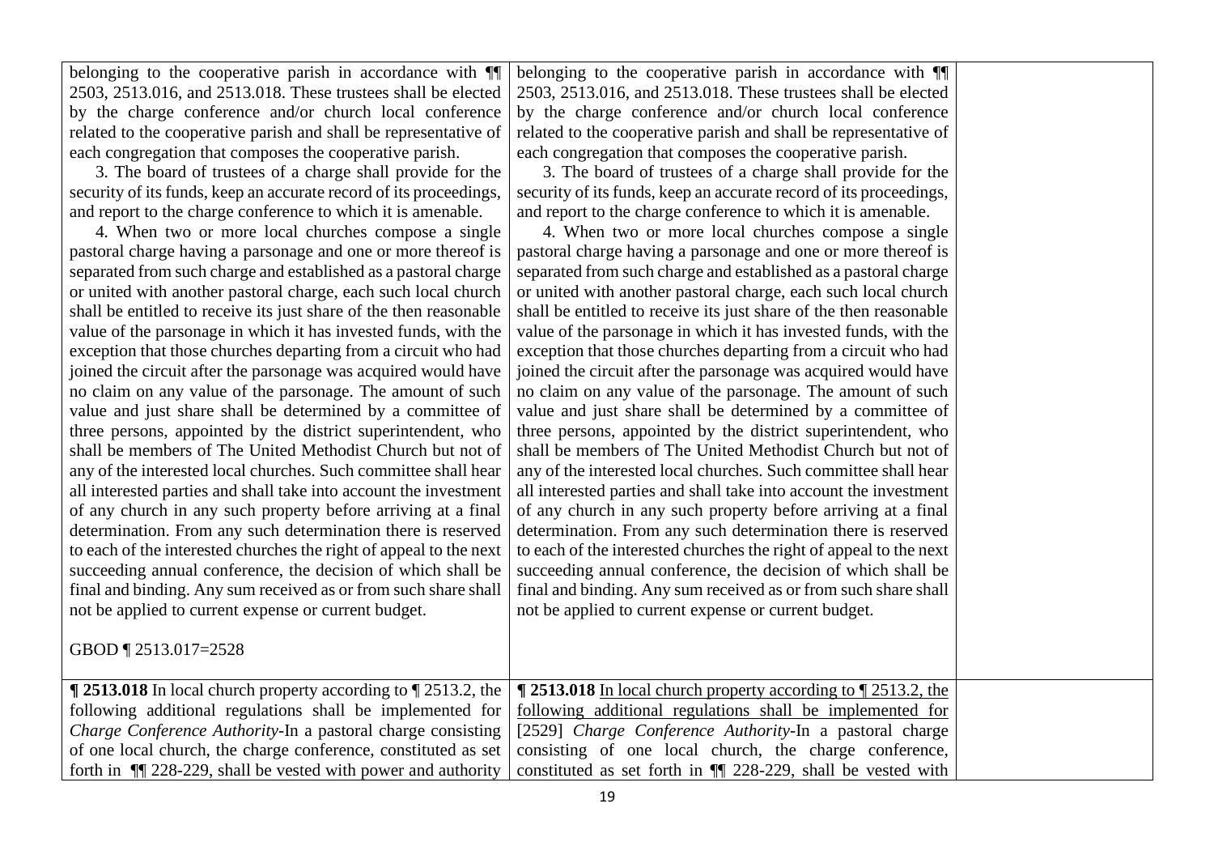| | | |
|---|---|---|
| belonging to the cooperative parish in accordance with ¶¶ 2503, 2513.016, and 2513.018. These trustees shall be elected by the charge conference and/or church local conference related to the cooperative parish and shall be representative of each congregation that composes the cooperative parish.<br><br>3. The board of trustees of a charge shall provide for the security of its funds, keep an accurate record of its proceedings, and report to the charge conference to which it is amenable.<br><br>4. When two or more local churches compose a single pastoral charge having a parsonage and one or more thereof is separated from such charge and established as a pastoral charge or united with another pastoral charge, each such local church shall be entitled to receive its just share of the then reasonable value of the parsonage in which it has invested funds, with the exception that those churches departing from a circuit who had joined the circuit after the parsonage was acquired would have no claim on any value of the parsonage. The amount of such value and just share shall be determined by a committee of three persons, appointed by the district superintendent, who shall be members of The United Methodist Church but not of any of the interested local churches. Such committee shall hear all interested parties and shall take into account the investment of any church in any such property before arriving at a final determination. From any such determination there is reserved to each of the interested churches the right of appeal to the next succeeding annual conference, the decision of which shall be final and binding. Any sum received as or from such share shall not be applied to current expense or current budget.<br><br>GBOD ¶ 2513.017=2528 | belonging to the cooperative parish in accordance with ¶¶ 2503, 2513.016, and 2513.018. These trustees shall be elected by the charge conference and/or church local conference related to the cooperative parish and shall be representative of each congregation that composes the cooperative parish.<br><br>3. The board of trustees of a charge shall provide for the security of its funds, keep an accurate record of its proceedings, and report to the charge conference to which it is amenable.<br><br>4. When two or more local churches compose a single pastoral charge having a parsonage and one or more thereof is separated from such charge and established as a pastoral charge or united with another pastoral charge, each such local church shall be entitled to receive its just share of the then reasonable value of the parsonage in which it has invested funds, with the exception that those churches departing from a circuit who had joined the circuit after the parsonage was acquired would have no claim on any value of the parsonage. The amount of such value and just share shall be determined by a committee of three persons, appointed by the district superintendent, who shall be members of The United Methodist Church but not of any of the interested local churches. Such committee shall hear all interested parties and shall take into account the investment of any church in any such property before arriving at a final determination. From any such determination there is reserved to each of the interested churches the right of appeal to the next succeeding annual conference, the decision of which shall be final and binding. Any sum received as or from such share shall not be applied to current expense or current budget. | |
| **¶ 2513.018** In local church property according to ¶ 2513.2, the following additional regulations shall be implemented for *Charge Conference Authority*-In a pastoral charge consisting of one local church, the charge conference, constituted as set forth in ¶¶ 228-229, shall be vested with power and authority | **¶ 2513.018** <u>In local church property according to ¶ 2513.2, the following additional regulations shall be implemented for</u> [2529] *Charge Conference Authority*-In a pastoral charge consisting of one local church, the charge conference, constituted as set forth in ¶¶ 228-229, shall be vested with | |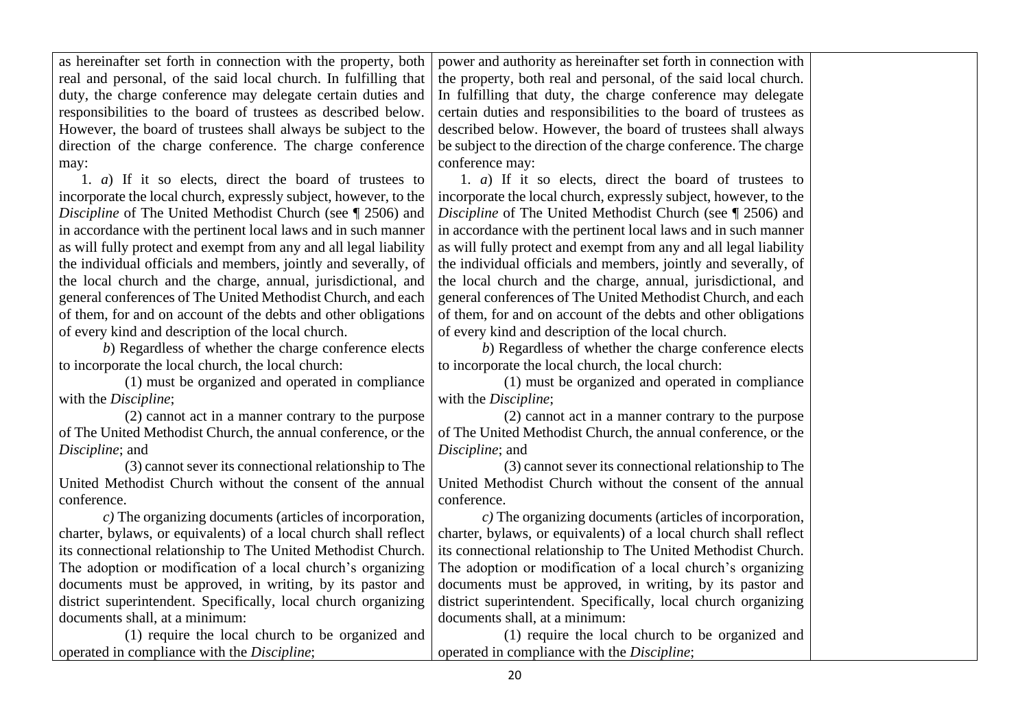| | | |
|---|---|---|
| as hereinafter set forth in connection with the property, both real and personal, of the said local church. In fulfilling that duty, the charge conference may delegate certain duties and responsibilities to the board of trustees as described below. However, the board of trustees shall always be subject to the direction of the charge conference. The charge conference may:<br>1. *a*) If it so elects, direct the board of trustees to incorporate the local church, expressly subject, however, to the *Discipline* of The United Methodist Church (see ¶ 2506) and in accordance with the pertinent local laws and in such manner as will fully protect and exempt from any and all legal liability the individual officials and members, jointly and severally, of the local church and the charge, annual, jurisdictional, and general conferences of The United Methodist Church, and each of them, for and on account of the debts and other obligations of every kind and description of the local church.<br>*b*) Regardless of whether the charge conference elects to incorporate the local church, the local church:<br>(1) must be organized and operated in compliance with the *Discipline*;<br>(2) cannot act in a manner contrary to the purpose of The United Methodist Church, the annual conference, or the *Discipline*; and<br>(3) cannot sever its connectional relationship to The United Methodist Church without the consent of the annual conference.<br>*c)* The organizing documents (articles of incorporation, charter, bylaws, or equivalents) of a local church shall reflect its connectional relationship to The United Methodist Church. The adoption or modification of a local church's organizing documents must be approved, in writing, by its pastor and district superintendent. Specifically, local church organizing documents shall, at a minimum:<br>(1) require the local church to be organized and operated in compliance with the *Discipline*; | power and authority as hereinafter set forth in connection with the property, both real and personal, of the said local church. In fulfilling that duty, the charge conference may delegate certain duties and responsibilities to the board of trustees as described below. However, the board of trustees shall always be subject to the direction of the charge conference. The charge conference may:<br>1. *a*) If it so elects, direct the board of trustees to incorporate the local church, expressly subject, however, to the *Discipline* of The United Methodist Church (see ¶ 2506) and in accordance with the pertinent local laws and in such manner as will fully protect and exempt from any and all legal liability the individual officials and members, jointly and severally, of the local church and the charge, annual, jurisdictional, and general conferences of The United Methodist Church, and each of them, for and on account of the debts and other obligations of every kind and description of the local church.<br>*b*) Regardless of whether the charge conference elects to incorporate the local church, the local church:<br>(1) must be organized and operated in compliance with the *Discipline*;<br>(2) cannot act in a manner contrary to the purpose of The United Methodist Church, the annual conference, or the *Discipline*; and<br>(3) cannot sever its connectional relationship to The United Methodist Church without the consent of the annual conference.<br>*c)* The organizing documents (articles of incorporation, charter, bylaws, or equivalents) of a local church shall reflect its connectional relationship to The United Methodist Church. The adoption or modification of a local church's organizing documents must be approved, in writing, by its pastor and district superintendent. Specifically, local church organizing documents shall, at a minimum:<br>(1) require the local church to be organized and operated in compliance with the *Discipline*; | |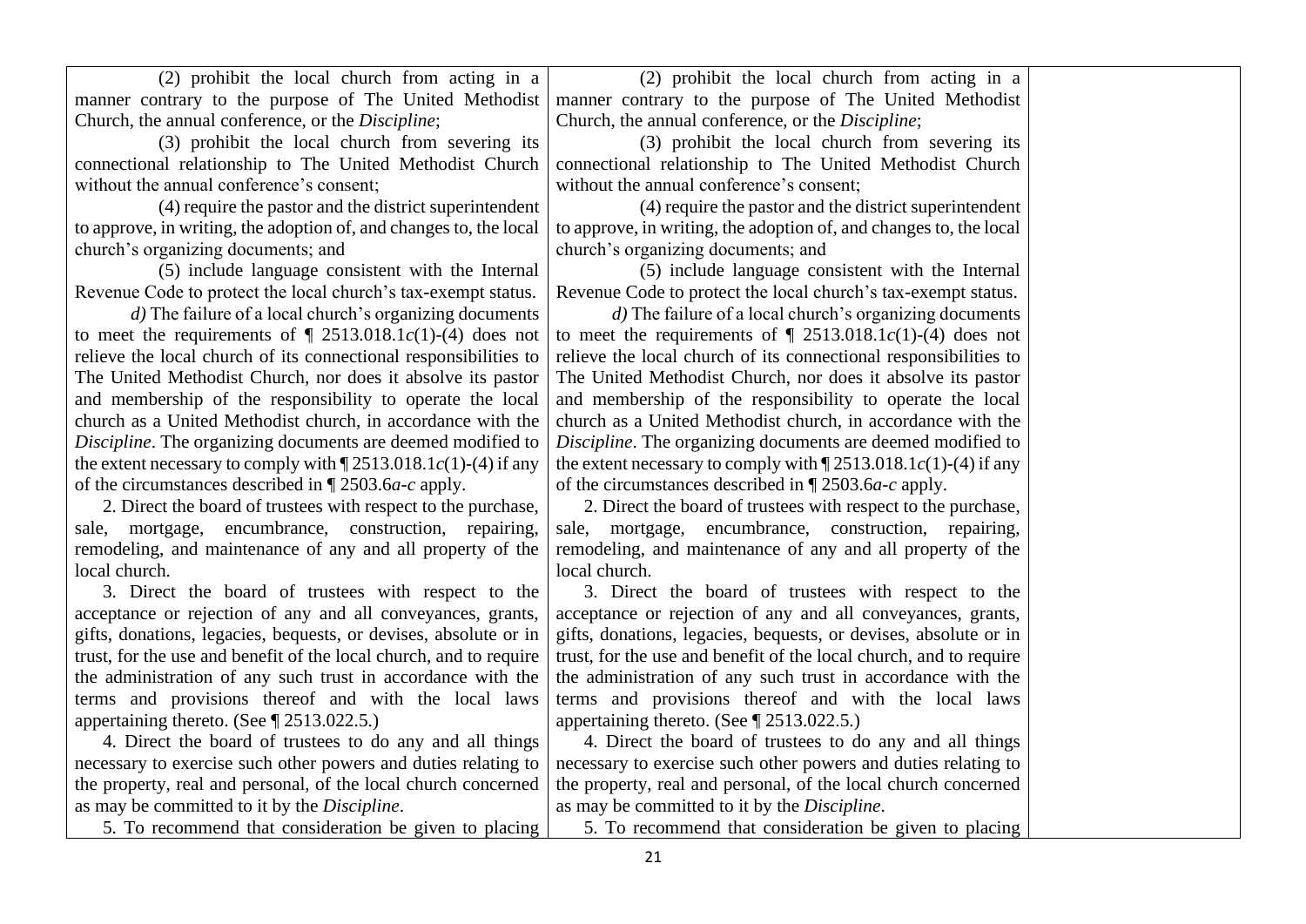| | | |
|---|---|---|
| (2) prohibit the local church from acting in a manner contrary to the purpose of The United Methodist Church, the annual conference, or the *Discipline*;<br><br>(3) prohibit the local church from severing its connectional relationship to The United Methodist Church without the annual conference's consent;<br><br>(4) require the pastor and the district superintendent to approve, in writing, the adoption of, and changes to, the local church's organizing documents; and<br><br>(5) include language consistent with the Internal Revenue Code to protect the local church's tax-exempt status.<br><br>*d)* The failure of a local church's organizing documents to meet the requirements of ¶ 2513.018.1*c*(1)-(4) does not relieve the local church of its connectional responsibilities to The United Methodist Church, nor does it absolve its pastor and membership of the responsibility to operate the local church as a United Methodist church, in accordance with the *Discipline*. The organizing documents are deemed modified to the extent necessary to comply with ¶ 2513.018.1*c*(1)-(4) if any of the circumstances described in ¶ 2503.6*a-c* apply.<br><br>2. Direct the board of trustees with respect to the purchase, sale, mortgage, encumbrance, construction, repairing, remodeling, and maintenance of any and all property of the local church.<br><br>3. Direct the board of trustees with respect to the acceptance or rejection of any and all conveyances, grants, gifts, donations, legacies, bequests, or devises, absolute or in trust, for the use and benefit of the local church, and to require the administration of any such trust in accordance with the terms and provisions thereof and with the local laws appertaining thereto. (See ¶ 2513.022.5.)<br><br>4. Direct the board of trustees to do any and all things necessary to exercise such other powers and duties relating to the property, real and personal, of the local church concerned as may be committed to it by the *Discipline*.<br><br>5. To recommend that consideration be given to placing | (2) prohibit the local church from acting in a manner contrary to the purpose of The United Methodist Church, the annual conference, or the *Discipline*;<br><br>(3) prohibit the local church from severing its connectional relationship to The United Methodist Church without the annual conference's consent;<br><br>(4) require the pastor and the district superintendent to approve, in writing, the adoption of, and changes to, the local church's organizing documents; and<br><br>(5) include language consistent with the Internal Revenue Code to protect the local church's tax-exempt status.<br><br>*d)* The failure of a local church's organizing documents to meet the requirements of ¶ 2513.018.1*c*(1)-(4) does not relieve the local church of its connectional responsibilities to The United Methodist Church, nor does it absolve its pastor and membership of the responsibility to operate the local church as a United Methodist church, in accordance with the *Discipline*. The organizing documents are deemed modified to the extent necessary to comply with ¶ 2513.018.1*c*(1)-(4) if any of the circumstances described in ¶ 2503.6*a-c* apply.<br><br>2. Direct the board of trustees with respect to the purchase, sale, mortgage, encumbrance, construction, repairing, remodeling, and maintenance of any and all property of the local church.<br><br>3. Direct the board of trustees with respect to the acceptance or rejection of any and all conveyances, grants, gifts, donations, legacies, bequests, or devises, absolute or in trust, for the use and benefit of the local church, and to require the administration of any such trust in accordance with the terms and provisions thereof and with the local laws appertaining thereto. (See ¶ 2513.022.5.)<br><br>4. Direct the board of trustees to do any and all things necessary to exercise such other powers and duties relating to the property, real and personal, of the local church concerned as may be committed to it by the *Discipline*.<br><br>5. To recommend that consideration be given to placing | |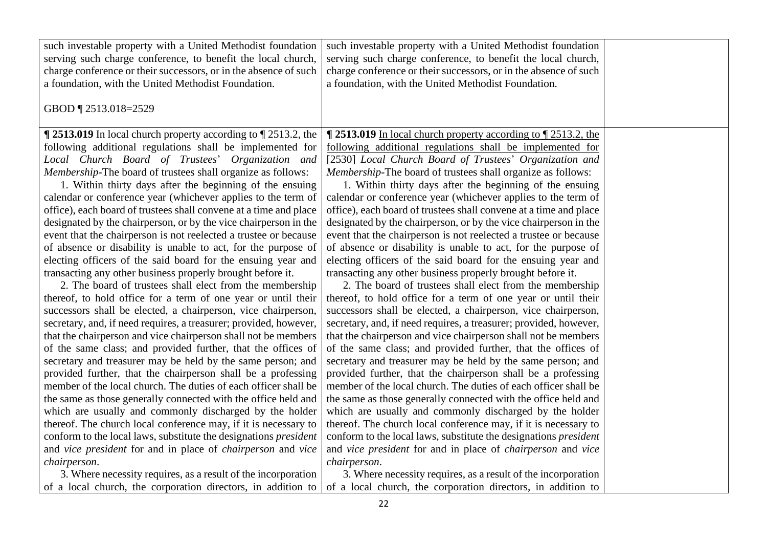| | | |
|---|---|---|
| such investable property with a United Methodist foundation serving such charge conference, to benefit the local church, charge conference or their successors, or in the absence of such a foundation, with the United Methodist Foundation.<br><br>GBOD ¶ 2513.018=2529 | such investable property with a United Methodist foundation serving such charge conference, to benefit the local church, charge conference or their successors, or in the absence of such a foundation, with the United Methodist Foundation. | |
| **¶ 2513.019** In local church property according to ¶ 2513.2, the following additional regulations shall be implemented for *Local Church Board of Trustees*' *Organization and Membership*-The board of trustees shall organize as follows:<br>1. Within thirty days after the beginning of the ensuing calendar or conference year (whichever applies to the term of office), each board of trustees shall convene at a time and place designated by the chairperson, or by the vice chairperson in the event that the chairperson is not reelected a trustee or because of absence or disability is unable to act, for the purpose of electing officers of the said board for the ensuing year and transacting any other business properly brought before it.<br>2. The board of trustees shall elect from the membership thereof, to hold office for a term of one year or until their successors shall be elected, a chairperson, vice chairperson, secretary, and, if need requires, a treasurer; provided, however, that the chairperson and vice chairperson shall not be members of the same class; and provided further, that the offices of secretary and treasurer may be held by the same person; and provided further, that the chairperson shall be a professing member of the local church. The duties of each officer shall be the same as those generally connected with the office held and which are usually and commonly discharged by the holder thereof. The church local conference may, if it is necessary to conform to the local laws, substitute the designations *president* and *vice president* for and in place of *chairperson* and *vice chairperson*.<br>3. Where necessity requires, as a result of the incorporation of a local church, the corporation directors, in addition to | **¶ 2513.019** <u>In local church property according to ¶ 2513.2, the following additional regulations shall be implemented for</u> [2530] *Local Church Board of Trustees*' *Organization and Membership*-The board of trustees shall organize as follows:<br>1. Within thirty days after the beginning of the ensuing calendar or conference year (whichever applies to the term of office), each board of trustees shall convene at a time and place designated by the chairperson, or by the vice chairperson in the event that the chairperson is not reelected a trustee or because of absence or disability is unable to act, for the purpose of electing officers of the said board for the ensuing year and transacting any other business properly brought before it.<br>2. The board of trustees shall elect from the membership thereof, to hold office for a term of one year or until their successors shall be elected, a chairperson, vice chairperson, secretary, and, if need requires, a treasurer; provided, however, that the chairperson and vice chairperson shall not be members of the same class; and provided further, that the offices of secretary and treasurer may be held by the same person; and provided further, that the chairperson shall be a professing member of the local church. The duties of each officer shall be the same as those generally connected with the office held and which are usually and commonly discharged by the holder thereof. The church local conference may, if it is necessary to conform to the local laws, substitute the designations *president* and *vice president* for and in place of *chairperson* and *vice chairperson*.<br>3. Where necessity requires, as a result of the incorporation of a local church, the corporation directors, in addition to | |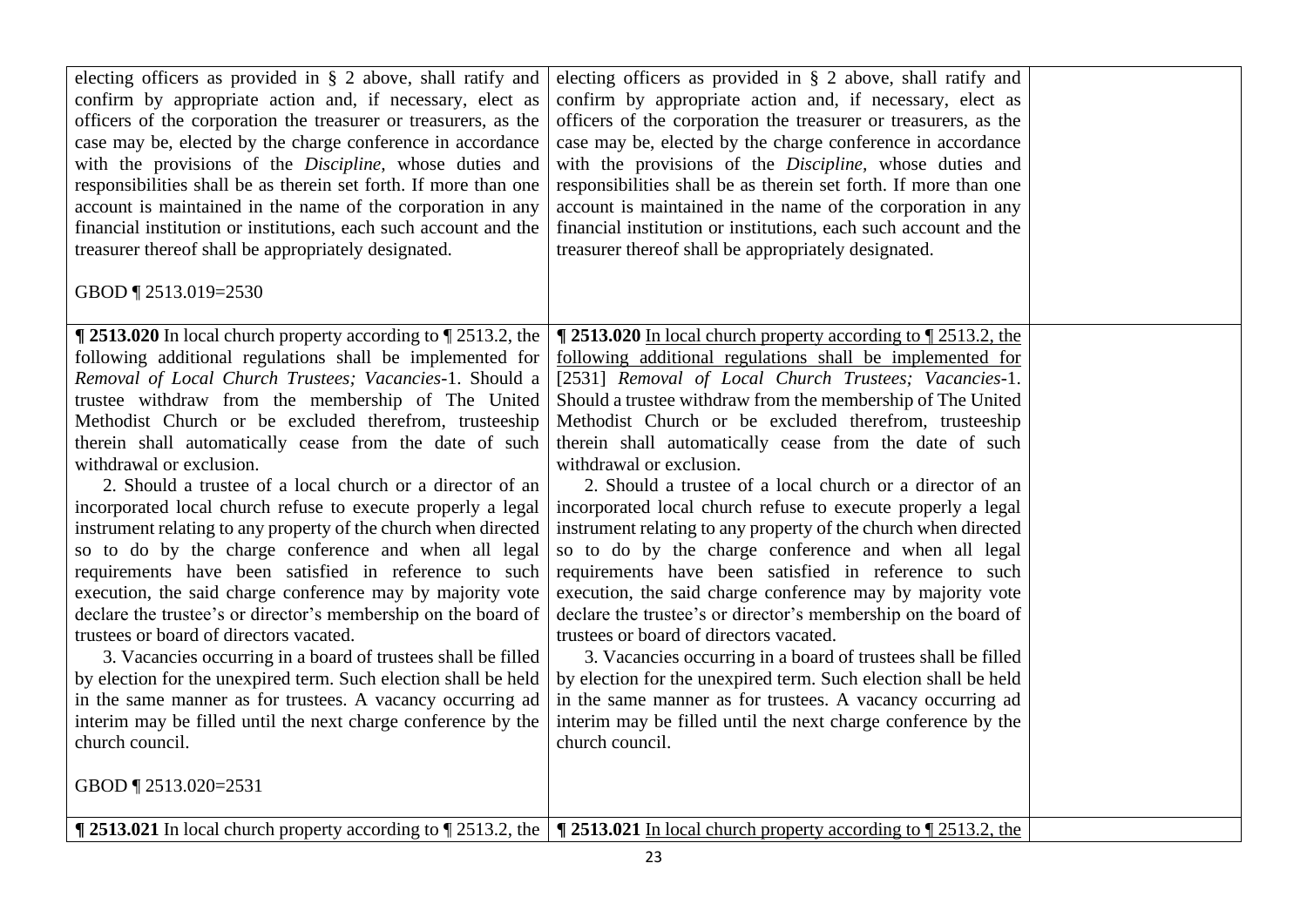| | | |
|---|---|---|
| electing officers as provided in § 2 above, shall ratify and confirm by appropriate action and, if necessary, elect as officers of the corporation the treasurer or treasurers, as the case may be, elected by the charge conference in accordance with the provisions of the *Discipline,* whose duties and responsibilities shall be as therein set forth. If more than one account is maintained in the name of the corporation in any financial institution or institutions, each such account and the treasurer thereof shall be appropriately designated.<br><br>GBOD ¶ 2513.019=2530 | electing officers as provided in § 2 above, shall ratify and confirm by appropriate action and, if necessary, elect as officers of the corporation the treasurer or treasurers, as the case may be, elected by the charge conference in accordance with the provisions of the *Discipline,* whose duties and responsibilities shall be as therein set forth. If more than one account is maintained in the name of the corporation in any financial institution or institutions, each such account and the treasurer thereof shall be appropriately designated. | |
| **¶ 2513.020** In local church property according to ¶ 2513.2, the following additional regulations shall be implemented for *Removal of Local Church Trustees; Vacancies*-1. Should a trustee withdraw from the membership of The United Methodist Church or be excluded therefrom, trusteeship therein shall automatically cease from the date of such withdrawal or exclusion.<br>2. Should a trustee of a local church or a director of an incorporated local church refuse to execute properly a legal instrument relating to any property of the church when directed so to do by the charge conference and when all legal requirements have been satisfied in reference to such execution, the said charge conference may by majority vote declare the trustee's or director's membership on the board of trustees or board of directors vacated.<br>3. Vacancies occurring in a board of trustees shall be filled by election for the unexpired term. Such election shall be held in the same manner as for trustees. A vacancy occurring ad interim may be filled until the next charge conference by the church council.<br><br>GBOD ¶ 2513.020=2531 | **¶ 2513.020** <u>In local church property according to ¶ 2513.2, the following additional regulations shall be implemented for</u> [2531] *Removal of Local Church Trustees; Vacancies*-1. Should a trustee withdraw from the membership of The United Methodist Church or be excluded therefrom, trusteeship therein shall automatically cease from the date of such withdrawal or exclusion.<br>2. Should a trustee of a local church or a director of an incorporated local church refuse to execute properly a legal instrument relating to any property of the church when directed so to do by the charge conference and when all legal requirements have been satisfied in reference to such execution, the said charge conference may by majority vote declare the trustee's or director's membership on the board of trustees or board of directors vacated.<br>3. Vacancies occurring in a board of trustees shall be filled by election for the unexpired term. Such election shall be held in the same manner as for trustees. A vacancy occurring ad interim may be filled until the next charge conference by the church council. | |
| **¶ 2513.021** In local church property according to ¶ 2513.2, the | **¶ 2513.021** <u>In local church property according to ¶ 2513.2, the</u> | |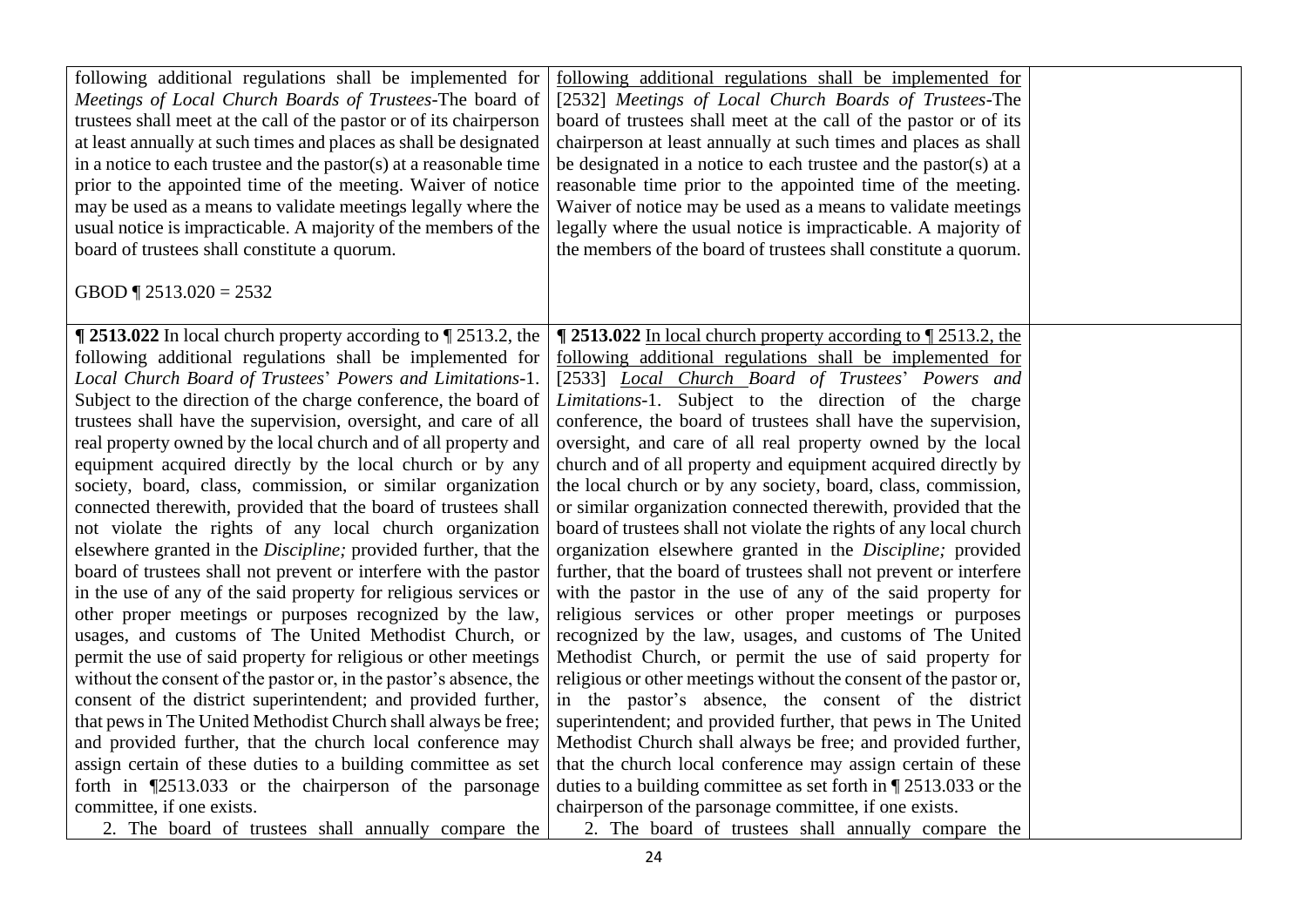| | | |
|---|---|---|
| following additional regulations shall be implemented for *Meetings of Local Church Boards of Trustees*-The board of trustees shall meet at the call of the pastor or of its chairperson at least annually at such times and places as shall be designated in a notice to each trustee and the pastor(s) at a reasonable time prior to the appointed time of the meeting. Waiver of notice may be used as a means to validate meetings legally where the usual notice is impracticable. A majority of the members of the board of trustees shall constitute a quorum.<br><br>GBOD ¶ 2513.020 = 2532 | <u>following additional regulations shall be implemented for</u> [2532] *Meetings of Local Church Boards of Trustees*-The board of trustees shall meet at the call of the pastor or of its chairperson at least annually at such times and places as shall be designated in a notice to each trustee and the pastor(s) at a reasonable time prior to the appointed time of the meeting. Waiver of notice may be used as a means to validate meetings legally where the usual notice is impracticable. A majority of the members of the board of trustees shall constitute a quorum. | |
| **¶ 2513.022** In local church property according to ¶ 2513.2, the following additional regulations shall be implemented for *Local Church Board of Trustees*' *Powers and Limitations*-1. Subject to the direction of the charge conference, the board of trustees shall have the supervision, oversight, and care of all real property owned by the local church and of all property and equipment acquired directly by the local church or by any society, board, class, commission, or similar organization connected therewith, provided that the board of trustees shall not violate the rights of any local church organization elsewhere granted in the *Discipline;* provided further, that the board of trustees shall not prevent or interfere with the pastor in the use of any of the said property for religious services or other proper meetings or purposes recognized by the law, usages, and customs of The United Methodist Church, or permit the use of said property for religious or other meetings without the consent of the pastor or, in the pastor's absence, the consent of the district superintendent; and provided further, that pews in The United Methodist Church shall always be free; and provided further, that the church local conference may assign certain of these duties to a building committee as set forth in ¶2513.033 or the chairperson of the parsonage committee, if one exists.<br>2. The board of trustees shall annually compare the | **¶ 2513.022** <u>In local church property according to ¶ 2513.2, the following additional regulations shall be implemented for</u> [2533] <u>*Local Church*</u> *Board of Trustees*' *Powers and Limitations*-1. Subject to the direction of the charge conference, the board of trustees shall have the supervision, oversight, and care of all real property owned by the local church and of all property and equipment acquired directly by the local church or by any society, board, class, commission, or similar organization connected therewith, provided that the board of trustees shall not violate the rights of any local church organization elsewhere granted in the *Discipline;* provided further, that the board of trustees shall not prevent or interfere with the pastor in the use of any of the said property for religious services or other proper meetings or purposes recognized by the law, usages, and customs of The United Methodist Church, or permit the use of said property for religious or other meetings without the consent of the pastor or, in the pastor's absence, the consent of the district superintendent; and provided further, that pews in The United Methodist Church shall always be free; and provided further, that the church local conference may assign certain of these duties to a building committee as set forth in ¶ 2513.033 or the chairperson of the parsonage committee, if one exists.<br>2. The board of trustees shall annually compare the | |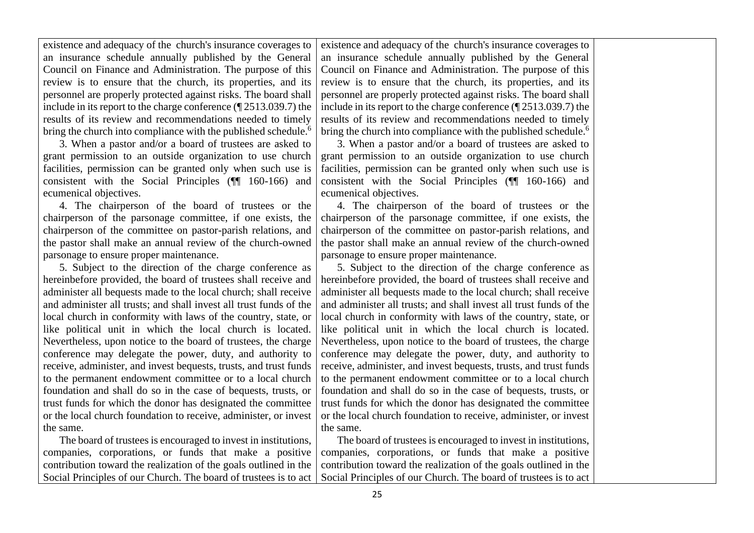| | | |
|---|---|---|
| existence and adequacy of the church's insurance coverages to an insurance schedule annually published by the General Council on Finance and Administration. The purpose of this review is to ensure that the church, its properties, and its personnel are properly protected against risks. The board shall include in its report to the charge conference (¶ 2513.039.7) the results of its review and recommendations needed to timely bring the church into compliance with the published schedule.[6]<br><br>3. When a pastor and/or a board of trustees are asked to grant permission to an outside organization to use church facilities, permission can be granted only when such use is consistent with the Social Principles (¶¶ 160-166) and ecumenical objectives.<br><br>4. The chairperson of the board of trustees or the chairperson of the parsonage committee, if one exists, the chairperson of the committee on pastor-parish relations, and the pastor shall make an annual review of the church-owned parsonage to ensure proper maintenance.<br><br>5. Subject to the direction of the charge conference as hereinbefore provided, the board of trustees shall receive and administer all bequests made to the local church; shall receive and administer all trusts; and shall invest all trust funds of the local church in conformity with laws of the country, state, or like political unit in which the local church is located. Nevertheless, upon notice to the board of trustees, the charge conference may delegate the power, duty, and authority to receive, administer, and invest bequests, trusts, and trust funds to the permanent endowment committee or to a local church foundation and shall do so in the case of bequests, trusts, or trust funds for which the donor has designated the committee or the local church foundation to receive, administer, or invest the same.<br><br>The board of trustees is encouraged to invest in institutions, companies, corporations, or funds that make a positive contribution toward the realization of the goals outlined in the Social Principles of our Church. The board of trustees is to act | existence and adequacy of the church's insurance coverages to an insurance schedule annually published by the General Council on Finance and Administration. The purpose of this review is to ensure that the church, its properties, and its personnel are properly protected against risks. The board shall include in its report to the charge conference (¶ 2513.039.7) the results of its review and recommendations needed to timely bring the church into compliance with the published schedule.[6]<br><br>3. When a pastor and/or a board of trustees are asked to grant permission to an outside organization to use church facilities, permission can be granted only when such use is consistent with the Social Principles (¶¶ 160-166) and ecumenical objectives.<br><br>4. The chairperson of the board of trustees or the chairperson of the parsonage committee, if one exists, the chairperson of the committee on pastor-parish relations, and the pastor shall make an annual review of the church-owned parsonage to ensure proper maintenance.<br><br>5. Subject to the direction of the charge conference as hereinbefore provided, the board of trustees shall receive and administer all bequests made to the local church; shall receive and administer all trusts; and shall invest all trust funds of the local church in conformity with laws of the country, state, or like political unit in which the local church is located. Nevertheless, upon notice to the board of trustees, the charge conference may delegate the power, duty, and authority to receive, administer, and invest bequests, trusts, and trust funds to the permanent endowment committee or to a local church foundation and shall do so in the case of bequests, trusts, or trust funds for which the donor has designated the committee or the local church foundation to receive, administer, or invest the same.<br><br>The board of trustees is encouraged to invest in institutions, companies, corporations, or funds that make a positive contribution toward the realization of the goals outlined in the Social Principles of our Church. The board of trustees is to act | |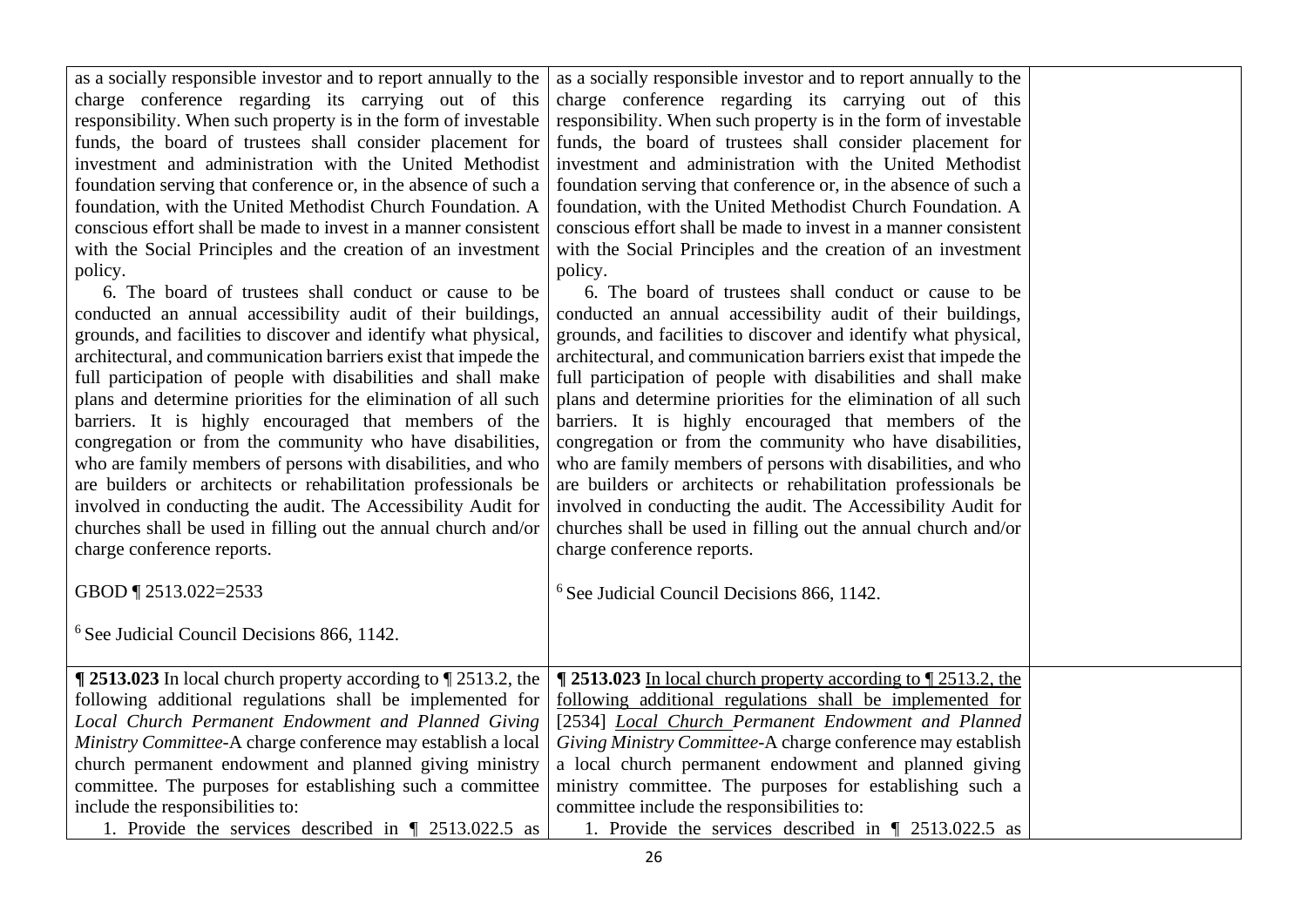| | | |
|---|---|---|
| as a socially responsible investor and to report annually to the charge conference regarding its carrying out of this responsibility. When such property is in the form of investable funds, the board of trustees shall consider placement for investment and administration with the United Methodist foundation serving that conference or, in the absence of such a foundation, with the United Methodist Church Foundation. A conscious effort shall be made to invest in a manner consistent with the Social Principles and the creation of an investment policy.<br>6. The board of trustees shall conduct or cause to be conducted an annual accessibility audit of their buildings, grounds, and facilities to discover and identify what physical, architectural, and communication barriers exist that impede the full participation of people with disabilities and shall make plans and determine priorities for the elimination of all such barriers. It is highly encouraged that members of the congregation or from the community who have disabilities, who are family members of persons with disabilities, and who are builders or architects or rehabilitation professionals be involved in conducting the audit. The Accessibility Audit for churches shall be used in filling out the annual church and/or charge conference reports.<br><br>GBOD ¶ 2513.022=2533<br><br>[6] See Judicial Council Decisions 866, 1142. | as a socially responsible investor and to report annually to the charge conference regarding its carrying out of this responsibility. When such property is in the form of investable funds, the board of trustees shall consider placement for investment and administration with the United Methodist foundation serving that conference or, in the absence of such a foundation, with the United Methodist Church Foundation. A conscious effort shall be made to invest in a manner consistent with the Social Principles and the creation of an investment policy.<br>6. The board of trustees shall conduct or cause to be conducted an annual accessibility audit of their buildings, grounds, and facilities to discover and identify what physical, architectural, and communication barriers exist that impede the full participation of people with disabilities and shall make plans and determine priorities for the elimination of all such barriers. It is highly encouraged that members of the congregation or from the community who have disabilities, who are family members of persons with disabilities, and who are builders or architects or rehabilitation professionals be involved in conducting the audit. The Accessibility Audit for churches shall be used in filling out the annual church and/or charge conference reports.<br><br>[6] See Judicial Council Decisions 866, 1142. | |
| **¶ 2513.023** In local church property according to ¶ 2513.2, the following additional regulations shall be implemented for *Local Church Permanent Endowment and Planned Giving Ministry Committee*-A charge conference may establish a local church permanent endowment and planned giving ministry committee. The purposes for establishing such a committee include the responsibilities to:<br>1. Provide the services described in ¶ 2513.022.5 as | **¶ 2513.023** <u>In local church property according to ¶ 2513.2, the following additional regulations shall be implemented for</u> [2534] <u>*Local Church*</u> *Permanent Endowment and Planned Giving Ministry Committee*-A charge conference may establish a local church permanent endowment and planned giving ministry committee. The purposes for establishing such a committee include the responsibilities to:<br>1. Provide the services described in ¶ 2513.022.5 as | |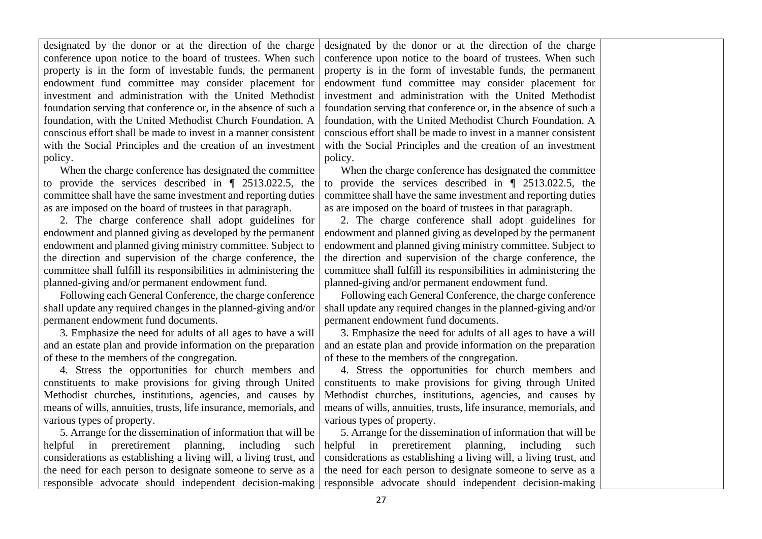| | | |
|---|---|---|
| designated by the donor or at the direction of the charge conference upon notice to the board of trustees. When such property is in the form of investable funds, the permanent endowment fund committee may consider placement for investment and administration with the United Methodist foundation serving that conference or, in the absence of such a foundation, with the United Methodist Church Foundation. A conscious effort shall be made to invest in a manner consistent with the Social Principles and the creation of an investment policy.<br>When the charge conference has designated the committee to provide the services described in ¶ 2513.022.5, the committee shall have the same investment and reporting duties as are imposed on the board of trustees in that paragraph.<br>2. The charge conference shall adopt guidelines for endowment and planned giving as developed by the permanent endowment and planned giving ministry committee. Subject to the direction and supervision of the charge conference, the committee shall fulfill its responsibilities in administering the planned-giving and/or permanent endowment fund.<br>Following each General Conference, the charge conference shall update any required changes in the planned-giving and/or permanent endowment fund documents.<br>3. Emphasize the need for adults of all ages to have a will and an estate plan and provide information on the preparation of these to the members of the congregation.<br>4. Stress the opportunities for church members and constituents to make provisions for giving through United Methodist churches, institutions, agencies, and causes by means of wills, annuities, trusts, life insurance, memorials, and various types of property.<br>5. Arrange for the dissemination of information that will be helpful in preretirement planning, including such considerations as establishing a living will, a living trust, and the need for each person to designate someone to serve as a responsible advocate should independent decision-making | designated by the donor or at the direction of the charge conference upon notice to the board of trustees. When such property is in the form of investable funds, the permanent endowment fund committee may consider placement for investment and administration with the United Methodist foundation serving that conference or, in the absence of such a foundation, with the United Methodist Church Foundation. A conscious effort shall be made to invest in a manner consistent with the Social Principles and the creation of an investment policy.<br>When the charge conference has designated the committee to provide the services described in ¶ 2513.022.5, the committee shall have the same investment and reporting duties as are imposed on the board of trustees in that paragraph.<br>2. The charge conference shall adopt guidelines for endowment and planned giving as developed by the permanent endowment and planned giving ministry committee. Subject to the direction and supervision of the charge conference, the committee shall fulfill its responsibilities in administering the planned-giving and/or permanent endowment fund.<br>Following each General Conference, the charge conference shall update any required changes in the planned-giving and/or permanent endowment fund documents.<br>3. Emphasize the need for adults of all ages to have a will and an estate plan and provide information on the preparation of these to the members of the congregation.<br>4. Stress the opportunities for church members and constituents to make provisions for giving through United Methodist churches, institutions, agencies, and causes by means of wills, annuities, trusts, life insurance, memorials, and various types of property.<br>5. Arrange for the dissemination of information that will be helpful in preretirement planning, including such considerations as establishing a living will, a living trust, and the need for each person to designate someone to serve as a responsible advocate should independent decision-making | |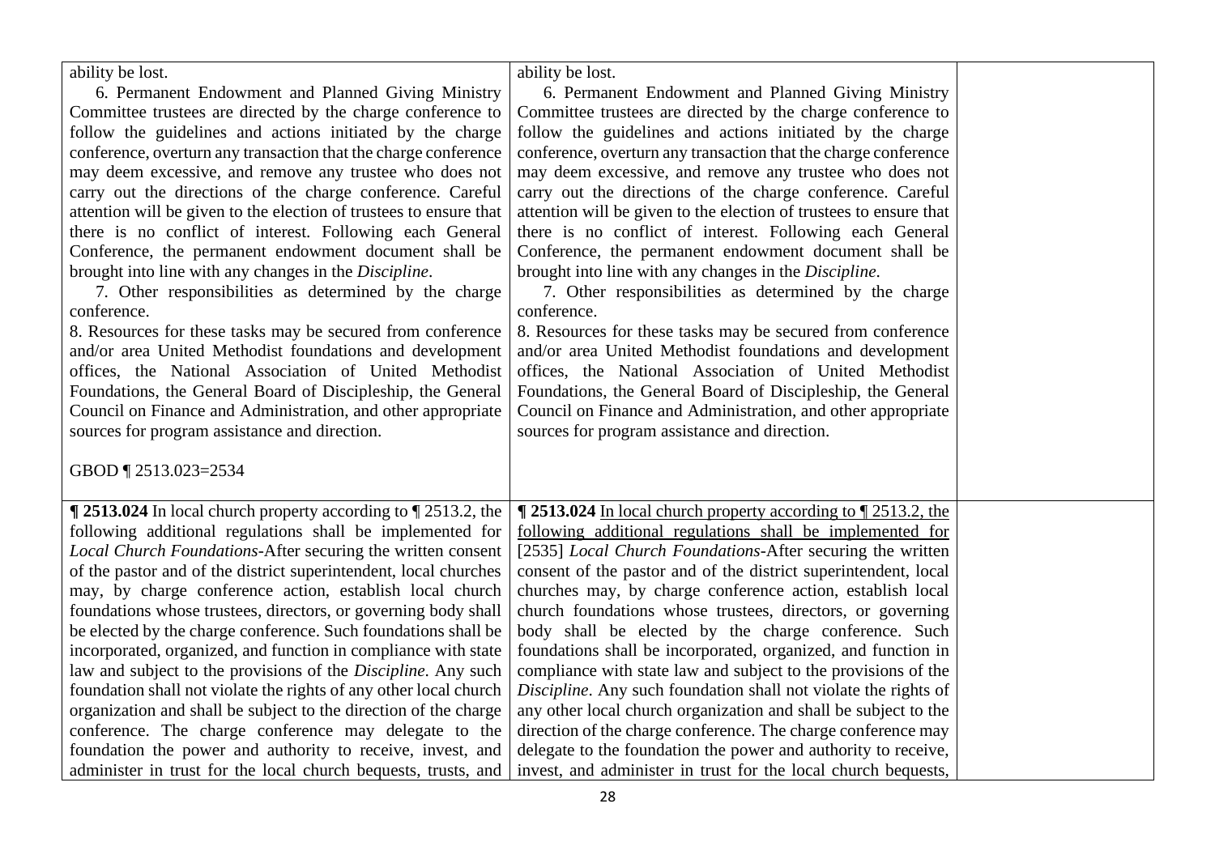| | | |
|---|---|---|
| ability be lost.<br>6. Permanent Endowment and Planned Giving Ministry Committee trustees are directed by the charge conference to follow the guidelines and actions initiated by the charge conference, overturn any transaction that the charge conference may deem excessive, and remove any trustee who does not carry out the directions of the charge conference. Careful attention will be given to the election of trustees to ensure that there is no conflict of interest. Following each General Conference, the permanent endowment document shall be brought into line with any changes in the *Discipline*.<br>7. Other responsibilities as determined by the charge conference.<br>8. Resources for these tasks may be secured from conference and/or area United Methodist foundations and development offices, the National Association of United Methodist Foundations, the General Board of Discipleship, the General Council on Finance and Administration, and other appropriate sources for program assistance and direction.<br><br>GBOD ¶ 2513.023=2534 | ability be lost.<br>6. Permanent Endowment and Planned Giving Ministry Committee trustees are directed by the charge conference to follow the guidelines and actions initiated by the charge conference, overturn any transaction that the charge conference may deem excessive, and remove any trustee who does not carry out the directions of the charge conference. Careful attention will be given to the election of trustees to ensure that there is no conflict of interest. Following each General Conference, the permanent endowment document shall be brought into line with any changes in the *Discipline*.<br>7. Other responsibilities as determined by the charge conference.<br>8. Resources for these tasks may be secured from conference and/or area United Methodist foundations and development offices, the National Association of United Methodist Foundations, the General Board of Discipleship, the General Council on Finance and Administration, and other appropriate sources for program assistance and direction. | |
| **¶ 2513.024** In local church property according to ¶ 2513.2, the following additional regulations shall be implemented for *Local Church Foundations*-After securing the written consent of the pastor and of the district superintendent, local churches may, by charge conference action, establish local church foundations whose trustees, directors, or governing body shall be elected by the charge conference. Such foundations shall be incorporated, organized, and function in compliance with state law and subject to the provisions of the *Discipline*. Any such foundation shall not violate the rights of any other local church organization and shall be subject to the direction of the charge conference. The charge conference may delegate to the foundation the power and authority to receive, invest, and administer in trust for the local church bequests, trusts, and | **¶ 2513.024** <u>In local church property according to ¶ 2513.2, the following additional regulations shall be implemented for</u> [2535] *Local Church Foundations*-After securing the written consent of the pastor and of the district superintendent, local churches may, by charge conference action, establish local church foundations whose trustees, directors, or governing body shall be elected by the charge conference. Such foundations shall be incorporated, organized, and function in compliance with state law and subject to the provisions of the *Discipline*. Any such foundation shall not violate the rights of any other local church organization and shall be subject to the direction of the charge conference. The charge conference may delegate to the foundation the power and authority to receive, invest, and administer in trust for the local church bequests, | |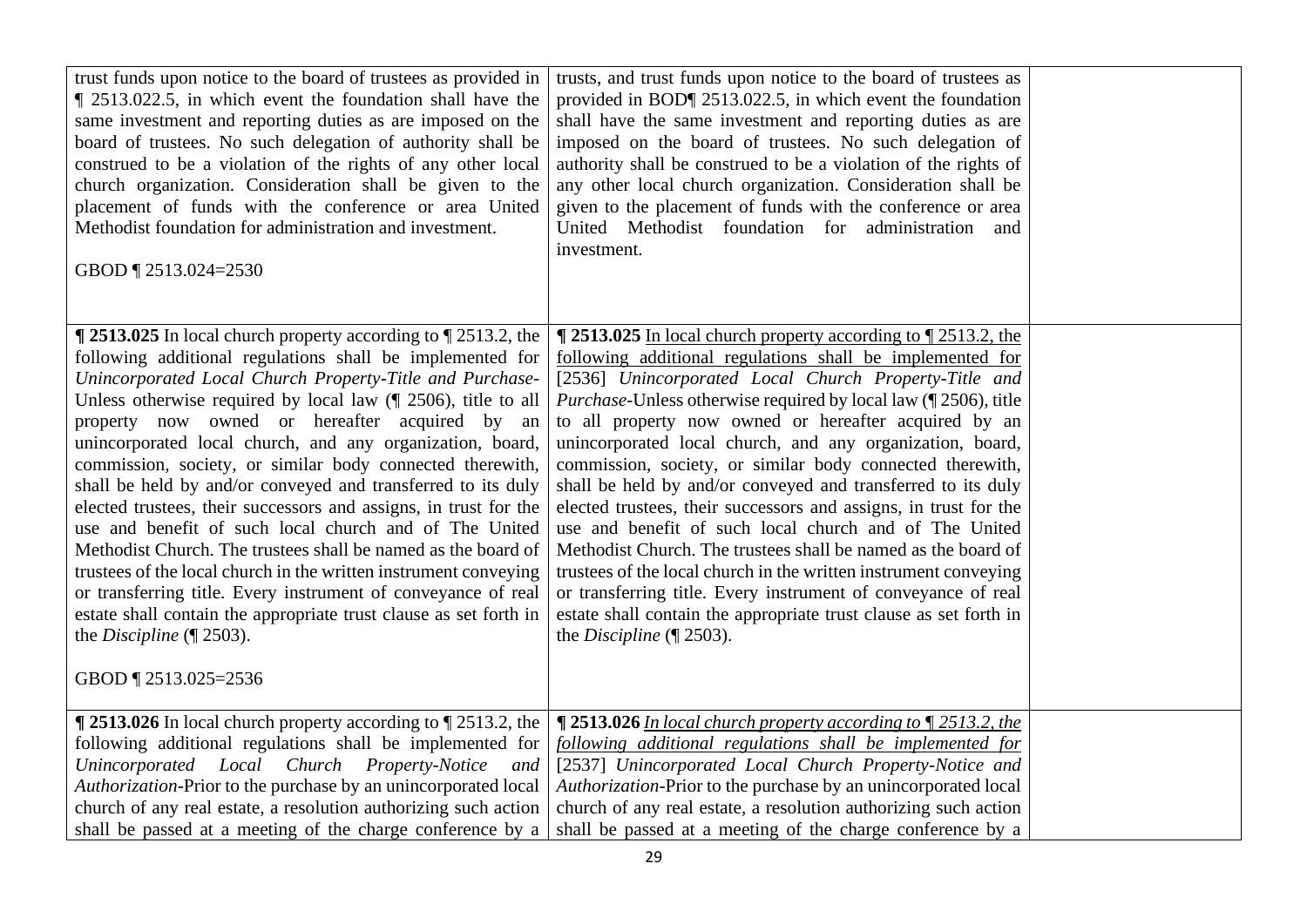| | | |
|---|---|---|
| trust funds upon notice to the board of trustees as provided in ¶ 2513.022.5, in which event the foundation shall have the same investment and reporting duties as are imposed on the board of trustees. No such delegation of authority shall be construed to be a violation of the rights of any other local church organization. Consideration shall be given to the placement of funds with the conference or area United Methodist foundation for administration and investment.<br><br>GBOD ¶ 2513.024=2530 | trusts, and trust funds upon notice to the board of trustees as provided in BOD¶ 2513.022.5, in which event the foundation shall have the same investment and reporting duties as are imposed on the board of trustees. No such delegation of authority shall be construed to be a violation of the rights of any other local church organization. Consideration shall be given to the placement of funds with the conference or area United Methodist foundation for administration and investment. | |
| **¶ 2513.025** In local church property according to ¶ 2513.2, the following additional regulations shall be implemented for *Unincorporated Local Church Property-Title and Purchase*-Unless otherwise required by local law (¶ 2506), title to all property now owned or hereafter acquired by an unincorporated local church, and any organization, board, commission, society, or similar body connected therewith, shall be held by and/or conveyed and transferred to its duly elected trustees, their successors and assigns, in trust for the use and benefit of such local church and of The United Methodist Church. The trustees shall be named as the board of trustees of the local church in the written instrument conveying or transferring title. Every instrument of conveyance of real estate shall contain the appropriate trust clause as set forth in the *Discipline* (¶ 2503).<br><br>GBOD ¶ 2513.025=2536 | **¶ 2513.025** <u>In local church property according to ¶ 2513.2, the following additional regulations shall be implemented for</u> [2536] *Unincorporated Local Church Property-Title and Purchase*-Unless otherwise required by local law (¶ 2506), title to all property now owned or hereafter acquired by an unincorporated local church, and any organization, board, commission, society, or similar body connected therewith, shall be held by and/or conveyed and transferred to its duly elected trustees, their successors and assigns, in trust for the use and benefit of such local church and of The United Methodist Church. The trustees shall be named as the board of trustees of the local church in the written instrument conveying or transferring title. Every instrument of conveyance of real estate shall contain the appropriate trust clause as set forth in the *Discipline* (¶ 2503). | |
| **¶ 2513.026** In local church property according to ¶ 2513.2, the following additional regulations shall be implemented for *Unincorporated Local Church Property-Notice and Authorization*-Prior to the purchase by an unincorporated local church of any real estate, a resolution authorizing such action shall be passed at a meeting of the charge conference by a | **¶ 2513.026** <u>*In local church property according to ¶ 2513.2, the following additional regulations shall be implemented for*</u> [2537] *Unincorporated Local Church Property-Notice and Authorization*-Prior to the purchase by an unincorporated local church of any real estate, a resolution authorizing such action shall be passed at a meeting of the charge conference by a | |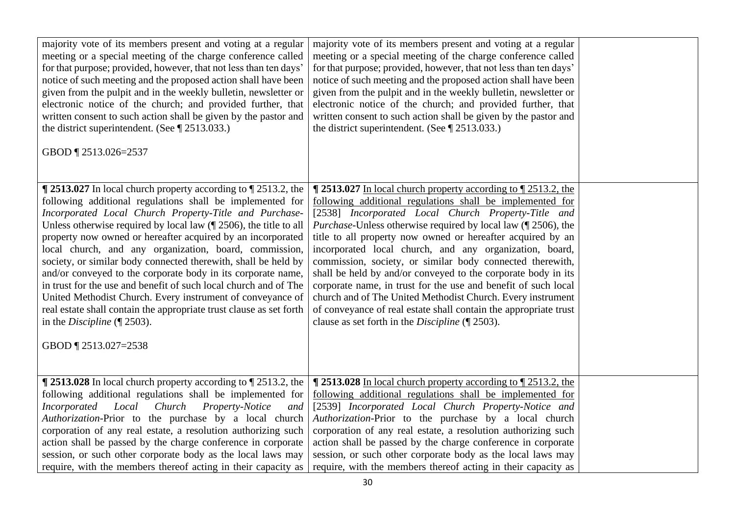| | | |
|---|---|---|
| majority vote of its members present and voting at a regular meeting or a special meeting of the charge conference called for that purpose; provided, however, that not less than ten days' notice of such meeting and the proposed action shall have been given from the pulpit and in the weekly bulletin, newsletter or electronic notice of the church; and provided further, that written consent to such action shall be given by the pastor and the district superintendent. (See ¶ 2513.033.)<br><br>GBOD ¶ 2513.026=2537 | majority vote of its members present and voting at a regular meeting or a special meeting of the charge conference called for that purpose; provided, however, that not less than ten days' notice of such meeting and the proposed action shall have been given from the pulpit and in the weekly bulletin, newsletter or electronic notice of the church; and provided further, that written consent to such action shall be given by the pastor and the district superintendent. (See ¶ 2513.033.) | |
| **¶ 2513.027** In local church property according to ¶ 2513.2, the following additional regulations shall be implemented for *Incorporated Local Church Property-Title and Purchase*-Unless otherwise required by local law (¶ 2506), the title to all property now owned or hereafter acquired by an incorporated local church, and any organization, board, commission, society, or similar body connected therewith, shall be held by and/or conveyed to the corporate body in its corporate name, in trust for the use and benefit of such local church and of The United Methodist Church. Every instrument of conveyance of real estate shall contain the appropriate trust clause as set forth in the *Discipline* (¶ 2503).<br><br>GBOD ¶ 2513.027=2538 | **¶ 2513.027** <u>In local church property according to ¶ 2513.2, the following additional regulations shall be implemented for</u> [2538] *Incorporated Local Church Property-Title and Purchase*-Unless otherwise required by local law (¶ 2506), the title to all property now owned or hereafter acquired by an incorporated local church, and any organization, board, commission, society, or similar body connected therewith, shall be held by and/or conveyed to the corporate body in its corporate name, in trust for the use and benefit of such local church and of The United Methodist Church. Every instrument of conveyance of real estate shall contain the appropriate trust clause as set forth in the *Discipline* (¶ 2503). | |
| **¶ 2513.028** In local church property according to ¶ 2513.2, the following additional regulations shall be implemented for *Incorporated Local Church Property-Notice and Authorization*-Prior to the purchase by a local church corporation of any real estate, a resolution authorizing such action shall be passed by the charge conference in corporate session, or such other corporate body as the local laws may require, with the members thereof acting in their capacity as | **¶ 2513.028** <u>In local church property according to ¶ 2513.2, the following additional regulations shall be implemented for</u> [2539] *Incorporated Local Church Property-Notice and Authorization*-Prior to the purchase by a local church corporation of any real estate, a resolution authorizing such action shall be passed by the charge conference in corporate session, or such other corporate body as the local laws may require, with the members thereof acting in their capacity as | |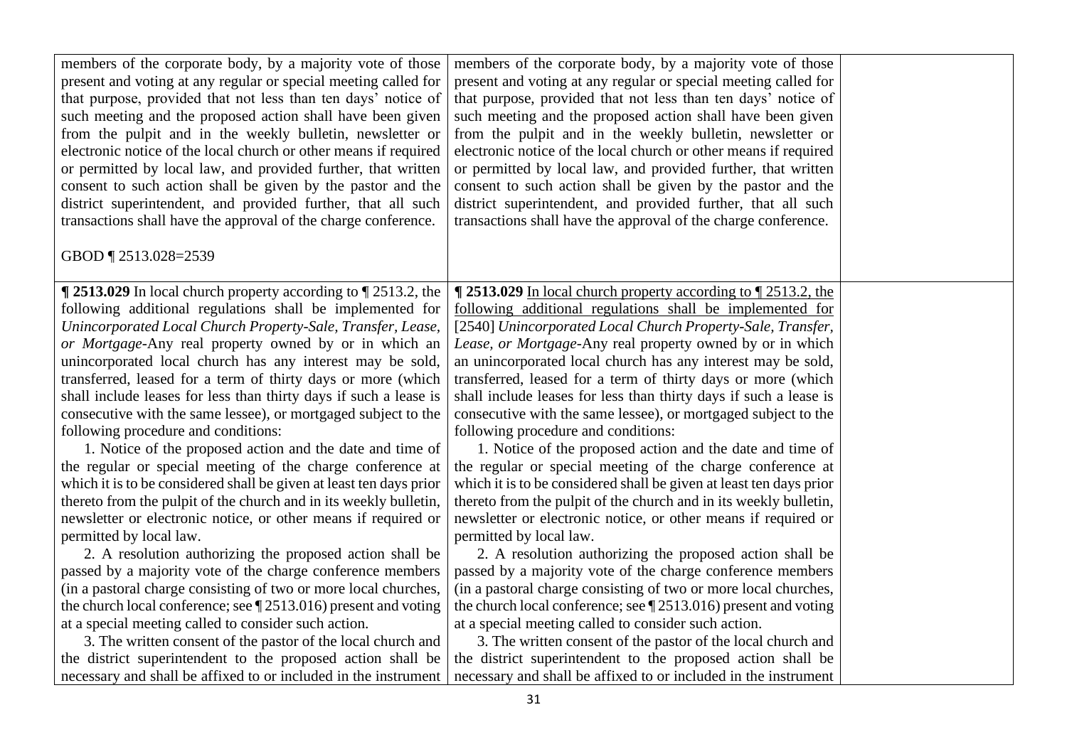| | | |
|---|---|---|
| members of the corporate body, by a majority vote of those present and voting at any regular or special meeting called for that purpose, provided that not less than ten days' notice of such meeting and the proposed action shall have been given from the pulpit and in the weekly bulletin, newsletter or electronic notice of the local church or other means if required or permitted by local law, and provided further, that written consent to such action shall be given by the pastor and the district superintendent, and provided further, that all such transactions shall have the approval of the charge conference.<br><br>GBOD ¶ 2513.028=2539 | members of the corporate body, by a majority vote of those present and voting at any regular or special meeting called for that purpose, provided that not less than ten days' notice of such meeting and the proposed action shall have been given from the pulpit and in the weekly bulletin, newsletter or electronic notice of the local church or other means if required or permitted by local law, and provided further, that written consent to such action shall be given by the pastor and the district superintendent, and provided further, that all such transactions shall have the approval of the charge conference. | |
| **¶ 2513.029** In local church property according to ¶ 2513.2, the following additional regulations shall be implemented for *Unincorporated Local Church Property-Sale, Transfer, Lease, or Mortgage*-Any real property owned by or in which an unincorporated local church has any interest may be sold, transferred, leased for a term of thirty days or more (which shall include leases for less than thirty days if such a lease is consecutive with the same lessee), or mortgaged subject to the following procedure and conditions:<br>1. Notice of the proposed action and the date and time of the regular or special meeting of the charge conference at which it is to be considered shall be given at least ten days prior thereto from the pulpit of the church and in its weekly bulletin, newsletter or electronic notice, or other means if required or permitted by local law.<br>2. A resolution authorizing the proposed action shall be passed by a majority vote of the charge conference members (in a pastoral charge consisting of two or more local churches, the church local conference; see ¶ 2513.016) present and voting at a special meeting called to consider such action.<br>3. The written consent of the pastor of the local church and the district superintendent to the proposed action shall be necessary and shall be affixed to or included in the instrument | **¶ 2513.029** <u>In local church property according to ¶ 2513.2, the following additional regulations shall be implemented for</u> [2540] *Unincorporated Local Church Property-Sale, Transfer, Lease, or Mortgage*-Any real property owned by or in which an unincorporated local church has any interest may be sold, transferred, leased for a term of thirty days or more (which shall include leases for less than thirty days if such a lease is consecutive with the same lessee), or mortgaged subject to the following procedure and conditions:<br>1. Notice of the proposed action and the date and time of the regular or special meeting of the charge conference at which it is to be considered shall be given at least ten days prior thereto from the pulpit of the church and in its weekly bulletin, newsletter or electronic notice, or other means if required or permitted by local law.<br>2. A resolution authorizing the proposed action shall be passed by a majority vote of the charge conference members (in a pastoral charge consisting of two or more local churches, the church local conference; see ¶ 2513.016) present and voting at a special meeting called to consider such action.<br>3. The written consent of the pastor of the local church and the district superintendent to the proposed action shall be necessary and shall be affixed to or included in the instrument | |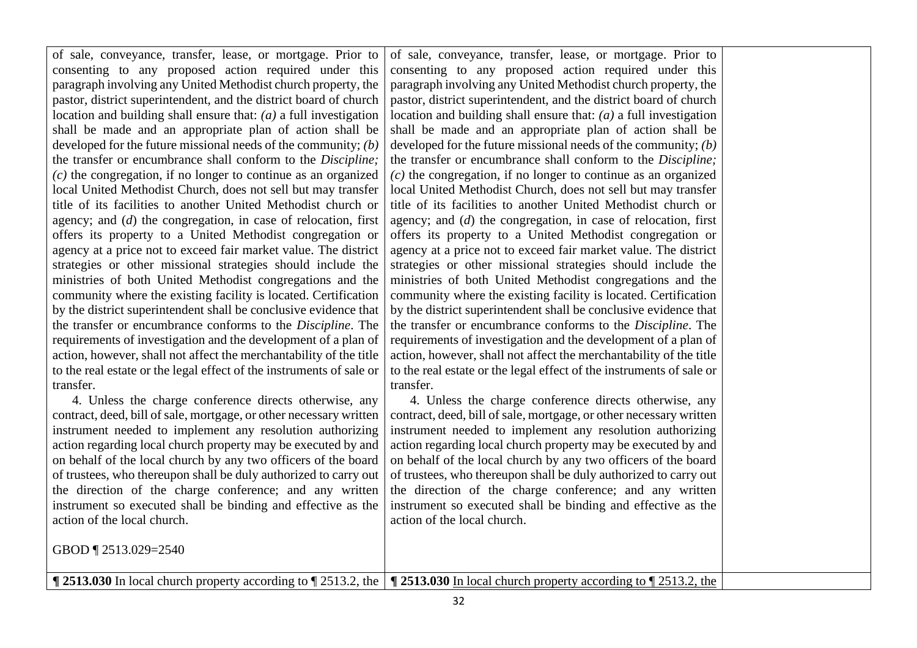| | | |
|---|---|---|
| of sale, conveyance, transfer, lease, or mortgage. Prior to consenting to any proposed action required under this paragraph involving any United Methodist church property, the pastor, district superintendent, and the district board of church location and building shall ensure that: *(a)* a full investigation shall be made and an appropriate plan of action shall be developed for the future missional needs of the community; *(b)* the transfer or encumbrance shall conform to the *Discipline;* *(c)* the congregation, if no longer to continue as an organized local United Methodist Church, does not sell but may transfer title of its facilities to another United Methodist church or agency; and (*d*) the congregation, in case of relocation, first offers its property to a United Methodist congregation or agency at a price not to exceed fair market value. The district strategies or other missional strategies should include the ministries of both United Methodist congregations and the community where the existing facility is located. Certification by the district superintendent shall be conclusive evidence that the transfer or encumbrance conforms to the *Discipline*. The requirements of investigation and the development of a plan of action, however, shall not affect the merchantability of the title to the real estate or the legal effect of the instruments of sale or transfer.<br><br>4. Unless the charge conference directs otherwise, any contract, deed, bill of sale, mortgage, or other necessary written instrument needed to implement any resolution authorizing action regarding local church property may be executed by and on behalf of the local church by any two officers of the board of trustees, who thereupon shall be duly authorized to carry out the direction of the charge conference; and any written instrument so executed shall be binding and effective as the action of the local church.<br><br>GBOD ¶ 2513.029=2540 | of sale, conveyance, transfer, lease, or mortgage. Prior to consenting to any proposed action required under this paragraph involving any United Methodist church property, the pastor, district superintendent, and the district board of church location and building shall ensure that: *(a)* a full investigation shall be made and an appropriate plan of action shall be developed for the future missional needs of the community; *(b)* the transfer or encumbrance shall conform to the *Discipline;* *(c)* the congregation, if no longer to continue as an organized local United Methodist Church, does not sell but may transfer title of its facilities to another United Methodist church or agency; and (*d*) the congregation, in case of relocation, first offers its property to a United Methodist congregation or agency at a price not to exceed fair market value. The district strategies or other missional strategies should include the ministries of both United Methodist congregations and the community where the existing facility is located. Certification by the district superintendent shall be conclusive evidence that the transfer or encumbrance conforms to the *Discipline*. The requirements of investigation and the development of a plan of action, however, shall not affect the merchantability of the title to the real estate or the legal effect of the instruments of sale or transfer.<br><br>4. Unless the charge conference directs otherwise, any contract, deed, bill of sale, mortgage, or other necessary written instrument needed to implement any resolution authorizing action regarding local church property may be executed by and on behalf of the local church by any two officers of the board of trustees, who thereupon shall be duly authorized to carry out the direction of the charge conference; and any written instrument so executed shall be binding and effective as the action of the local church. | |
| **¶ 2513.030** In local church property according to ¶ 2513.2, the | **¶ 2513.030** <u>In local church property according to ¶ 2513.2, the</u> | |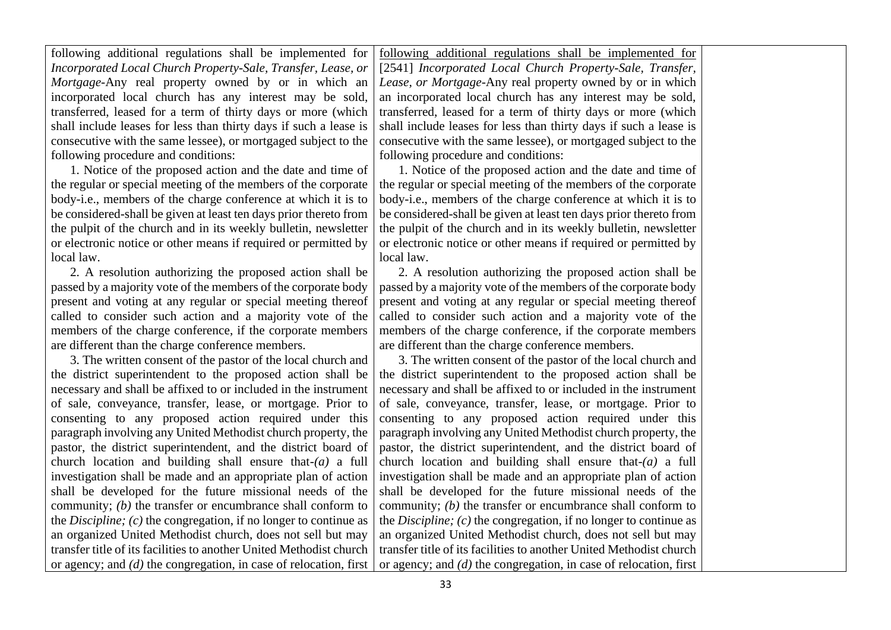| | | |
|---|---|---|
| following additional regulations shall be implemented for *Incorporated Local Church Property-Sale, Transfer, Lease, or Mortgage*-Any real property owned by or in which an incorporated local church has any interest may be sold, transferred, leased for a term of thirty days or more (which shall include leases for less than thirty days if such a lease is consecutive with the same lessee), or mortgaged subject to the following procedure and conditions:<br><br>1. Notice of the proposed action and the date and time of the regular or special meeting of the members of the corporate body-i.e., members of the charge conference at which it is to be considered-shall be given at least ten days prior thereto from the pulpit of the church and in its weekly bulletin, newsletter or electronic notice or other means if required or permitted by local law.<br><br>2. A resolution authorizing the proposed action shall be passed by a majority vote of the members of the corporate body present and voting at any regular or special meeting thereof called to consider such action and a majority vote of the members of the charge conference, if the corporate members are different than the charge conference members.<br><br>3. The written consent of the pastor of the local church and the district superintendent to the proposed action shall be necessary and shall be affixed to or included in the instrument of sale, conveyance, transfer, lease, or mortgage. Prior to consenting to any proposed action required under this paragraph involving any United Methodist church property, the pastor, the district superintendent, and the district board of church location and building shall ensure that-*(a)* a full investigation shall be made and an appropriate plan of action shall be developed for the future missional needs of the community; *(b)* the transfer or encumbrance shall conform to the *Discipline; (c)* the congregation, if no longer to continue as an organized United Methodist church, does not sell but may transfer title of its facilities to another United Methodist church or agency; and *(d)* the congregation, in case of relocation, first | following additional regulations shall be implemented for [2541] *Incorporated Local Church Property-Sale, Transfer, Lease, or Mortgage*-Any real property owned by or in which an incorporated local church has any interest may be sold, transferred, leased for a term of thirty days or more (which shall include leases for less than thirty days if such a lease is consecutive with the same lessee), or mortgaged subject to the following procedure and conditions:<br><br>1. Notice of the proposed action and the date and time of the regular or special meeting of the members of the corporate body-i.e., members of the charge conference at which it is to be considered-shall be given at least ten days prior thereto from the pulpit of the church and in its weekly bulletin, newsletter or electronic notice or other means if required or permitted by local law.<br><br>2. A resolution authorizing the proposed action shall be passed by a majority vote of the members of the corporate body present and voting at any regular or special meeting thereof called to consider such action and a majority vote of the members of the charge conference, if the corporate members are different than the charge conference members.<br><br>3. The written consent of the pastor of the local church and the district superintendent to the proposed action shall be necessary and shall be affixed to or included in the instrument of sale, conveyance, transfer, lease, or mortgage. Prior to consenting to any proposed action required under this paragraph involving any United Methodist church property, the pastor, the district superintendent, and the district board of church location and building shall ensure that-*(a)* a full investigation shall be made and an appropriate plan of action shall be developed for the future missional needs of the community; *(b)* the transfer or encumbrance shall conform to the *Discipline; (c)* the congregation, if no longer to continue as an organized United Methodist church, does not sell but may transfer title of its facilities to another United Methodist church or agency; and *(d)* the congregation, in case of relocation, first | |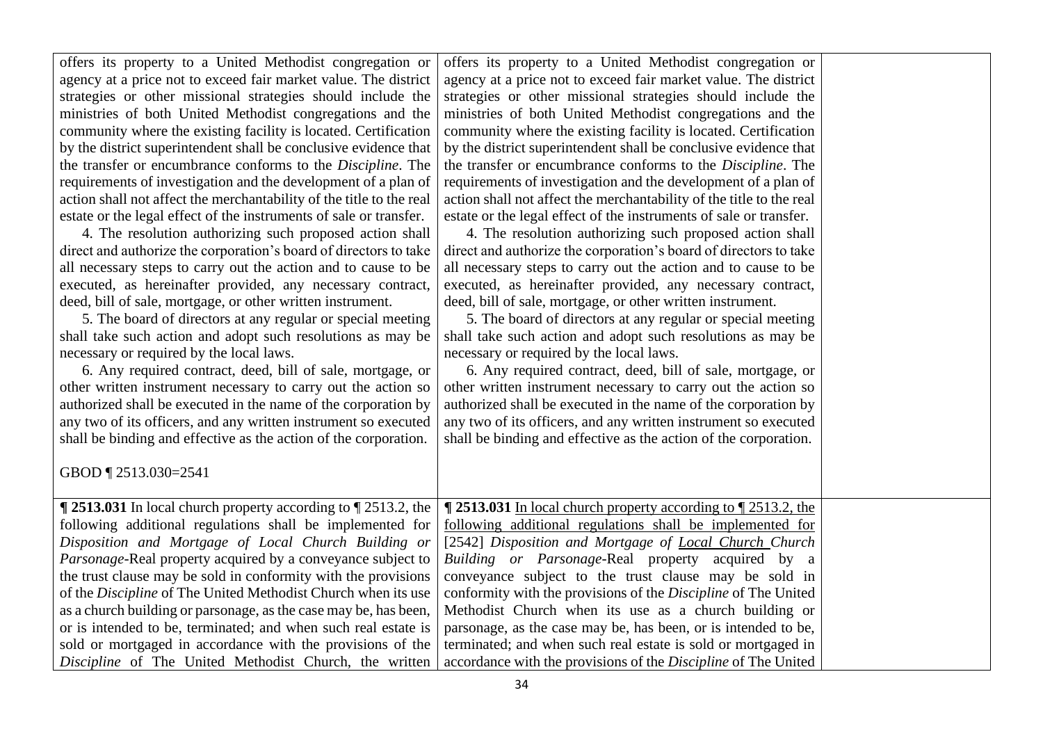| | | |
|---|---|---|
| offers its property to a United Methodist congregation or agency at a price not to exceed fair market value. The district strategies or other missional strategies should include the ministries of both United Methodist congregations and the community where the existing facility is located. Certification by the district superintendent shall be conclusive evidence that the transfer or encumbrance conforms to the *Discipline*. The requirements of investigation and the development of a plan of action shall not affect the merchantability of the title to the real estate or the legal effect of the instruments of sale or transfer.<br>4. The resolution authorizing such proposed action shall direct and authorize the corporation's board of directors to take all necessary steps to carry out the action and to cause to be executed, as hereinafter provided, any necessary contract, deed, bill of sale, mortgage, or other written instrument.<br>5. The board of directors at any regular or special meeting shall take such action and adopt such resolutions as may be necessary or required by the local laws.<br>6. Any required contract, deed, bill of sale, mortgage, or other written instrument necessary to carry out the action so authorized shall be executed in the name of the corporation by any two of its officers, and any written instrument so executed shall be binding and effective as the action of the corporation.<br><br>GBOD ¶ 2513.030=2541 | offers its property to a United Methodist congregation or agency at a price not to exceed fair market value. The district strategies or other missional strategies should include the ministries of both United Methodist congregations and the community where the existing facility is located. Certification by the district superintendent shall be conclusive evidence that the transfer or encumbrance conforms to the *Discipline*. The requirements of investigation and the development of a plan of action shall not affect the merchantability of the title to the real estate or the legal effect of the instruments of sale or transfer.<br>4. The resolution authorizing such proposed action shall direct and authorize the corporation's board of directors to take all necessary steps to carry out the action and to cause to be executed, as hereinafter provided, any necessary contract, deed, bill of sale, mortgage, or other written instrument.<br>5. The board of directors at any regular or special meeting shall take such action and adopt such resolutions as may be necessary or required by the local laws.<br>6. Any required contract, deed, bill of sale, mortgage, or other written instrument necessary to carry out the action so authorized shall be executed in the name of the corporation by any two of its officers, and any written instrument so executed shall be binding and effective as the action of the corporation. | |
| **¶ 2513.031** In local church property according to ¶ 2513.2, the following additional regulations shall be implemented for *Disposition and Mortgage of Local Church Building or Parsonage*-Real property acquired by a conveyance subject to the trust clause may be sold in conformity with the provisions of the *Discipline* of The United Methodist Church when its use as a church building or parsonage, as the case may be, has been, or is intended to be, terminated; and when such real estate is sold or mortgaged in accordance with the provisions of the *Discipline* of The United Methodist Church, the written | **¶ 2513.031** <u>In local church property according to ¶ 2513.2, the following additional regulations shall be implemented for</u> [2542] *Disposition and Mortgage of <u>Local Church</u> Church Building or Parsonage*-Real property acquired by a conveyance subject to the trust clause may be sold in conformity with the provisions of the *Discipline* of The United Methodist Church when its use as a church building or parsonage, as the case may be, has been, or is intended to be, terminated; and when such real estate is sold or mortgaged in accordance with the provisions of the *Discipline* of The United | |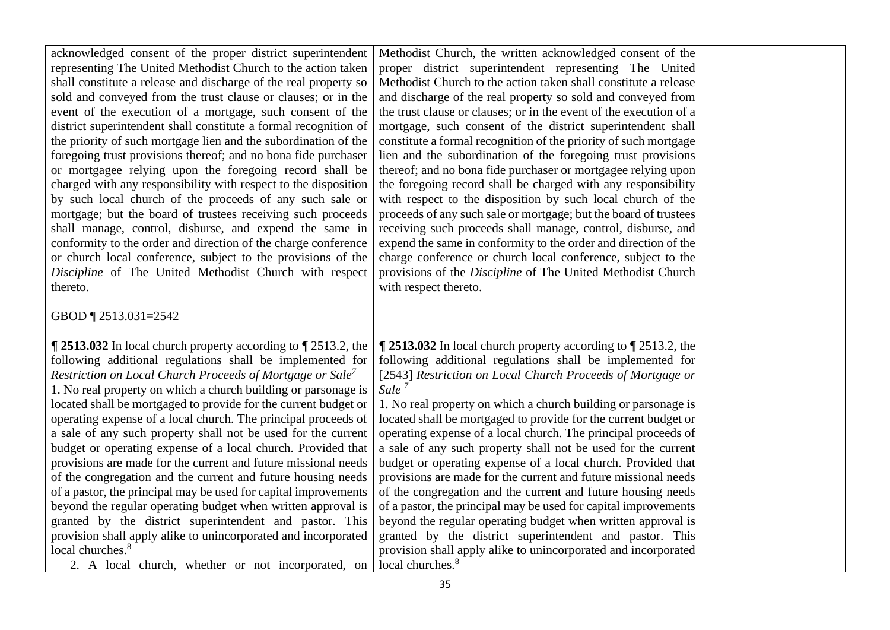| | | |
|---|---|---|
| acknowledged consent of the proper district superintendent representing The United Methodist Church to the action taken shall constitute a release and discharge of the real property so sold and conveyed from the trust clause or clauses; or in the event of the execution of a mortgage, such consent of the district superintendent shall constitute a formal recognition of the priority of such mortgage lien and the subordination of the foregoing trust provisions thereof; and no bona fide purchaser or mortgagee relying upon the foregoing record shall be charged with any responsibility with respect to the disposition by such local church of the proceeds of any such sale or mortgage; but the board of trustees receiving such proceeds shall manage, control, disburse, and expend the same in conformity to the order and direction of the charge conference or church local conference, subject to the provisions of the *Discipline* of The United Methodist Church with respect thereto.<br><br>GBOD ¶ 2513.031=2542 | Methodist Church, the written acknowledged consent of the proper district superintendent representing The United Methodist Church to the action taken shall constitute a release and discharge of the real property so sold and conveyed from the trust clause or clauses; or in the event of the execution of a mortgage, such consent of the district superintendent shall constitute a formal recognition of the priority of such mortgage lien and the subordination of the foregoing trust provisions thereof; and no bona fide purchaser or mortgagee relying upon the foregoing record shall be charged with any responsibility with respect to the disposition by such local church of the proceeds of any such sale or mortgage; but the board of trustees receiving such proceeds shall manage, control, disburse, and expend the same in conformity to the order and direction of the charge conference or church local conference, subject to the provisions of the *Discipline* of The United Methodist Church with respect thereto. | |
| **¶ 2513.032** In local church property according to ¶ 2513.2, the following additional regulations shall be implemented for *Restriction on Local Church Proceeds of Mortgage or Sale*[7]<br>1. No real property on which a church building or parsonage is located shall be mortgaged to provide for the current budget or operating expense of a local church. The principal proceeds of a sale of any such property shall not be used for the current budget or operating expense of a local church. Provided that provisions are made for the current and future missional needs of the congregation and the current and future housing needs of a pastor, the principal may be used for capital improvements beyond the regular operating budget when written approval is granted by the district superintendent and pastor. This provision shall apply alike to unincorporated and incorporated local churches.[8]<br>2. A local church, whether or not incorporated, on | **¶ 2513.032** <u>In local church property according to ¶ 2513.2, the following additional regulations shall be implemented for</u> [2543] *Restriction on <u>Local Church</u> Proceeds of Mortgage or Sale* [7]<br>1. No real property on which a church building or parsonage is located shall be mortgaged to provide for the current budget or operating expense of a local church. The principal proceeds of a sale of any such property shall not be used for the current budget or operating expense of a local church. Provided that provisions are made for the current and future missional needs of the congregation and the current and future housing needs of a pastor, the principal may be used for capital improvements beyond the regular operating budget when written approval is granted by the district superintendent and pastor. This provision shall apply alike to unincorporated and incorporated local churches.[8] | |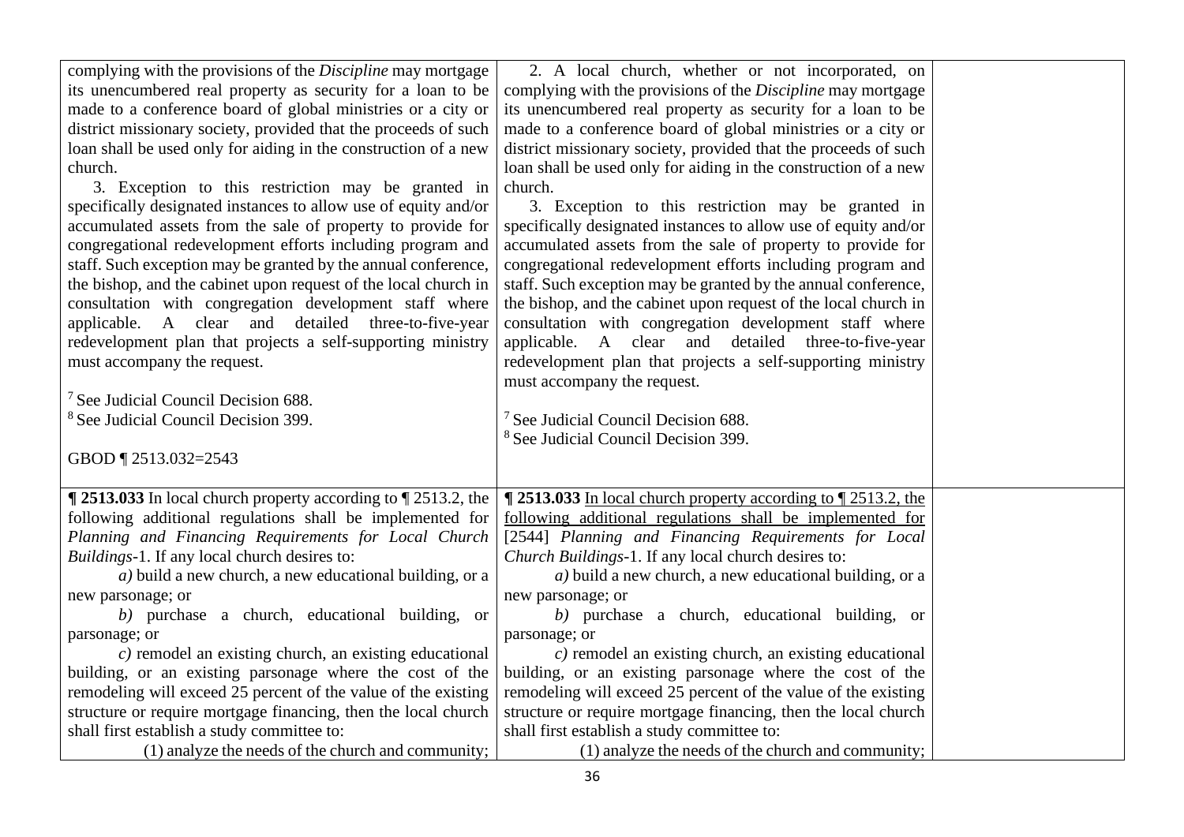| | | |
|---|---|---|
| complying with the provisions of the *Discipline* may mortgage its unencumbered real property as security for a loan to be made to a conference board of global ministries or a city or district missionary society, provided that the proceeds of such loan shall be used only for aiding in the construction of a new church.<br>3. Exception to this restriction may be granted in specifically designated instances to allow use of equity and/or accumulated assets from the sale of property to provide for congregational redevelopment efforts including program and staff. Such exception may be granted by the annual conference, the bishop, and the cabinet upon request of the local church in consultation with congregation development staff where applicable. A clear and detailed three-to-five-year redevelopment plan that projects a self-supporting ministry must accompany the request.<br><br>[7] See Judicial Council Decision 688.<br>[8] See Judicial Council Decision 399.<br><br>GBOD ¶ 2513.032=2543 | 2. A local church, whether or not incorporated, on complying with the provisions of the *Discipline* may mortgage its unencumbered real property as security for a loan to be made to a conference board of global ministries or a city or district missionary society, provided that the proceeds of such loan shall be used only for aiding in the construction of a new church.<br>3. Exception to this restriction may be granted in specifically designated instances to allow use of equity and/or accumulated assets from the sale of property to provide for congregational redevelopment efforts including program and staff. Such exception may be granted by the annual conference, the bishop, and the cabinet upon request of the local church in consultation with congregation development staff where applicable. A clear and detailed three-to-five-year redevelopment plan that projects a self-supporting ministry must accompany the request.<br><br>[7] See Judicial Council Decision 688.<br>[8] See Judicial Council Decision 399. | |
| **¶ 2513.033** In local church property according to ¶ 2513.2, the following additional regulations shall be implemented for *Planning and Financing Requirements for Local Church Buildings*-1. If any local church desires to:<br>*a)* build a new church, a new educational building, or a new parsonage; or<br>*b)* purchase a church, educational building, or parsonage; or<br>*c)* remodel an existing church, an existing educational building, or an existing parsonage where the cost of the remodeling will exceed 25 percent of the value of the existing structure or require mortgage financing, then the local church shall first establish a study committee to:<br>(1) analyze the needs of the church and community; | **¶ 2513.033** <u>In local church property according to ¶ 2513.2, the following additional regulations shall be implemented for</u> [2544] *Planning and Financing Requirements for Local Church Buildings*-1. If any local church desires to:<br>*a)* build a new church, a new educational building, or a new parsonage; or<br>*b)* purchase a church, educational building, or parsonage; or<br>*c)* remodel an existing church, an existing educational building, or an existing parsonage where the cost of the remodeling will exceed 25 percent of the value of the existing structure or require mortgage financing, then the local church shall first establish a study committee to:<br>(1) analyze the needs of the church and community; | |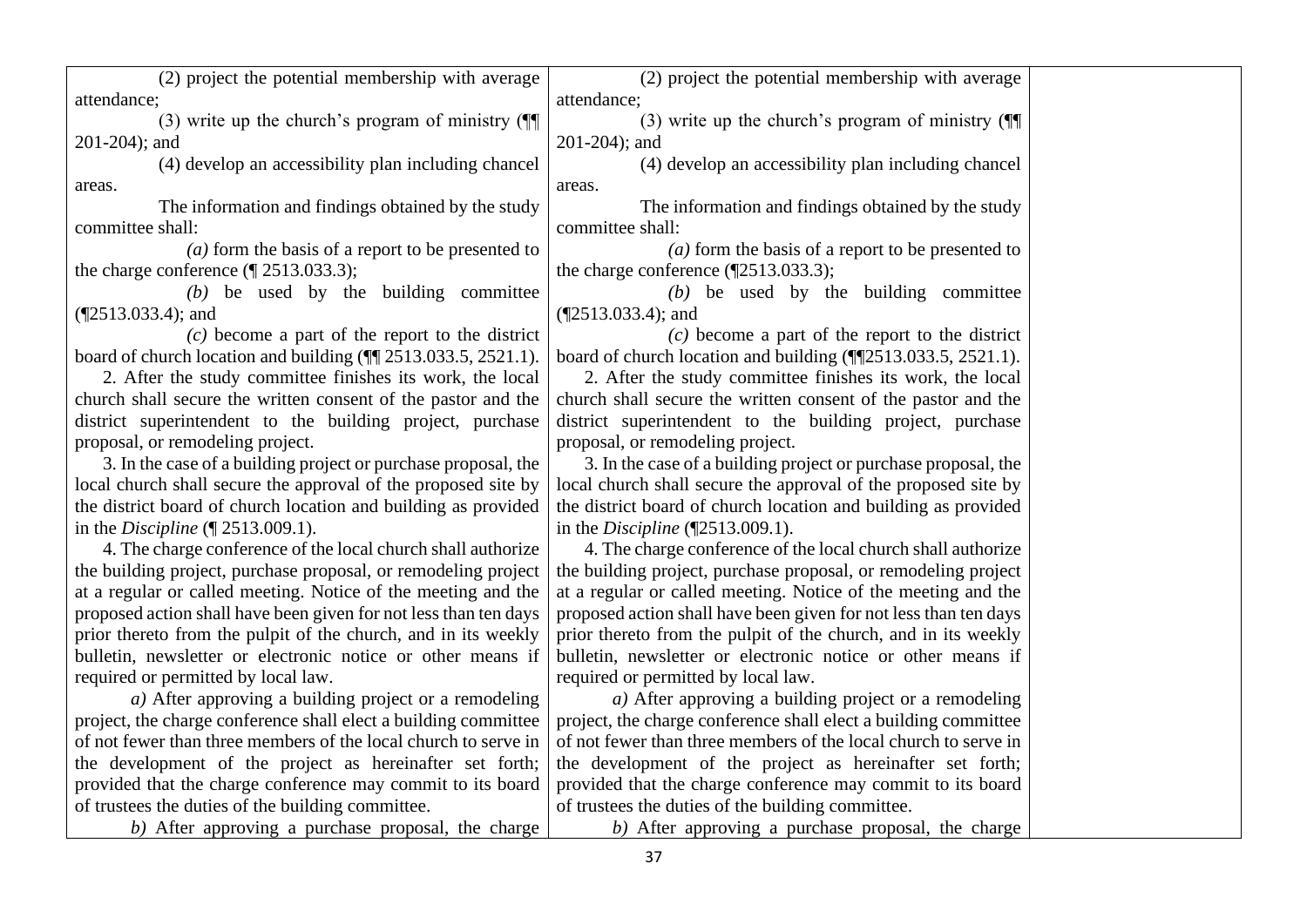| | | |
|---|---|---|
| (2) project the potential membership with average attendance;<br>(3) write up the church's program of ministry (¶¶ 201-204); and<br>(4) develop an accessibility plan including chancel areas.<br>The information and findings obtained by the study committee shall:<br>*(a)* form the basis of a report to be presented to the charge conference (¶ 2513.033.3);<br>*(b)* be used by the building committee (¶2513.033.4); and<br>*(c)* become a part of the report to the district board of church location and building (¶¶ 2513.033.5, 2521.1).<br>2. After the study committee finishes its work, the local church shall secure the written consent of the pastor and the district superintendent to the building project, purchase proposal, or remodeling project.<br>3. In the case of a building project or purchase proposal, the local church shall secure the approval of the proposed site by the district board of church location and building as provided in the *Discipline* (¶ 2513.009.1).<br>4. The charge conference of the local church shall authorize the building project, purchase proposal, or remodeling project at a regular or called meeting. Notice of the meeting and the proposed action shall have been given for not less than ten days prior thereto from the pulpit of the church, and in its weekly bulletin, newsletter or electronic notice or other means if required or permitted by local law.<br>*a)* After approving a building project or a remodeling project, the charge conference shall elect a building committee of not fewer than three members of the local church to serve in the development of the project as hereinafter set forth; provided that the charge conference may commit to its board of trustees the duties of the building committee.<br>*b)* After approving a purchase proposal, the charge | (2) project the potential membership with average attendance;<br>(3) write up the church's program of ministry (¶¶ 201-204); and<br>(4) develop an accessibility plan including chancel areas.<br>The information and findings obtained by the study committee shall:<br>*(a)* form the basis of a report to be presented to the charge conference (¶2513.033.3);<br>*(b)* be used by the building committee (¶2513.033.4); and<br>*(c)* become a part of the report to the district board of church location and building (¶¶2513.033.5, 2521.1).<br>2. After the study committee finishes its work, the local church shall secure the written consent of the pastor and the district superintendent to the building project, purchase proposal, or remodeling project.<br>3. In the case of a building project or purchase proposal, the local church shall secure the approval of the proposed site by the district board of church location and building as provided in the *Discipline* (¶2513.009.1).<br>4. The charge conference of the local church shall authorize the building project, purchase proposal, or remodeling project at a regular or called meeting. Notice of the meeting and the proposed action shall have been given for not less than ten days prior thereto from the pulpit of the church, and in its weekly bulletin, newsletter or electronic notice or other means if required or permitted by local law.<br>*a)* After approving a building project or a remodeling project, the charge conference shall elect a building committee of not fewer than three members of the local church to serve in the development of the project as hereinafter set forth; provided that the charge conference may commit to its board of trustees the duties of the building committee.<br>*b)* After approving a purchase proposal, the charge | |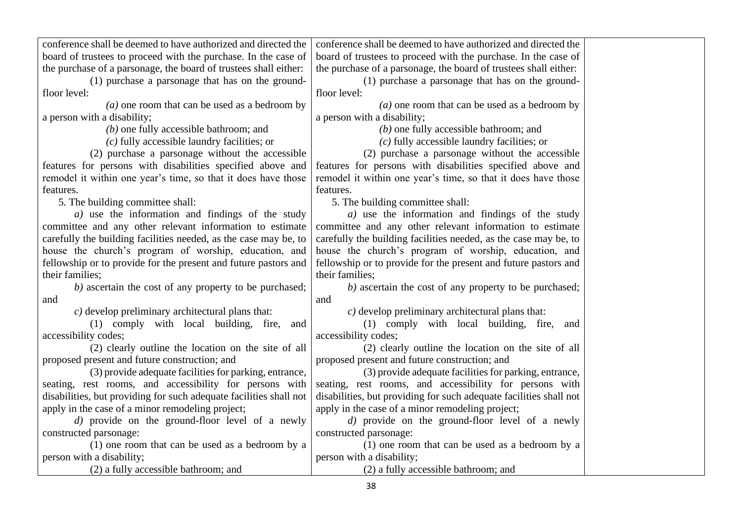| | | |
|---|---|---|
| conference shall be deemed to have authorized and directed the board of trustees to proceed with the purchase. In the case of the purchase of a parsonage, the board of trustees shall either:<br>(1) purchase a parsonage that has on the ground-floor level:<br>*(a)* one room that can be used as a bedroom by a person with a disability;<br>*(b)* one fully accessible bathroom; and<br>*(c)* fully accessible laundry facilities; or<br>(2) purchase a parsonage without the accessible features for persons with disabilities specified above and remodel it within one year's time, so that it does have those features.<br>5. The building committee shall:<br>*a)* use the information and findings of the study committee and any other relevant information to estimate carefully the building facilities needed, as the case may be, to house the church's program of worship, education, and fellowship or to provide for the present and future pastors and their families;<br>*b)* ascertain the cost of any property to be purchased; and<br>*c)* develop preliminary architectural plans that:<br>(1) comply with local building, fire, and accessibility codes;<br>(2) clearly outline the location on the site of all proposed present and future construction; and<br>(3) provide adequate facilities for parking, entrance, seating, rest rooms, and accessibility for persons with disabilities, but providing for such adequate facilities shall not apply in the case of a minor remodeling project;<br>*d)* provide on the ground-floor level of a newly constructed parsonage:<br>(1) one room that can be used as a bedroom by a person with a disability;<br>(2) a fully accessible bathroom; and | conference shall be deemed to have authorized and directed the board of trustees to proceed with the purchase. In the case of the purchase of a parsonage, the board of trustees shall either:<br>(1) purchase a parsonage that has on the ground-floor level:<br>*(a)* one room that can be used as a bedroom by a person with a disability;<br>*(b)* one fully accessible bathroom; and<br>*(c)* fully accessible laundry facilities; or<br>(2) purchase a parsonage without the accessible features for persons with disabilities specified above and remodel it within one year's time, so that it does have those features.<br>5. The building committee shall:<br>*a)* use the information and findings of the study committee and any other relevant information to estimate carefully the building facilities needed, as the case may be, to house the church's program of worship, education, and fellowship or to provide for the present and future pastors and their families;<br>*b)* ascertain the cost of any property to be purchased; and<br>*c)* develop preliminary architectural plans that:<br>(1) comply with local building, fire, and accessibility codes;<br>(2) clearly outline the location on the site of all proposed present and future construction; and<br>(3) provide adequate facilities for parking, entrance, seating, rest rooms, and accessibility for persons with disabilities, but providing for such adequate facilities shall not apply in the case of a minor remodeling project;<br>*d)* provide on the ground-floor level of a newly constructed parsonage:<br>(1) one room that can be used as a bedroom by a person with a disability;<br>(2) a fully accessible bathroom; and | |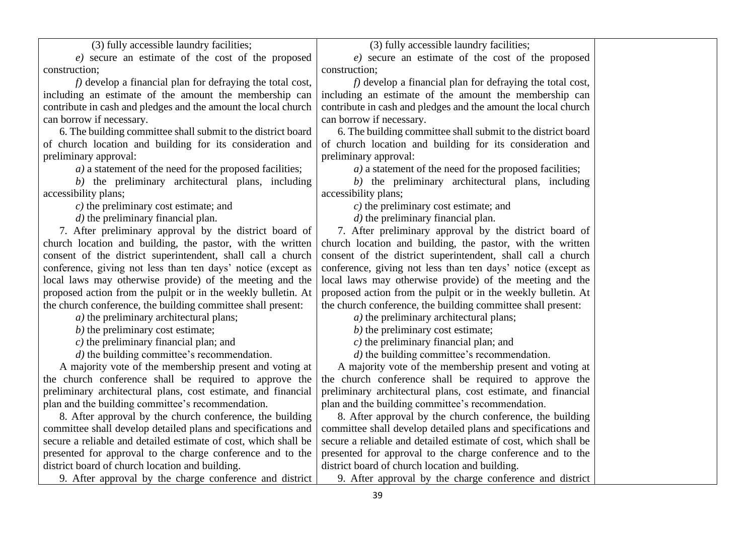| | | |
|---|---|---|
| (3) fully accessible laundry facilities;<br>*e)* secure an estimate of the cost of the proposed construction;<br>*f)* develop a financial plan for defraying the total cost, including an estimate of the amount the membership can contribute in cash and pledges and the amount the local church can borrow if necessary.<br>6. The building committee shall submit to the district board of church location and building for its consideration and preliminary approval:<br>*a)* a statement of the need for the proposed facilities;<br>*b)* the preliminary architectural plans, including accessibility plans;<br>*c)* the preliminary cost estimate; and<br>*d)* the preliminary financial plan.<br>7. After preliminary approval by the district board of church location and building, the pastor, with the written consent of the district superintendent, shall call a church conference, giving not less than ten days' notice (except as local laws may otherwise provide) of the meeting and the proposed action from the pulpit or in the weekly bulletin. At the church conference, the building committee shall present:<br>*a)* the preliminary architectural plans;<br>*b)* the preliminary cost estimate;<br>*c)* the preliminary financial plan; and<br>*d)* the building committee's recommendation.<br>A majority vote of the membership present and voting at the church conference shall be required to approve the preliminary architectural plans, cost estimate, and financial plan and the building committee's recommendation.<br>8. After approval by the church conference, the building committee shall develop detailed plans and specifications and secure a reliable and detailed estimate of cost, which shall be presented for approval to the charge conference and to the district board of church location and building.<br>9. After approval by the charge conference and district | (3) fully accessible laundry facilities;<br>*e)* secure an estimate of the cost of the proposed construction;<br>*f)* develop a financial plan for defraying the total cost, including an estimate of the amount the membership can contribute in cash and pledges and the amount the local church can borrow if necessary.<br>6. The building committee shall submit to the district board of church location and building for its consideration and preliminary approval:<br>*a)* a statement of the need for the proposed facilities;<br>*b)* the preliminary architectural plans, including accessibility plans;<br>*c)* the preliminary cost estimate; and<br>*d)* the preliminary financial plan.<br>7. After preliminary approval by the district board of church location and building, the pastor, with the written consent of the district superintendent, shall call a church conference, giving not less than ten days' notice (except as local laws may otherwise provide) of the meeting and the proposed action from the pulpit or in the weekly bulletin. At the church conference, the building committee shall present:<br>*a)* the preliminary architectural plans;<br>*b)* the preliminary cost estimate;<br>*c)* the preliminary financial plan; and<br>*d)* the building committee's recommendation.<br>A majority vote of the membership present and voting at the church conference shall be required to approve the preliminary architectural plans, cost estimate, and financial plan and the building committee's recommendation.<br>8. After approval by the church conference, the building committee shall develop detailed plans and specifications and secure a reliable and detailed estimate of cost, which shall be presented for approval to the charge conference and to the district board of church location and building.<br>9. After approval by the charge conference and district | |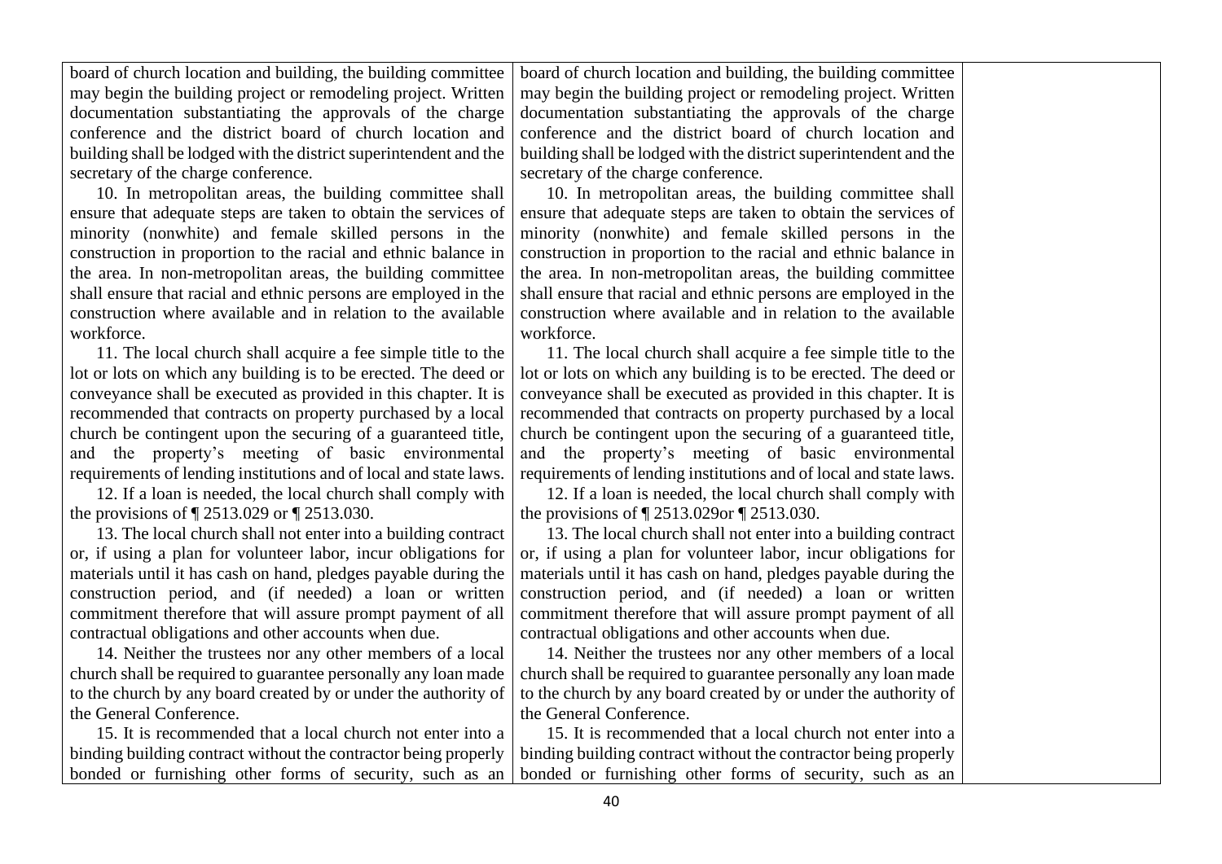| | | |
|---|---|---|
| board of church location and building, the building committee may begin the building project or remodeling project. Written documentation substantiating the approvals of the charge conference and the district board of church location and building shall be lodged with the district superintendent and the secretary of the charge conference.<br><br>10. In metropolitan areas, the building committee shall ensure that adequate steps are taken to obtain the services of minority (nonwhite) and female skilled persons in the construction in proportion to the racial and ethnic balance in the area. In non-metropolitan areas, the building committee shall ensure that racial and ethnic persons are employed in the construction where available and in relation to the available workforce.<br><br>11. The local church shall acquire a fee simple title to the lot or lots on which any building is to be erected. The deed or conveyance shall be executed as provided in this chapter. It is recommended that contracts on property purchased by a local church be contingent upon the securing of a guaranteed title, and the property's meeting of basic environmental requirements of lending institutions and of local and state laws.<br><br>12. If a loan is needed, the local church shall comply with the provisions of ¶ 2513.029 or ¶ 2513.030.<br><br>13. The local church shall not enter into a building contract or, if using a plan for volunteer labor, incur obligations for materials until it has cash on hand, pledges payable during the construction period, and (if needed) a loan or written commitment therefore that will assure prompt payment of all contractual obligations and other accounts when due.<br><br>14. Neither the trustees nor any other members of a local church shall be required to guarantee personally any loan made to the church by any board created by or under the authority of the General Conference.<br><br>15. It is recommended that a local church not enter into a binding building contract without the contractor being properly bonded or furnishing other forms of security, such as an | board of church location and building, the building committee may begin the building project or remodeling project. Written documentation substantiating the approvals of the charge conference and the district board of church location and building shall be lodged with the district superintendent and the secretary of the charge conference.<br><br>10. In metropolitan areas, the building committee shall ensure that adequate steps are taken to obtain the services of minority (nonwhite) and female skilled persons in the construction in proportion to the racial and ethnic balance in the area. In non-metropolitan areas, the building committee shall ensure that racial and ethnic persons are employed in the construction where available and in relation to the available workforce.<br><br>11. The local church shall acquire a fee simple title to the lot or lots on which any building is to be erected. The deed or conveyance shall be executed as provided in this chapter. It is recommended that contracts on property purchased by a local church be contingent upon the securing of a guaranteed title, and the property's meeting of basic environmental requirements of lending institutions and of local and state laws.<br><br>12. If a loan is needed, the local church shall comply with the provisions of ¶ 2513.029or ¶ 2513.030.<br><br>13. The local church shall not enter into a building contract or, if using a plan for volunteer labor, incur obligations for materials until it has cash on hand, pledges payable during the construction period, and (if needed) a loan or written commitment therefore that will assure prompt payment of all contractual obligations and other accounts when due.<br><br>14. Neither the trustees nor any other members of a local church shall be required to guarantee personally any loan made to the church by any board created by or under the authority of the General Conference.<br><br>15. It is recommended that a local church not enter into a binding building contract without the contractor being properly bonded or furnishing other forms of security, such as an | |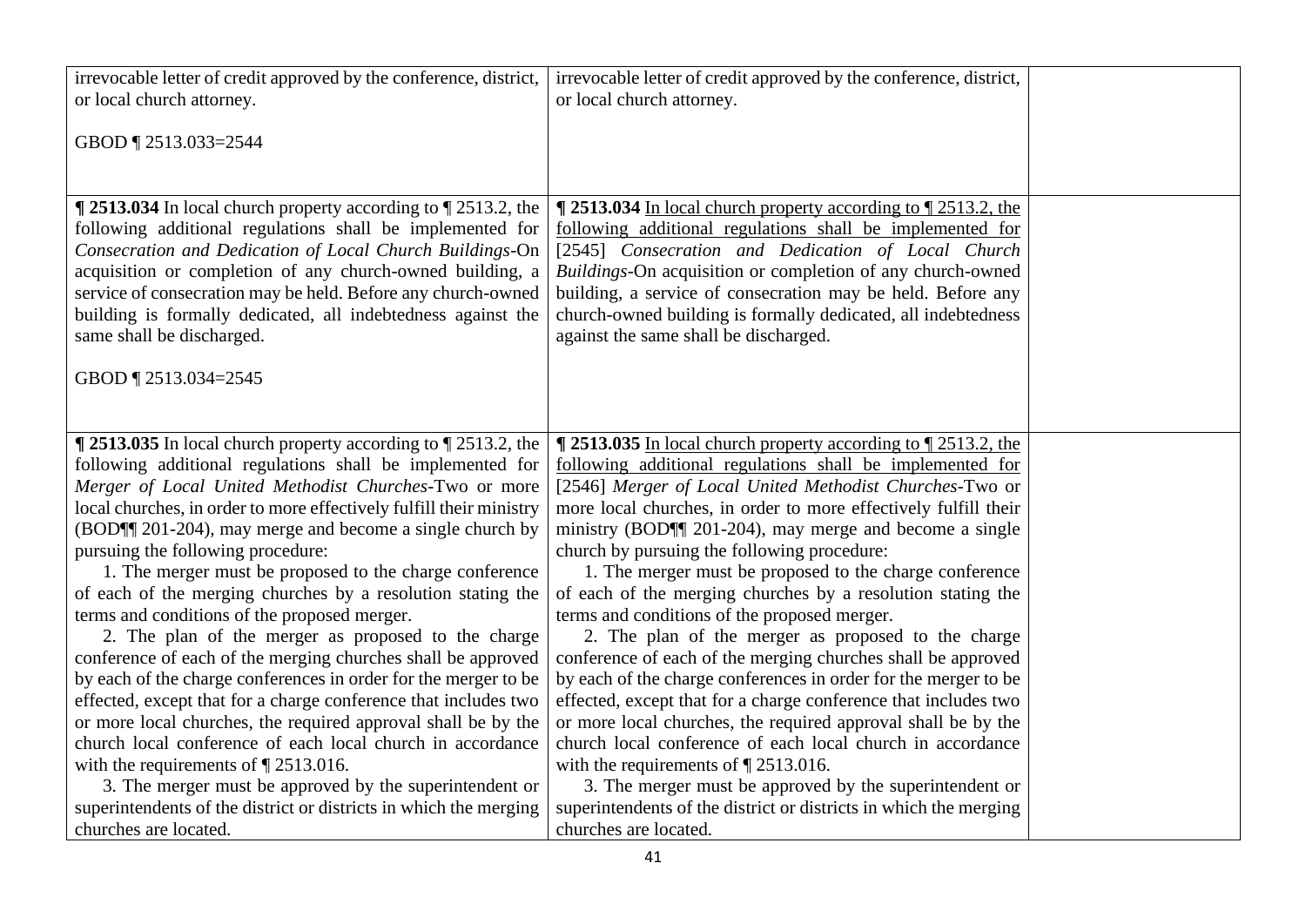| | | |
|---|---|---|
| irrevocable letter of credit approved by the conference, district, or local church attorney.<br><br>GBOD ¶ 2513.033=2544 | irrevocable letter of credit approved by the conference, district, or local church attorney. | |
| **¶ 2513.034** In local church property according to ¶ 2513.2, the following additional regulations shall be implemented for *Consecration and Dedication of Local Church Buildings*-On acquisition or completion of any church-owned building, a service of consecration may be held. Before any church-owned building is formally dedicated, all indebtedness against the same shall be discharged.<br><br>GBOD ¶ 2513.034=2545 | **¶ 2513.034** <u>In local church property according to ¶ 2513.2, the following additional regulations shall be implemented for</u> [2545] *Consecration and Dedication of Local Church Buildings*-On acquisition or completion of any church-owned building, a service of consecration may be held. Before any church-owned building is formally dedicated, all indebtedness against the same shall be discharged. | |
| **¶ 2513.035** In local church property according to ¶ 2513.2, the following additional regulations shall be implemented for *Merger of Local United Methodist Churches*-Two or more local churches, in order to more effectively fulfill their ministry (BOD¶¶ 201-204), may merge and become a single church by pursuing the following procedure:<br>1. The merger must be proposed to the charge conference of each of the merging churches by a resolution stating the terms and conditions of the proposed merger.<br>2. The plan of the merger as proposed to the charge conference of each of the merging churches shall be approved by each of the charge conferences in order for the merger to be effected, except that for a charge conference that includes two or more local churches, the required approval shall be by the church local conference of each local church in accordance with the requirements of ¶ 2513.016.<br>3. The merger must be approved by the superintendent or superintendents of the district or districts in which the merging churches are located. | **¶ 2513.035** <u>In local church property according to ¶ 2513.2, the following additional regulations shall be implemented for</u> [2546] *Merger of Local United Methodist Churches*-Two or more local churches, in order to more effectively fulfill their ministry (BOD¶¶ 201-204), may merge and become a single church by pursuing the following procedure:<br>1. The merger must be proposed to the charge conference of each of the merging churches by a resolution stating the terms and conditions of the proposed merger.<br>2. The plan of the merger as proposed to the charge conference of each of the merging churches shall be approved by each of the charge conferences in order for the merger to be effected, except that for a charge conference that includes two or more local churches, the required approval shall be by the church local conference of each local church in accordance with the requirements of ¶ 2513.016.<br>3. The merger must be approved by the superintendent or superintendents of the district or districts in which the merging churches are located. | |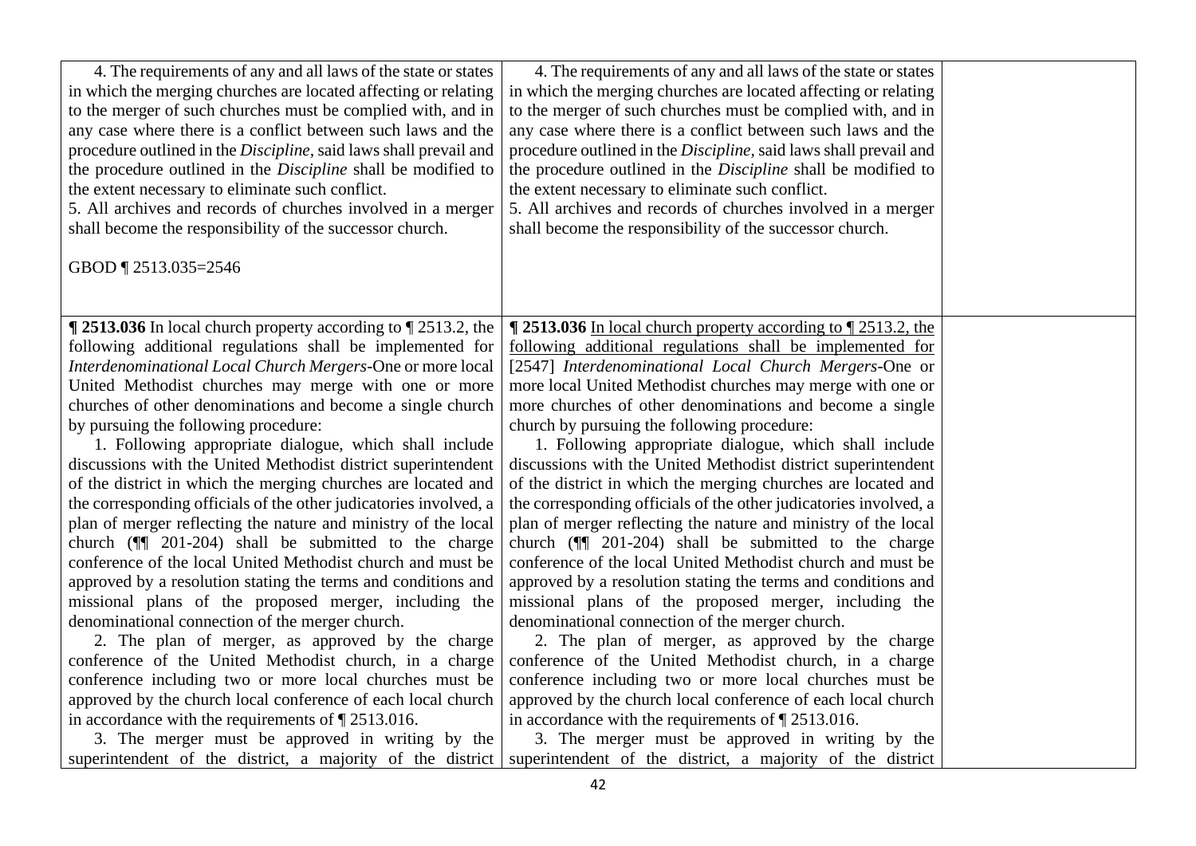| | | |
|---|---|---|
| 4. The requirements of any and all laws of the state or states in which the merging churches are located affecting or relating to the merger of such churches must be complied with, and in any case where there is a conflict between such laws and the procedure outlined in the *Discipline*, said laws shall prevail and the procedure outlined in the *Discipline* shall be modified to the extent necessary to eliminate such conflict.<br>5. All archives and records of churches involved in a merger shall become the responsibility of the successor church.<br><br>GBOD ¶ 2513.035=2546 | 4. The requirements of any and all laws of the state or states in which the merging churches are located affecting or relating to the merger of such churches must be complied with, and in any case where there is a conflict between such laws and the procedure outlined in the *Discipline*, said laws shall prevail and the procedure outlined in the *Discipline* shall be modified to the extent necessary to eliminate such conflict.<br>5. All archives and records of churches involved in a merger shall become the responsibility of the successor church. | |
| **¶ 2513.036** In local church property according to ¶ 2513.2, the following additional regulations shall be implemented for *Interdenominational Local Church Mergers*-One or more local United Methodist churches may merge with one or more churches of other denominations and become a single church by pursuing the following procedure:<br>1. Following appropriate dialogue, which shall include discussions with the United Methodist district superintendent of the district in which the merging churches are located and the corresponding officials of the other judicatories involved, a plan of merger reflecting the nature and ministry of the local church (¶¶ 201-204) shall be submitted to the charge conference of the local United Methodist church and must be approved by a resolution stating the terms and conditions and missional plans of the proposed merger, including the denominational connection of the merger church.<br>2. The plan of merger, as approved by the charge conference of the United Methodist church, in a charge conference including two or more local churches must be approved by the church local conference of each local church in accordance with the requirements of ¶ 2513.016.<br>3. The merger must be approved in writing by the superintendent of the district, a majority of the district | **¶ 2513.036** <u>In local church property according to ¶ 2513.2, the following additional regulations shall be implemented for</u> [2547] *Interdenominational Local Church Mergers*-One or more local United Methodist churches may merge with one or more churches of other denominations and become a single church by pursuing the following procedure:<br>1. Following appropriate dialogue, which shall include discussions with the United Methodist district superintendent of the district in which the merging churches are located and the corresponding officials of the other judicatories involved, a plan of merger reflecting the nature and ministry of the local church (¶¶ 201-204) shall be submitted to the charge conference of the local United Methodist church and must be approved by a resolution stating the terms and conditions and missional plans of the proposed merger, including the denominational connection of the merger church.<br>2. The plan of merger, as approved by the charge conference of the United Methodist church, in a charge conference including two or more local churches must be approved by the church local conference of each local church in accordance with the requirements of ¶ 2513.016.<br>3. The merger must be approved in writing by the superintendent of the district, a majority of the district | |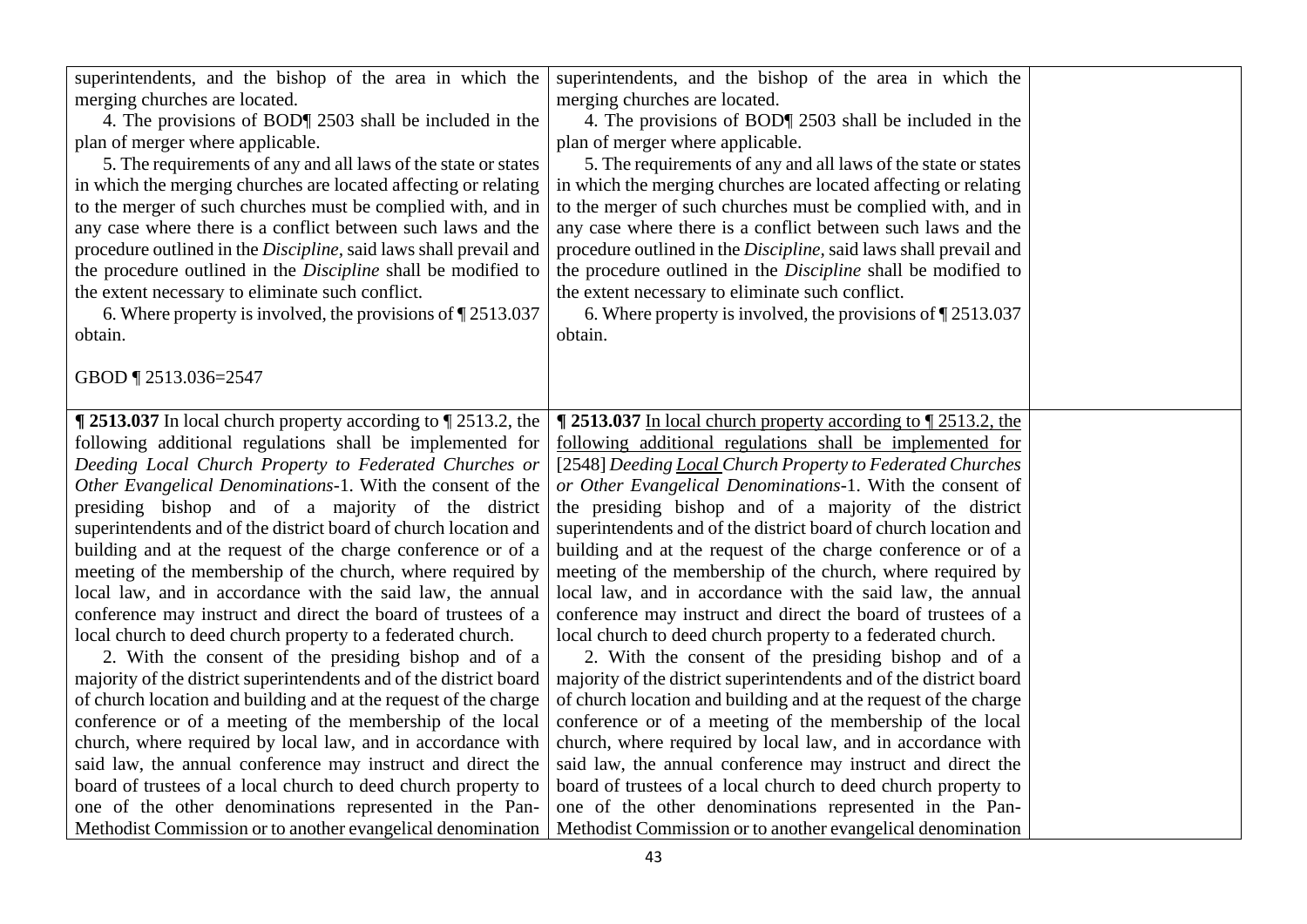| | | |
|---|---|---|
| superintendents, and the bishop of the area in which the merging churches are located.<br>4. The provisions of BOD¶ 2503 shall be included in the plan of merger where applicable.<br>5. The requirements of any and all laws of the state or states in which the merging churches are located affecting or relating to the merger of such churches must be complied with, and in any case where there is a conflict between such laws and the procedure outlined in the *Discipline*, said laws shall prevail and the procedure outlined in the *Discipline* shall be modified to the extent necessary to eliminate such conflict.<br>6. Where property is involved, the provisions of ¶ 2513.037 obtain.<br><br>GBOD ¶ 2513.036=2547 | superintendents, and the bishop of the area in which the merging churches are located.<br>4. The provisions of BOD¶ 2503 shall be included in the plan of merger where applicable.<br>5. The requirements of any and all laws of the state or states in which the merging churches are located affecting or relating to the merger of such churches must be complied with, and in any case where there is a conflict between such laws and the procedure outlined in the *Discipline*, said laws shall prevail and the procedure outlined in the *Discipline* shall be modified to the extent necessary to eliminate such conflict.<br>6. Where property is involved, the provisions of ¶ 2513.037 obtain. | |
| **¶ 2513.037** In local church property according to ¶ 2513.2, the following additional regulations shall be implemented for *Deeding Local Church Property to Federated Churches or Other Evangelical Denominations*-1. With the consent of the presiding bishop and of a majority of the district superintendents and of the district board of church location and building and at the request of the charge conference or of a meeting of the membership of the church, where required by local law, and in accordance with the said law, the annual conference may instruct and direct the board of trustees of a local church to deed church property to a federated church.<br>2. With the consent of the presiding bishop and of a majority of the district superintendents and of the district board of church location and building and at the request of the charge conference or of a meeting of the membership of the local church, where required by local law, and in accordance with said law, the annual conference may instruct and direct the board of trustees of a local church to deed church property to one of the other denominations represented in the Pan-Methodist Commission or to another evangelical denomination | **¶ 2513.037** <u>In local church property according to ¶ 2513.2, the following additional regulations shall be implemented for</u> [2548] *Deeding <u>Local</u> Church Property to Federated Churches or Other Evangelical Denominations*-1. With the consent of the presiding bishop and of a majority of the district superintendents and of the district board of church location and building and at the request of the charge conference or of a meeting of the membership of the church, where required by local law, and in accordance with the said law, the annual conference may instruct and direct the board of trustees of a local church to deed church property to a federated church.<br>2. With the consent of the presiding bishop and of a majority of the district superintendents and of the district board of church location and building and at the request of the charge conference or of a meeting of the membership of the local church, where required by local law, and in accordance with said law, the annual conference may instruct and direct the board of trustees of a local church to deed church property to one of the other denominations represented in the Pan-Methodist Commission or to another evangelical denomination | |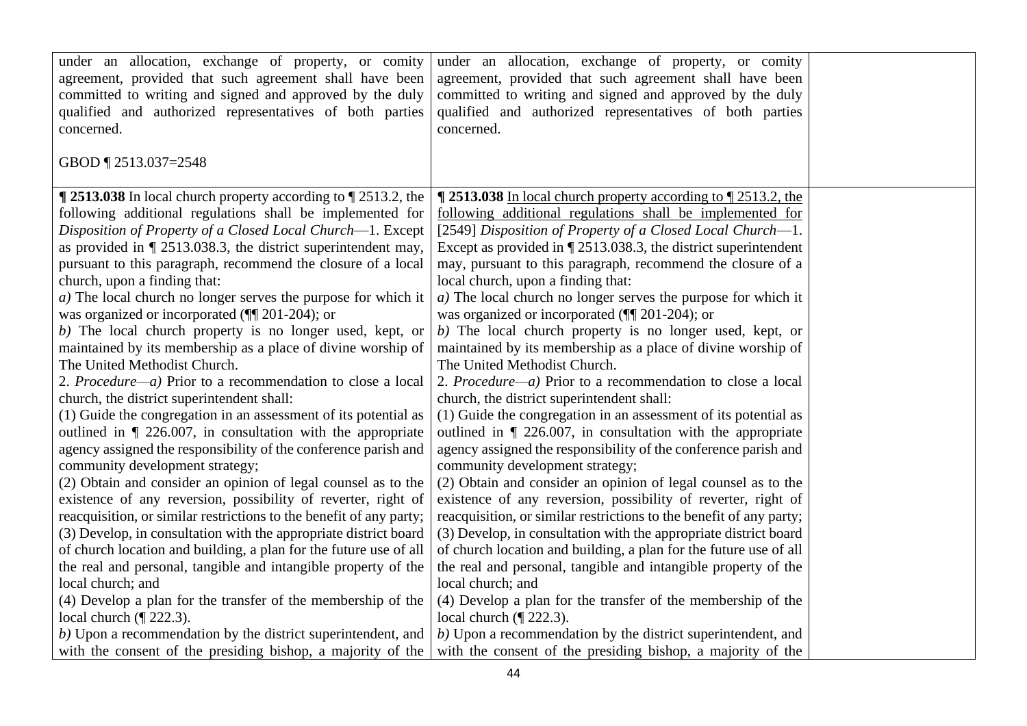| | | |
|---|---|---|
| under an allocation, exchange of property, or comity agreement, provided that such agreement shall have been committed to writing and signed and approved by the duly qualified and authorized representatives of both parties concerned.<br><br>GBOD ¶ 2513.037=2548 | under an allocation, exchange of property, or comity agreement, provided that such agreement shall have been committed to writing and signed and approved by the duly qualified and authorized representatives of both parties concerned. | |
| **¶ 2513.038** In local church property according to ¶ 2513.2, the following additional regulations shall be implemented for *Disposition of Property of a Closed Local Church*—1. Except as provided in ¶ 2513.038.3, the district superintendent may, pursuant to this paragraph, recommend the closure of a local church, upon a finding that:<br>*a)* The local church no longer serves the purpose for which it was organized or incorporated (¶¶ 201-204); or<br>*b)* The local church property is no longer used, kept, or maintained by its membership as a place of divine worship of The United Methodist Church.<br>2. *Procedure*—*a)* Prior to a recommendation to close a local church, the district superintendent shall:<br>(1) Guide the congregation in an assessment of its potential as outlined in ¶ 226.007, in consultation with the appropriate agency assigned the responsibility of the conference parish and community development strategy;<br>(2) Obtain and consider an opinion of legal counsel as to the existence of any reversion, possibility of reverter, right of reacquisition, or similar restrictions to the benefit of any party;<br>(3) Develop, in consultation with the appropriate district board of church location and building, a plan for the future use of all the real and personal, tangible and intangible property of the local church; and<br>(4) Develop a plan for the transfer of the membership of the local church (¶ 222.3).<br>*b)* Upon a recommendation by the district superintendent, and with the consent of the presiding bishop, a majority of the | **¶ 2513.038** <u>In local church property according to ¶ 2513.2, the following additional regulations shall be implemented for</u> [2549] *Disposition of Property of a Closed Local Church*—1. Except as provided in ¶ 2513.038.3, the district superintendent may, pursuant to this paragraph, recommend the closure of a local church, upon a finding that:<br>*a)* The local church no longer serves the purpose for which it was organized or incorporated (¶¶ 201-204); or<br>*b)* The local church property is no longer used, kept, or maintained by its membership as a place of divine worship of The United Methodist Church.<br>2. *Procedure*—*a)* Prior to a recommendation to close a local church, the district superintendent shall:<br>(1) Guide the congregation in an assessment of its potential as outlined in ¶ 226.007, in consultation with the appropriate agency assigned the responsibility of the conference parish and community development strategy;<br>(2) Obtain and consider an opinion of legal counsel as to the existence of any reversion, possibility of reverter, right of reacquisition, or similar restrictions to the benefit of any party;<br>(3) Develop, in consultation with the appropriate district board of church location and building, a plan for the future use of all the real and personal, tangible and intangible property of the local church; and<br>(4) Develop a plan for the transfer of the membership of the local church (¶ 222.3).<br>*b)* Upon a recommendation by the district superintendent, and with the consent of the presiding bishop, a majority of the | |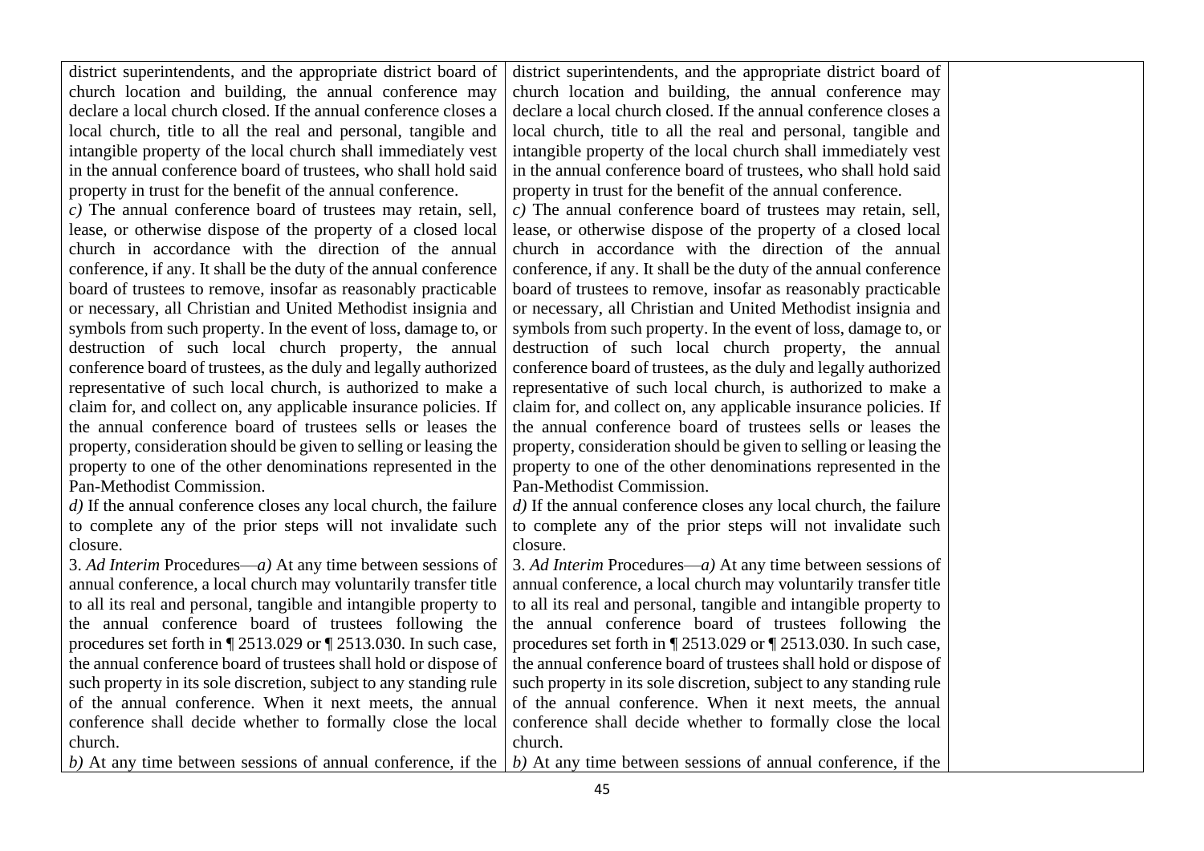| | | |
|---|---|---|
| district superintendents, and the appropriate district board of church location and building, the annual conference may declare a local church closed. If the annual conference closes a local church, title to all the real and personal, tangible and intangible property of the local church shall immediately vest in the annual conference board of trustees, who shall hold said property in trust for the benefit of the annual conference.<br>*c)* The annual conference board of trustees may retain, sell, lease, or otherwise dispose of the property of a closed local church in accordance with the direction of the annual conference, if any. It shall be the duty of the annual conference board of trustees to remove, insofar as reasonably practicable or necessary, all Christian and United Methodist insignia and symbols from such property. In the event of loss, damage to, or destruction of such local church property, the annual conference board of trustees, as the duly and legally authorized representative of such local church, is authorized to make a claim for, and collect on, any applicable insurance policies. If the annual conference board of trustees sells or leases the property, consideration should be given to selling or leasing the property to one of the other denominations represented in the Pan-Methodist Commission.<br>*d)* If the annual conference closes any local church, the failure to complete any of the prior steps will not invalidate such closure.<br>3. *Ad Interim* Procedures—*a)* At any time between sessions of annual conference, a local church may voluntarily transfer title to all its real and personal, tangible and intangible property to the annual conference board of trustees following the procedures set forth in ¶ 2513.029 or ¶ 2513.030. In such case, the annual conference board of trustees shall hold or dispose of such property in its sole discretion, subject to any standing rule of the annual conference. When it next meets, the annual conference shall decide whether to formally close the local church.<br>*b)* At any time between sessions of annual conference, if the | district superintendents, and the appropriate district board of church location and building, the annual conference may declare a local church closed. If the annual conference closes a local church, title to all the real and personal, tangible and intangible property of the local church shall immediately vest in the annual conference board of trustees, who shall hold said property in trust for the benefit of the annual conference.<br>*c)* The annual conference board of trustees may retain, sell, lease, or otherwise dispose of the property of a closed local church in accordance with the direction of the annual conference, if any. It shall be the duty of the annual conference board of trustees to remove, insofar as reasonably practicable or necessary, all Christian and United Methodist insignia and symbols from such property. In the event of loss, damage to, or destruction of such local church property, the annual conference board of trustees, as the duly and legally authorized representative of such local church, is authorized to make a claim for, and collect on, any applicable insurance policies. If the annual conference board of trustees sells or leases the property, consideration should be given to selling or leasing the property to one of the other denominations represented in the Pan-Methodist Commission.<br>*d)* If the annual conference closes any local church, the failure to complete any of the prior steps will not invalidate such closure.<br>3. *Ad Interim* Procedures—*a)* At any time between sessions of annual conference, a local church may voluntarily transfer title to all its real and personal, tangible and intangible property to the annual conference board of trustees following the procedures set forth in ¶ 2513.029 or ¶ 2513.030. In such case, the annual conference board of trustees shall hold or dispose of such property in its sole discretion, subject to any standing rule of the annual conference. When it next meets, the annual conference shall decide whether to formally close the local church.<br>*b)* At any time between sessions of annual conference, if the | |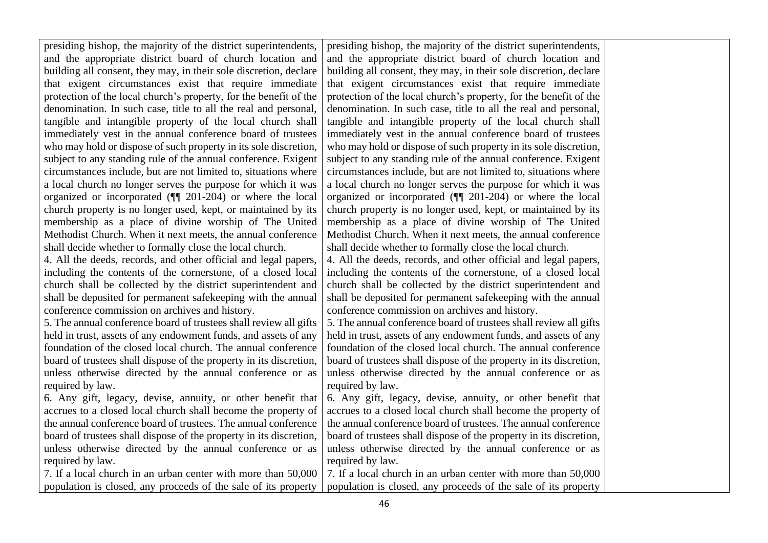| | | |
|---|---|---|
| presiding bishop, the majority of the district superintendents, and the appropriate district board of church location and building all consent, they may, in their sole discretion, declare that exigent circumstances exist that require immediate protection of the local church's property, for the benefit of the denomination. In such case, title to all the real and personal, tangible and intangible property of the local church shall immediately vest in the annual conference board of trustees who may hold or dispose of such property in its sole discretion, subject to any standing rule of the annual conference. Exigent circumstances include, but are not limited to, situations where a local church no longer serves the purpose for which it was organized or incorporated (¶¶ 201-204) or where the local church property is no longer used, kept, or maintained by its membership as a place of divine worship of The United Methodist Church. When it next meets, the annual conference shall decide whether to formally close the local church.<br>4. All the deeds, records, and other official and legal papers, including the contents of the cornerstone, of a closed local church shall be collected by the district superintendent and shall be deposited for permanent safekeeping with the annual conference commission on archives and history.<br>5. The annual conference board of trustees shall review all gifts held in trust, assets of any endowment funds, and assets of any foundation of the closed local church. The annual conference board of trustees shall dispose of the property in its discretion, unless otherwise directed by the annual conference or as required by law.<br>6. Any gift, legacy, devise, annuity, or other benefit that accrues to a closed local church shall become the property of the annual conference board of trustees. The annual conference board of trustees shall dispose of the property in its discretion, unless otherwise directed by the annual conference or as required by law.<br>7. If a local church in an urban center with more than 50,000 population is closed, any proceeds of the sale of its property | presiding bishop, the majority of the district superintendents, and the appropriate district board of church location and building all consent, they may, in their sole discretion, declare that exigent circumstances exist that require immediate protection of the local church's property, for the benefit of the denomination. In such case, title to all the real and personal, tangible and intangible property of the local church shall immediately vest in the annual conference board of trustees who may hold or dispose of such property in its sole discretion, subject to any standing rule of the annual conference. Exigent circumstances include, but are not limited to, situations where a local church no longer serves the purpose for which it was organized or incorporated (¶¶ 201-204) or where the local church property is no longer used, kept, or maintained by its membership as a place of divine worship of The United Methodist Church. When it next meets, the annual conference shall decide whether to formally close the local church.<br>4. All the deeds, records, and other official and legal papers, including the contents of the cornerstone, of a closed local church shall be collected by the district superintendent and shall be deposited for permanent safekeeping with the annual conference commission on archives and history.<br>5. The annual conference board of trustees shall review all gifts held in trust, assets of any endowment funds, and assets of any foundation of the closed local church. The annual conference board of trustees shall dispose of the property in its discretion, unless otherwise directed by the annual conference or as required by law.<br>6. Any gift, legacy, devise, annuity, or other benefit that accrues to a closed local church shall become the property of the annual conference board of trustees. The annual conference board of trustees shall dispose of the property in its discretion, unless otherwise directed by the annual conference or as required by law.<br>7. If a local church in an urban center with more than 50,000 population is closed, any proceeds of the sale of its property | |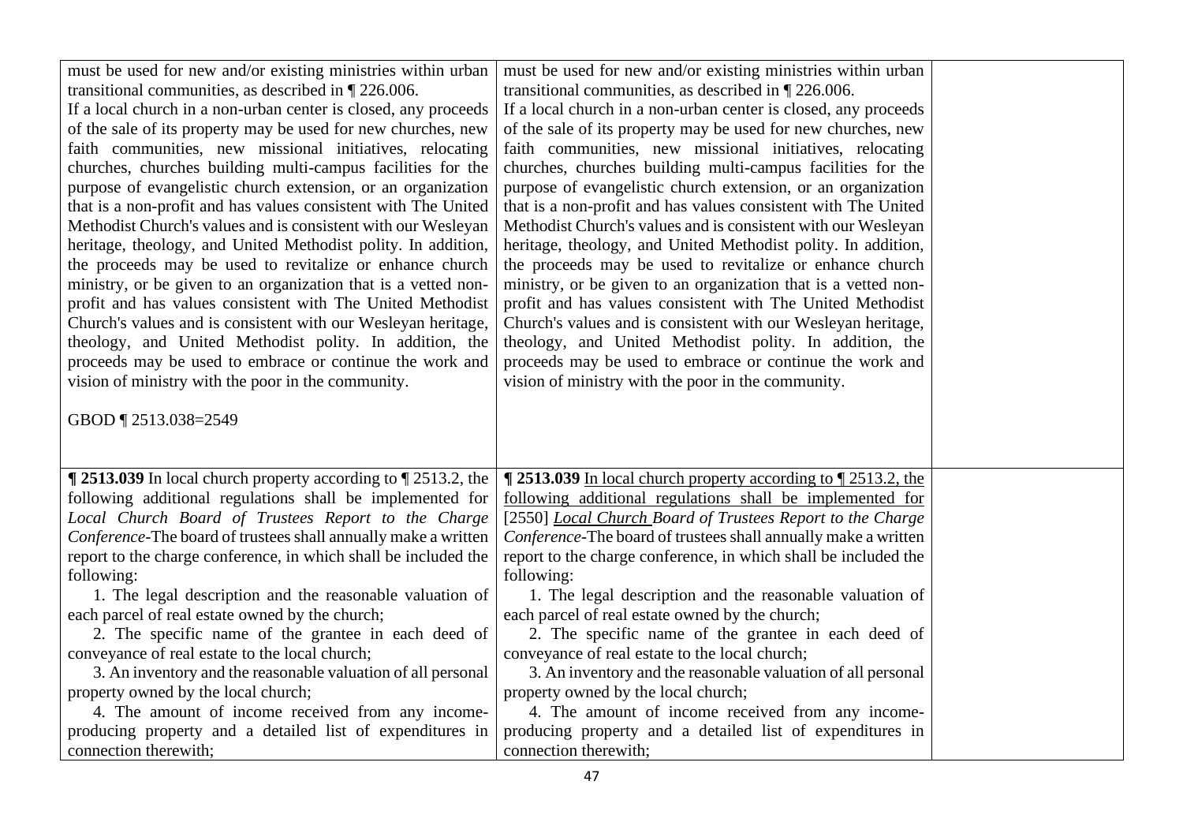| | | |
|---|---|---|
| must be used for new and/or existing ministries within urban transitional communities, as described in ¶ 226.006.<br>If a local church in a non-urban center is closed, any proceeds of the sale of its property may be used for new churches, new faith communities, new missional initiatives, relocating churches, churches building multi-campus facilities for the purpose of evangelistic church extension, or an organization that is a non-profit and has values consistent with The United Methodist Church's values and is consistent with our Wesleyan heritage, theology, and United Methodist polity. In addition, the proceeds may be used to revitalize or enhance church ministry, or be given to an organization that is a vetted non-profit and has values consistent with The United Methodist Church's values and is consistent with our Wesleyan heritage, theology, and United Methodist polity. In addition, the proceeds may be used to embrace or continue the work and vision of ministry with the poor in the community.<br><br>GBOD ¶ 2513.038=2549 | must be used for new and/or existing ministries within urban transitional communities, as described in ¶ 226.006.<br>If a local church in a non-urban center is closed, any proceeds of the sale of its property may be used for new churches, new faith communities, new missional initiatives, relocating churches, churches building multi-campus facilities for the purpose of evangelistic church extension, or an organization that is a non-profit and has values consistent with The United Methodist Church's values and is consistent with our Wesleyan heritage, theology, and United Methodist polity. In addition, the proceeds may be used to revitalize or enhance church ministry, or be given to an organization that is a vetted non-profit and has values consistent with The United Methodist Church's values and is consistent with our Wesleyan heritage, theology, and United Methodist polity. In addition, the proceeds may be used to embrace or continue the work and vision of ministry with the poor in the community. | |
| **¶ 2513.039** In local church property according to ¶ 2513.2, the following additional regulations shall be implemented for *Local Church Board of Trustees Report to the Charge Conference*-The board of trustees shall annually make a written report to the charge conference, in which shall be included the following:<br>1. The legal description and the reasonable valuation of each parcel of real estate owned by the church;<br>2. The specific name of the grantee in each deed of conveyance of real estate to the local church;<br>3. An inventory and the reasonable valuation of all personal property owned by the local church;<br>4. The amount of income received from any income-producing property and a detailed list of expenditures in connection therewith; | **¶ 2513.039** In local church property according to ¶ 2513.2, the following additional regulations shall be implemented for [2550] *Local Church Board of Trustees Report to the Charge Conference*-The board of trustees shall annually make a written report to the charge conference, in which shall be included the following:<br>1. The legal description and the reasonable valuation of each parcel of real estate owned by the church;<br>2. The specific name of the grantee in each deed of conveyance of real estate to the local church;<br>3. An inventory and the reasonable valuation of all personal property owned by the local church;<br>4. The amount of income received from any income-producing property and a detailed list of expenditures in connection therewith; | |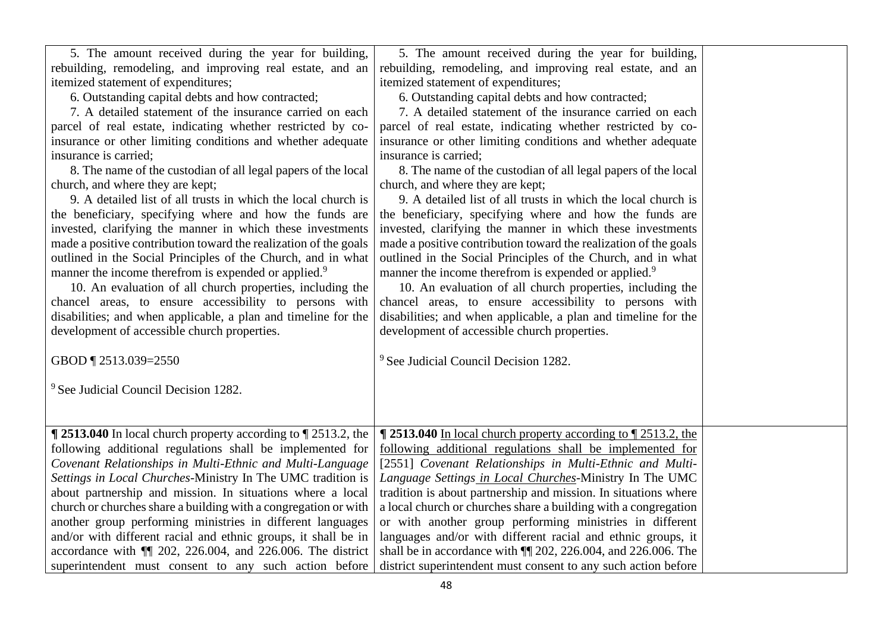| | | |
|---|---|---|
| 5. The amount received during the year for building, rebuilding, remodeling, and improving real estate, and an itemized statement of expenditures;<br>6. Outstanding capital debts and how contracted;<br>7. A detailed statement of the insurance carried on each parcel of real estate, indicating whether restricted by co-insurance or other limiting conditions and whether adequate insurance is carried;<br>8. The name of the custodian of all legal papers of the local church, and where they are kept;<br>9. A detailed list of all trusts in which the local church is the beneficiary, specifying where and how the funds are invested, clarifying the manner in which these investments made a positive contribution toward the realization of the goals outlined in the Social Principles of the Church, and in what manner the income therefrom is expended or applied.[9]<br>10. An evaluation of all church properties, including the chancel areas, to ensure accessibility to persons with disabilities; and when applicable, a plan and timeline for the development of accessible church properties.<br><br>GBOD ¶ 2513.039=2550<br><br>[9] See Judicial Council Decision 1282. | 5. The amount received during the year for building, rebuilding, remodeling, and improving real estate, and an itemized statement of expenditures;<br>6. Outstanding capital debts and how contracted;<br>7. A detailed statement of the insurance carried on each parcel of real estate, indicating whether restricted by co-insurance or other limiting conditions and whether adequate insurance is carried;<br>8. The name of the custodian of all legal papers of the local church, and where they are kept;<br>9. A detailed list of all trusts in which the local church is the beneficiary, specifying where and how the funds are invested, clarifying the manner in which these investments made a positive contribution toward the realization of the goals outlined in the Social Principles of the Church, and in what manner the income therefrom is expended or applied.[9]<br>10. An evaluation of all church properties, including the chancel areas, to ensure accessibility to persons with disabilities; and when applicable, a plan and timeline for the development of accessible church properties.<br><br>[9] See Judicial Council Decision 1282. | |
| **¶ 2513.040** In local church property according to ¶ 2513.2, the following additional regulations shall be implemented for *Covenant Relationships in Multi-Ethnic and Multi-Language Settings in Local Churches*-Ministry In The UMC tradition is about partnership and mission. In situations where a local church or churches share a building with a congregation or with another group performing ministries in different languages and/or with different racial and ethnic groups, it shall be in accordance with ¶¶ 202, 226.004, and 226.006. The district superintendent must consent to any such action before | **¶ 2513.040** <u>In local church property according to ¶ 2513.2, the following additional regulations shall be implemented for</u> [2551] *Covenant Relationships in Multi-Ethnic and Multi-Language Settings<u> in Local Churches</u>*-Ministry In The UMC tradition is about partnership and mission. In situations where a local church or churches share a building with a congregation or with another group performing ministries in different languages and/or with different racial and ethnic groups, it shall be in accordance with ¶¶ 202, 226.004, and 226.006. The district superintendent must consent to any such action before | |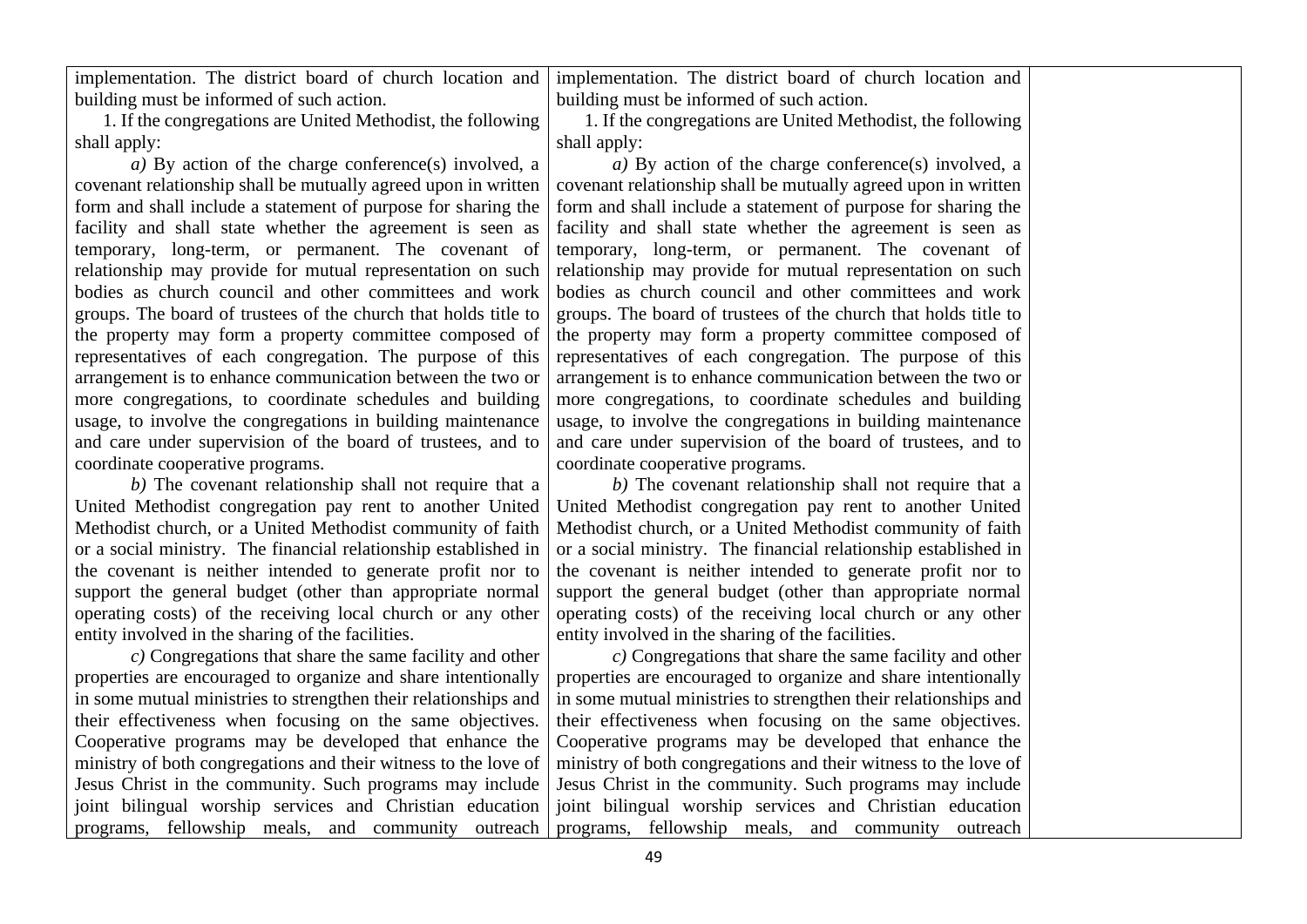| | | |
|---|---|---|
| implementation. The district board of church location and building must be informed of such action.<br><br>1. If the congregations are United Methodist, the following shall apply:<br><br>*a)* By action of the charge conference(s) involved, a covenant relationship shall be mutually agreed upon in written form and shall include a statement of purpose for sharing the facility and shall state whether the agreement is seen as temporary, long-term, or permanent. The covenant of relationship may provide for mutual representation on such bodies as church council and other committees and work groups. The board of trustees of the church that holds title to the property may form a property committee composed of representatives of each congregation. The purpose of this arrangement is to enhance communication between the two or more congregations, to coordinate schedules and building usage, to involve the congregations in building maintenance and care under supervision of the board of trustees, and to coordinate cooperative programs.<br><br>*b)* The covenant relationship shall not require that a United Methodist congregation pay rent to another United Methodist church, or a United Methodist community of faith or a social ministry. The financial relationship established in the covenant is neither intended to generate profit nor to support the general budget (other than appropriate normal operating costs) of the receiving local church or any other entity involved in the sharing of the facilities.<br><br>*c)* Congregations that share the same facility and other properties are encouraged to organize and share intentionally in some mutual ministries to strengthen their relationships and their effectiveness when focusing on the same objectives. Cooperative programs may be developed that enhance the ministry of both congregations and their witness to the love of Jesus Christ in the community. Such programs may include joint bilingual worship services and Christian education programs, fellowship meals, and community outreach | implementation. The district board of church location and building must be informed of such action.<br><br>1. If the congregations are United Methodist, the following shall apply:<br><br>*a)* By action of the charge conference(s) involved, a covenant relationship shall be mutually agreed upon in written form and shall include a statement of purpose for sharing the facility and shall state whether the agreement is seen as temporary, long-term, or permanent. The covenant of relationship may provide for mutual representation on such bodies as church council and other committees and work groups. The board of trustees of the church that holds title to the property may form a property committee composed of representatives of each congregation. The purpose of this arrangement is to enhance communication between the two or more congregations, to coordinate schedules and building usage, to involve the congregations in building maintenance and care under supervision of the board of trustees, and to coordinate cooperative programs.<br><br>*b)* The covenant relationship shall not require that a United Methodist congregation pay rent to another United Methodist church, or a United Methodist community of faith or a social ministry. The financial relationship established in the covenant is neither intended to generate profit nor to support the general budget (other than appropriate normal operating costs) of the receiving local church or any other entity involved in the sharing of the facilities.<br><br>*c)* Congregations that share the same facility and other properties are encouraged to organize and share intentionally in some mutual ministries to strengthen their relationships and their effectiveness when focusing on the same objectives. Cooperative programs may be developed that enhance the ministry of both congregations and their witness to the love of Jesus Christ in the community. Such programs may include joint bilingual worship services and Christian education programs, fellowship meals, and community outreach | |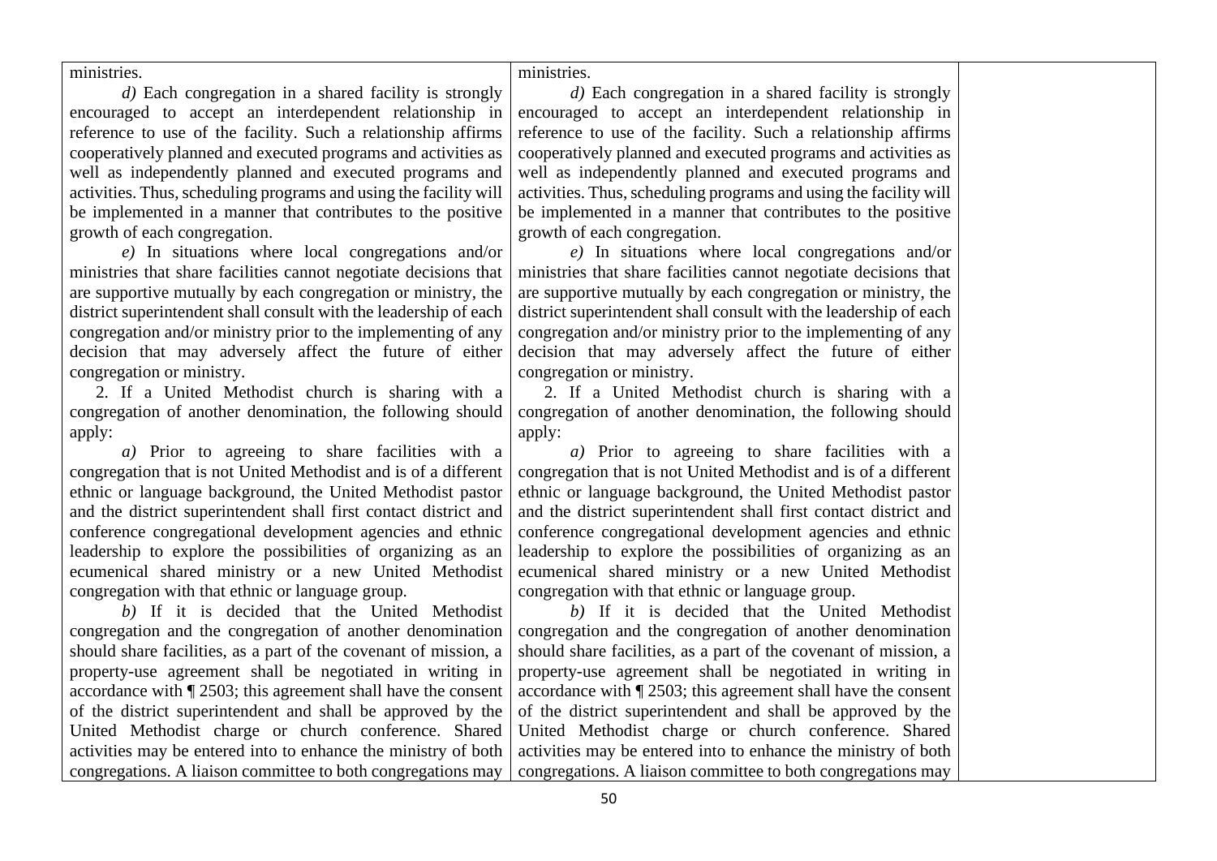| | | |
|---|---|---|
| ministries.<br>*d)* Each congregation in a shared facility is strongly encouraged to accept an interdependent relationship in reference to use of the facility. Such a relationship affirms cooperatively planned and executed programs and activities as well as independently planned and executed programs and activities. Thus, scheduling programs and using the facility will be implemented in a manner that contributes to the positive growth of each congregation.<br>*e)* In situations where local congregations and/or ministries that share facilities cannot negotiate decisions that are supportive mutually by each congregation or ministry, the district superintendent shall consult with the leadership of each congregation and/or ministry prior to the implementing of any decision that may adversely affect the future of either congregation or ministry.<br>2. If a United Methodist church is sharing with a congregation of another denomination, the following should apply:<br>*a)* Prior to agreeing to share facilities with a congregation that is not United Methodist and is of a different ethnic or language background, the United Methodist pastor and the district superintendent shall first contact district and conference congregational development agencies and ethnic leadership to explore the possibilities of organizing as an ecumenical shared ministry or a new United Methodist congregation with that ethnic or language group.<br>*b)* If it is decided that the United Methodist congregation and the congregation of another denomination should share facilities, as a part of the covenant of mission, a property-use agreement shall be negotiated in writing in accordance with ¶ 2503; this agreement shall have the consent of the district superintendent and shall be approved by the United Methodist charge or church conference. Shared activities may be entered into to enhance the ministry of both congregations. A liaison committee to both congregations may | ministries.<br>*d)* Each congregation in a shared facility is strongly encouraged to accept an interdependent relationship in reference to use of the facility. Such a relationship affirms cooperatively planned and executed programs and activities as well as independently planned and executed programs and activities. Thus, scheduling programs and using the facility will be implemented in a manner that contributes to the positive growth of each congregation.<br>*e)* In situations where local congregations and/or ministries that share facilities cannot negotiate decisions that are supportive mutually by each congregation or ministry, the district superintendent shall consult with the leadership of each congregation and/or ministry prior to the implementing of any decision that may adversely affect the future of either congregation or ministry.<br>2. If a United Methodist church is sharing with a congregation of another denomination, the following should apply:<br>*a)* Prior to agreeing to share facilities with a congregation that is not United Methodist and is of a different ethnic or language background, the United Methodist pastor and the district superintendent shall first contact district and conference congregational development agencies and ethnic leadership to explore the possibilities of organizing as an ecumenical shared ministry or a new United Methodist congregation with that ethnic or language group.<br>*b)* If it is decided that the United Methodist congregation and the congregation of another denomination should share facilities, as a part of the covenant of mission, a property-use agreement shall be negotiated in writing in accordance with ¶ 2503; this agreement shall have the consent of the district superintendent and shall be approved by the United Methodist charge or church conference. Shared activities may be entered into to enhance the ministry of both congregations. A liaison committee to both congregations may | |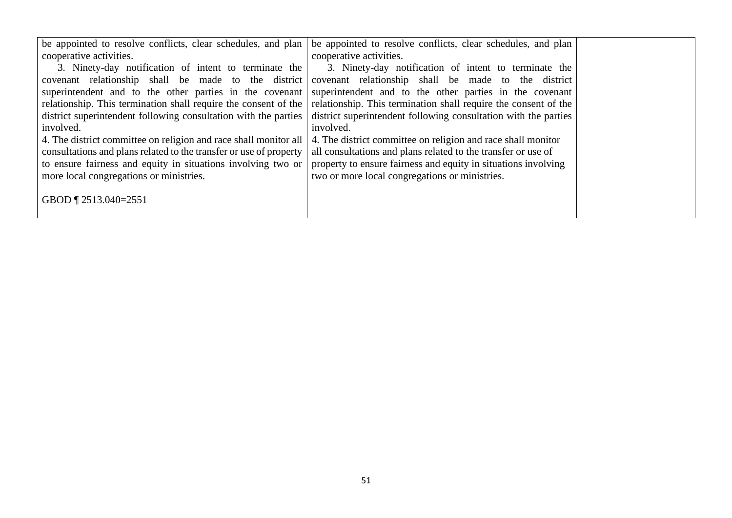| | | |
|---|---|---|
| be appointed to resolve conflicts, clear schedules, and plan cooperative activities.<br>3. Ninety-day notification of intent to terminate the covenant relationship shall be made to the district superintendent and to the other parties in the covenant relationship. This termination shall require the consent of the district superintendent following consultation with the parties involved.<br>4. The district committee on religion and race shall monitor all consultations and plans related to the transfer or use of property to ensure fairness and equity in situations involving two or more local congregations or ministries.<br><br>GBOD ¶ 2513.040=2551 | be appointed to resolve conflicts, clear schedules, and plan cooperative activities.<br>3. Ninety-day notification of intent to terminate the covenant relationship shall be made to the district superintendent and to the other parties in the covenant relationship. This termination shall require the consent of the district superintendent following consultation with the parties involved.<br>4. The district committee on religion and race shall monitor all consultations and plans related to the transfer or use of property to ensure fairness and equity in situations involving two or more local congregations or ministries. | |